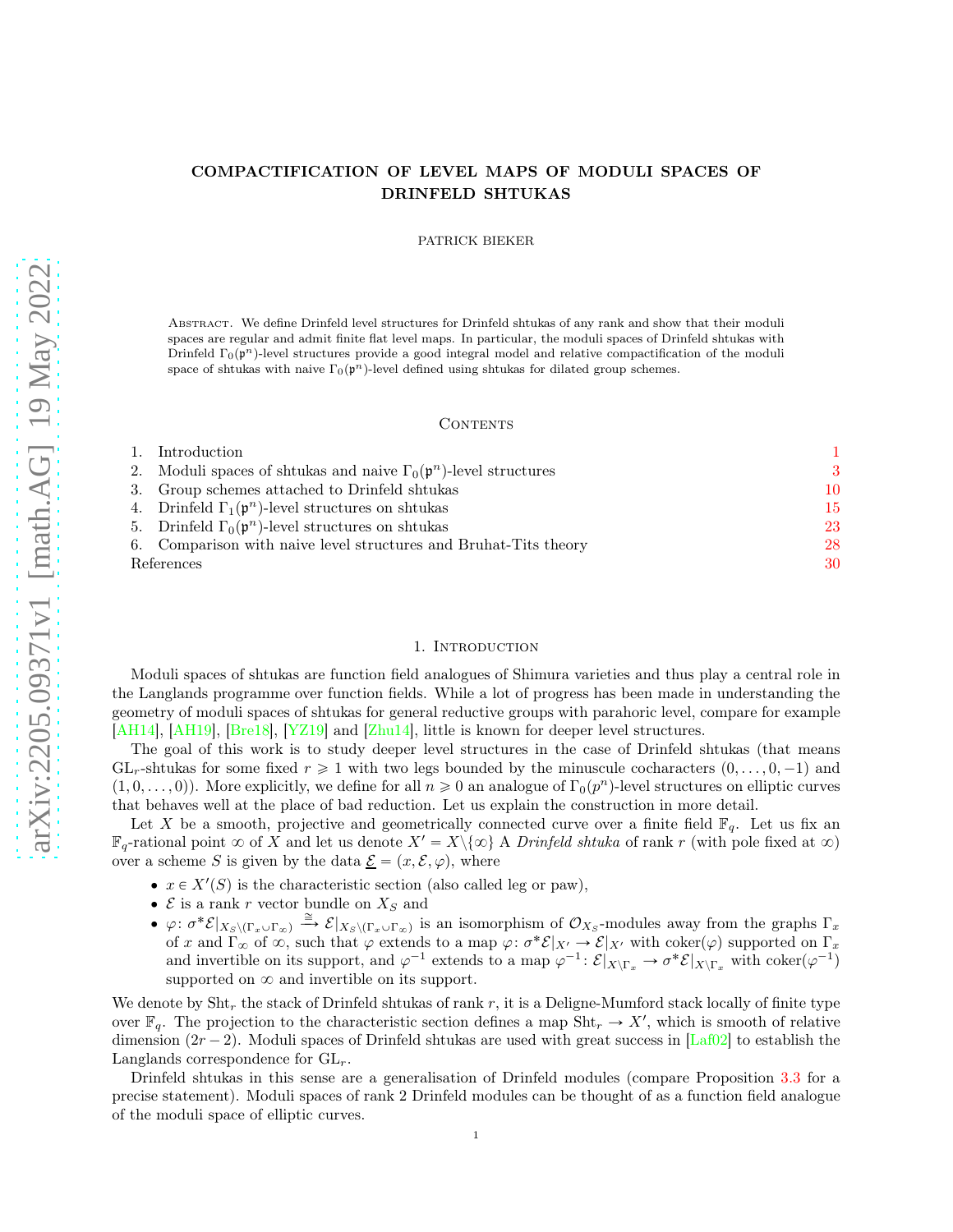# COMPACTIFICATION OF LEVEL MAPS OF MODULI SPACES OF DRINFELD SHTUKAS

PATRICK BIEKER

Abstract. We define Drinfeld level structures for Drinfeld shtukas of any rank and show that their moduli spaces are regular and admit finite flat level maps. In particular, the moduli spaces of Drinfeld shtukas with Drinfeld $\Gamma_0(\mathfrak{p}^n)$-level structures provide a good integral model and relative compactification of the moduli space of shtukas with naive $\Gamma_0(\mathfrak{p}^n)$-level defined using shtukas for dilated group schemes.

## Contents

1. Introduction — 1
2. Moduli spaces of shtukas and naive $\Gamma_0(\mathfrak{p}^n)$-level structures — 3
3. Group schemes attached to Drinfeld shtukas — 10
4. Drinfeld $\Gamma_1(\mathfrak{p}^n)$-level structures on shtukas — 15
5. Drinfeld $\Gamma_0(\mathfrak{p}^n)$-level structures on shtukas — 23
6. Comparison with naive level structures and Bruhat-Tits theory — 28

References — 30

## 1. Introduction

Moduli spaces of shtukas are function field analogues of Shimura varieties and thus play a central role in the Langlands programme over function fields. While a lot of progress has been made in understanding the geometry of moduli spaces of shtukas for general reductive groups with parahoric level, compare for example [AH14], [AH19], [Bre18], [YZ19] and [Zhu14], little is known for deeper level structures.

The goal of this work is to study deeper level structures in the case of Drinfeld shtukas (that means $\mathrm{GL}_r$-shtukas for some fixed $r \geqslant 1$ with two legs bounded by the minuscule cocharacters $(0, \ldots, 0, -1)$ and $(1, 0, \ldots, 0)$). More explicitly, we define for all $n \geqslant 0$ an analogue of $\Gamma_0(p^n)$-level structures on elliptic curves that behaves well at the place of bad reduction. Let us explain the construction in more detail.

Let $X$ be a smooth, projective and geometrically connected curve over a finite field $\mathbb{F}_q$. Let us fix an $\mathbb{F}_q$-rational point $\infty$ of $X$ and let us denote $X' = X \backslash \{\infty\}$ A *Drinfeld shtuka* of rank $r$ (with pole fixed at $\infty$) over a scheme $S$ is given by the data $\underline{\mathcal{E}} = (x, \mathcal{E}, \varphi)$, where

- $x \in X'(S)$ is the characteristic section (also called leg or paw),
- $\mathcal{E}$ is a rank $r$ vector bundle on $X_S$ and
- $\varphi \colon \sigma^*\mathcal{E}|_{X_S \backslash (\Gamma_x \cup \Gamma_\infty)} \xrightarrow{\cong} \mathcal{E}|_{X_S \backslash (\Gamma_x \cup \Gamma_\infty)}$ is an isomorphism of $\mathcal{O}_{X_S}$-modules away from the graphs $\Gamma_x$ of $x$ and $\Gamma_\infty$ of $\infty$, such that $\varphi$ extends to a map $\varphi \colon \sigma^*\mathcal{E}|_{X'} \to \mathcal{E}|_{X'}$ with $\mathrm{coker}(\varphi)$ supported on $\Gamma_x$ and invertible on its support, and $\varphi^{-1}$ extends to a map $\varphi^{-1} \colon \mathcal{E}|_{X \backslash \Gamma_x} \to \sigma^*\mathcal{E}|_{X \backslash \Gamma_x}$ with $\mathrm{coker}(\varphi^{-1})$ supported on $\infty$ and invertible on its support.

We denote by $\mathrm{Sht}_r$ the stack of Drinfeld shtukas of rank $r$, it is a Deligne-Mumford stack locally of finite type over $\mathbb{F}_q$. The projection to the characteristic section defines a map $\mathrm{Sht}_r \to X'$, which is smooth of relative dimension $(2r-2)$. Moduli spaces of Drinfeld shtukas are used with great success in [Laf02] to establish the Langlands correspondence for $\mathrm{GL}_r$.

Drinfeld shtukas in this sense are a generalisation of Drinfeld modules (compare Proposition 3.3 for a precise statement). Moduli spaces of rank 2 Drinfeld modules can be thought of as a function field analogue of the moduli space of elliptic curves.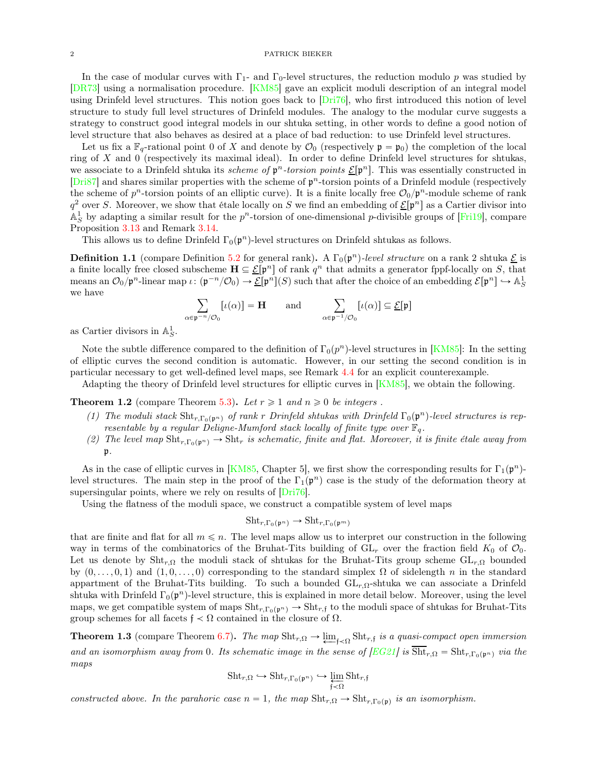In the case of modular curves with $\Gamma_1$- and $\Gamma_0$-level structures, the reduction modulo $p$ was studied by [DR73] using a normalisation procedure. [KM85] gave an explicit moduli description of an integral model using Drinfeld level structures. This notion goes back to [Dri76], who first introduced this notion of level structure to study full level structures of Drinfeld modules. The analogy to the modular curve suggests a strategy to construct good integral models in our shtuka setting, in other words to define a good notion of level structure that also behaves as desired at a place of bad reduction: to use Drinfeld level structures.

Let us fix a $\mathbb{F}_q$-rational point 0 of $X$ and denote by $\mathcal{O}_0$ (respectively $\mathfrak{p} = \mathfrak{p}_0$) the completion of the local ring of $X$ and 0 (respectively its maximal ideal). In order to define Drinfeld level structures for shtukas, we associate to a Drinfeld shtuka its *scheme of* $\mathfrak{p}^n$*-torsion points* $\underline{\mathcal{E}}[\mathfrak{p}^n]$. This was essentially constructed in [Dri87] and shares similar properties with the scheme of $\mathfrak{p}^n$-torsion points of a Drinfeld module (respectively the scheme of $p^n$-torsion points of an elliptic curve). It is a finite locally free $\mathcal{O}_0/\mathfrak{p}^n$-module scheme of rank $q^2$ over $S$. Moreover, we show that étale locally on $S$ we find an embedding of $\underline{\mathcal{E}}[\mathfrak{p}^n]$ as a Cartier divisor into $\mathbb{A}^1_S$ by adapting a similar result for the $p^n$-torsion of one-dimensional $p$-divisible groups of [Fri19], compare Proposition 3.13 and Remark 3.14.

This allows us to define Drinfeld $\Gamma_0(\mathfrak{p}^n)$-level structures on Drinfeld shtukas as follows.

**Definition 1.1** (compare Definition 5.2 for general rank). A $\Gamma_0(\mathfrak{p}^n)$*-level structure* on a rank 2 shtuka $\underline{\mathcal{E}}$ is a finite locally free closed subscheme $\mathbf{H} \subseteq \underline{\mathcal{E}}[\mathfrak{p}^n]$ of rank $q^n$ that admits a generator fppf-locally on $S$, that means an $\mathcal{O}_0/\mathfrak{p}^n$-linear map $\iota\colon (\mathfrak{p}^{-n}/\mathcal{O}_0) \to \underline{\mathcal{E}}[\mathfrak{p}^n](S)$ such that after the choice of an embedding $\mathcal{E}[\mathfrak{p}^n] \hookrightarrow \mathbb{A}^1_S$ we have

$$\sum_{\alpha \in \mathfrak{p}^{-n}/\mathcal{O}_0} [\iota(\alpha)] = \mathbf{H} \qquad \text{and} \qquad \sum_{\alpha \in \mathfrak{p}^{-1}/\mathcal{O}_0} [\iota(\alpha)] \subseteq \underline{\mathcal{E}}[\mathfrak{p}]$$

as Cartier divisors in $\mathbb{A}^1_S$.

Note the subtle difference compared to the definition of $\Gamma_0(p^n)$-level structures in [KM85]: In the setting of elliptic curves the second condition is automatic. However, in our setting the second condition is in particular necessary to get well-defined level maps, see Remark 4.4 for an explicit counterexample.

Adapting the theory of Drinfeld level structures for elliptic curves in [KM85], we obtain the following.

**Theorem 1.2** (compare Theorem 5.3). *Let $r \geqslant 1$ and $n \geqslant 0$ be integers .*

*(1) The moduli stack $\mathrm{Sht}_{r,\Gamma_0(\mathfrak{p}^n)}$ of rank $r$ Drinfeld shtukas with Drinfeld $\Gamma_0(\mathfrak{p}^n)$-level structures is representable by a regular Deligne-Mumford stack locally of finite type over $\mathbb{F}_q$.*

*(2) The level map $\mathrm{Sht}_{r,\Gamma_0(\mathfrak{p}^n)} \to \mathrm{Sht}_r$ is schematic, finite and flat. Moreover, it is finite étale away from $\mathfrak{p}$.*

As in the case of elliptic curves in [KM85, Chapter 5], we first show the corresponding results for $\Gamma_1(\mathfrak{p}^n)$-level structures. The main step in the proof of the $\Gamma_1(\mathfrak{p}^n)$ case is the study of the deformation theory at supersingular points, where we rely on results of [Dri76].

Using the flatness of the moduli space, we construct a compatible system of level maps

$$\mathrm{Sht}_{r,\Gamma_0(\mathfrak{p}^n)} \to \mathrm{Sht}_{r,\Gamma_0(\mathfrak{p}^m)}$$

that are finite and flat for all $m \leqslant n$. The level maps allow us to interpret our construction in the following way in terms of the combinatorics of the Bruhat-Tits building of $\mathrm{GL}_r$ over the fraction field $K_0$ of $\mathcal{O}_0$. Let us denote by $\mathrm{Sht}_{r,\Omega}$ the moduli stack of shtukas for the Bruhat-Tits group scheme $\mathrm{GL}_{r,\Omega}$ bounded by $(0,\dots,0,1)$ and $(1,0,\dots,0)$ corresponding to the standard simplex $\Omega$ of sidelength $n$ in the standard appartment of the Bruhat-Tits building. To such a bounded $\mathrm{GL}_{r,\Omega}$-shtuka we can associate a Drinfeld shtuka with Drinfeld $\Gamma_0(\mathfrak{p}^n)$-level structure, this is explained in more detail below. Moreover, using the level maps, we get compatible system of maps $\mathrm{Sht}_{r,\Gamma_0(\mathfrak{p}^n)} \to \mathrm{Sht}_{r,\mathfrak{f}}$ to the moduli space of shtukas for Bruhat-Tits group schemes for all facets $\mathfrak{f} \prec \Omega$ contained in the closure of $\Omega$.

**Theorem 1.3** (compare Theorem 6.7). *The map $\mathrm{Sht}_{r,\Omega} \to \varprojlim_{\mathfrak{f} \prec \Omega} \mathrm{Sht}_{r,\mathfrak{f}}$ is a quasi-compact open immersion and an isomorphism away from 0. Its schematic image in the sense of [EG21] is $\overline{\mathrm{Sht}}_{r,\Omega} = \mathrm{Sht}_{r,\Gamma_0(\mathfrak{p}^n)}$ via the maps*

$$\mathrm{Sht}_{r,\Omega} \hookrightarrow \mathrm{Sht}_{r,\Gamma_0(\mathfrak{p}^n)} \hookrightarrow \varprojlim_{\mathfrak{f} \prec \Omega} \mathrm{Sht}_{r,\mathfrak{f}}$$

*constructed above. In the parahoric case $n = 1$, the map $\mathrm{Sht}_{r,\Omega} \to \mathrm{Sht}_{r,\Gamma_0(\mathfrak{p})}$ is an isomorphism.*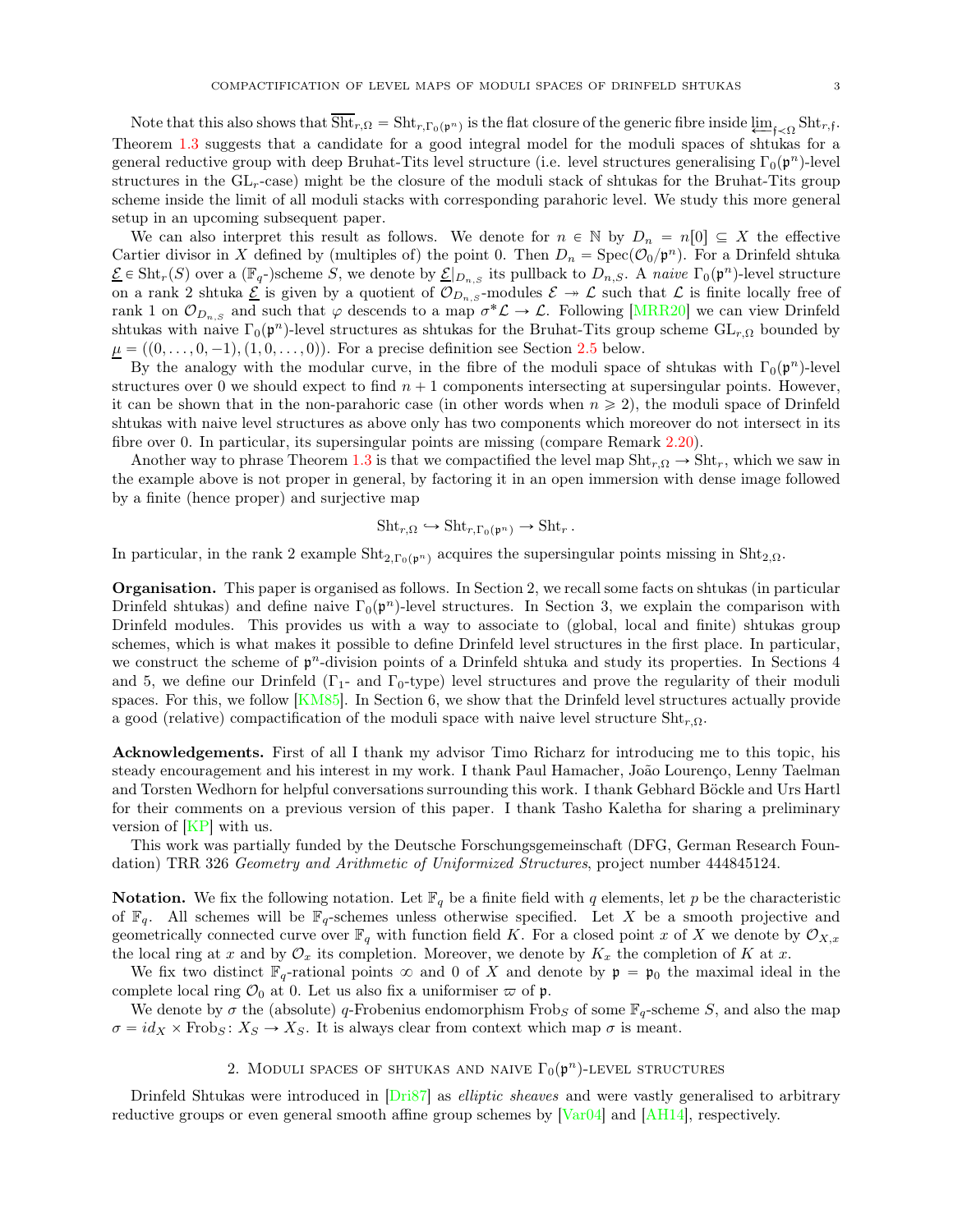Note that this also shows that $\overline{\mathrm{Sht}}_{r,\Omega} = \mathrm{Sht}_{r,\Gamma_0(\mathfrak{p}^n)}$ is the flat closure of the generic fibre inside $\varprojlim_{\mathfrak{f} \prec \Omega} \mathrm{Sht}_{r,\mathfrak{f}}$. Theorem 1.3 suggests that a candidate for a good integral model for the moduli spaces of shtukas for a general reductive group with deep Bruhat-Tits level structure (i.e. level structures generalising $\Gamma_0(\mathfrak{p}^n)$-level structures in the $\mathrm{GL}_r$-case) might be the closure of the moduli stack of shtukas for the Bruhat-Tits group scheme inside the limit of all moduli stacks with corresponding parahoric level. We study this more general setup in an upcoming subsequent paper.

We can also interpret this result as follows. We denote for $n \in \mathbb{N}$ by $D_n = n[0] \subseteq X$ the effective Cartier divisor in $X$ defined by (multiples of) the point 0. Then $D_n = \mathrm{Spec}(\mathcal{O}_0/\mathfrak{p}^n)$. For a Drinfeld shtuka $\underline{\mathcal{E}} \in \mathrm{Sht}_r(S)$ over a ($\mathbb{F}_q$-)scheme $S$, we denote by $\underline{\mathcal{E}}|_{D_{n,S}}$ its pullback to $D_{n,S}$. A *naive* $\Gamma_0(\mathfrak{p}^n)$-level structure on a rank 2 shtuka $\underline{\mathcal{E}}$ is given by a quotient of $\mathcal{O}_{D_{n,S}}$-modules $\mathcal{E} \twoheadrightarrow \mathcal{L}$ such that $\mathcal{L}$ is finite locally free of rank 1 on $\mathcal{O}_{D_{n,S}}$ and such that $\varphi$ descends to a map $\sigma^*\mathcal{L} \to \mathcal{L}$. Following [MRR20] we can view Drinfeld shtukas with naive $\Gamma_0(\mathfrak{p}^n)$-level structures as shtukas for the Bruhat-Tits group scheme $\mathrm{GL}_{r,\Omega}$ bounded by $\underline{\mu} = ((0,\ldots,0,-1),(1,0,\ldots,0))$. For a precise definition see Section 2.5 below.

By the analogy with the modular curve, in the fibre of the moduli space of shtukas with $\Gamma_0(\mathfrak{p}^n)$-level structures over 0 we should expect to find $n+1$ components intersecting at supersingular points. However, it can be shown that in the non-parahoric case (in other words when $n \geqslant 2$), the moduli space of Drinfeld shtukas with naive level structures as above only has two components which moreover do not intersect in its fibre over 0. In particular, its supersingular points are missing (compare Remark 2.20).

Another way to phrase Theorem 1.3 is that we compactified the level map $\mathrm{Sht}_{r,\Omega} \to \mathrm{Sht}_r$, which we saw in the example above is not proper in general, by factoring it in an open immersion with dense image followed by a finite (hence proper) and surjective map

$$\mathrm{Sht}_{r,\Omega} \hookrightarrow \mathrm{Sht}_{r,\Gamma_0(\mathfrak{p}^n)} \to \mathrm{Sht}_r.$$

In particular, in the rank 2 example $\mathrm{Sht}_{2,\Gamma_0(\mathfrak{p}^n)}$ acquires the supersingular points missing in $\mathrm{Sht}_{2,\Omega}$.

**Organisation.** This paper is organised as follows. In Section 2, we recall some facts on shtukas (in particular Drinfeld shtukas) and define naive $\Gamma_0(\mathfrak{p}^n)$-level structures. In Section 3, we explain the comparison with Drinfeld modules. This provides us with a way to associate to (global, local and finite) shtukas group schemes, which is what makes it possible to define Drinfeld level structures in the first place. In particular, we construct the scheme of $\mathfrak{p}^n$-division points of a Drinfeld shtuka and study its properties. In Sections 4 and 5, we define our Drinfeld ($\Gamma_1$- and $\Gamma_0$-type) level structures and prove the regularity of their moduli spaces. For this, we follow [KM85]. In Section 6, we show that the Drinfeld level structures actually provide a good (relative) compactification of the moduli space with naive level structure $\mathrm{Sht}_{r,\Omega}$.

**Acknowledgements.** First of all I thank my advisor Timo Richarz for introducing me to this topic, his steady encouragement and his interest in my work. I thank Paul Hamacher, João Lourenço, Lenny Taelman and Torsten Wedhorn for helpful conversations surrounding this work. I thank Gebhard Böckle and Urs Hartl for their comments on a previous version of this paper. I thank Tasho Kaletha for sharing a preliminary version of [KP] with us.

This work was partially funded by the Deutsche Forschungsgemeinschaft (DFG, German Research Foundation) TRR 326 *Geometry and Arithmetic of Uniformized Structures*, project number 444845124.

**Notation.** We fix the following notation. Let $\mathbb{F}_q$ be a finite field with $q$ elements, let $p$ be the characteristic of $\mathbb{F}_q$. All schemes will be $\mathbb{F}_q$-schemes unless otherwise specified. Let $X$ be a smooth projective and geometrically connected curve over $\mathbb{F}_q$ with function field $K$. For a closed point $x$ of $X$ we denote by $\mathcal{O}_{X,x}$ the local ring at $x$ and by $\mathcal{O}_x$ its completion. Moreover, we denote by $K_x$ the completion of $K$ at $x$.

We fix two distinct $\mathbb{F}_q$-rational points $\infty$ and 0 of $X$ and denote by $\mathfrak{p} = \mathfrak{p}_0$ the maximal ideal in the complete local ring $\mathcal{O}_0$ at 0. Let us also fix a uniformiser $\varpi$ of $\mathfrak{p}$.

We denote by $\sigma$ the (absolute) $q$-Frobenius endomorphism $\mathrm{Frob}_S$ of some $\mathbb{F}_q$-scheme $S$, and also the map $\sigma = id_X \times \mathrm{Frob}_S \colon X_S \to X_S$. It is always clear from context which map $\sigma$ is meant.

## 2. Moduli spaces of shtukas and naive $\Gamma_0(\mathfrak{p}^n)$-level structures

Drinfeld Shtukas were introduced in [Dri87] as *elliptic sheaves* and were vastly generalised to arbitrary reductive groups or even general smooth affine group schemes by [Var04] and [AH14], respectively.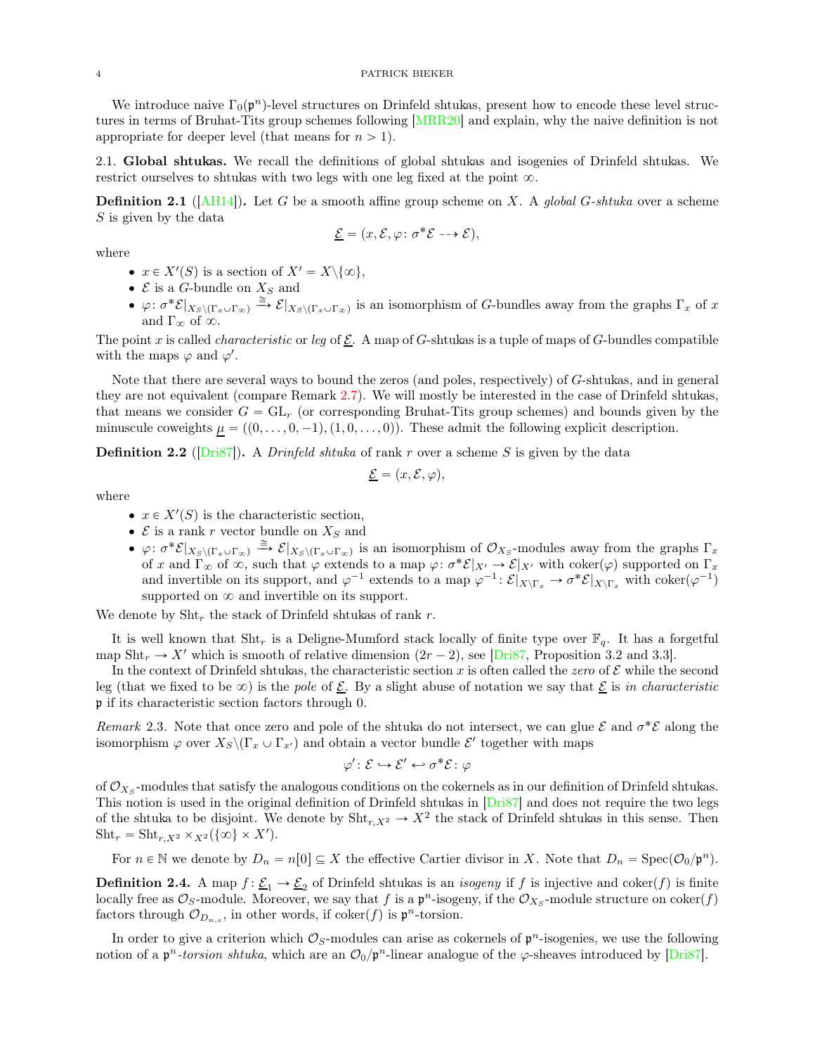We introduce naive $\Gamma_0(\mathfrak{p}^n)$-level structures on Drinfeld shtukas, present how to encode these level structures in terms of Bruhat-Tits group schemes following [MRR20] and explain, why the naive definition is not appropriate for deeper level (that means for $n > 1$).

## 2.1. Global shtukas.

We recall the definitions of global shtukas and isogenies of Drinfeld shtukas. We restrict ourselves to shtukas with two legs with one leg fixed at the point $\infty$.

**Definition 2.1** ([AH14])**.** Let $G$ be a smooth affine group scheme on $X$. A *global $G$-shtuka* over a scheme $S$ is given by the data

$$\underline{\mathcal{E}} = (x, \mathcal{E}, \varphi\colon \sigma^*\mathcal{E} \dashrightarrow \mathcal{E}),$$

where

- $x \in X'(S)$ is a section of $X' = X\backslash\{\infty\}$,
- $\mathcal{E}$ is a $G$-bundle on $X_S$ and
- $\varphi\colon \sigma^*\mathcal{E}|_{X_S\backslash(\Gamma_x\cup\Gamma_\infty)} \xrightarrow{\cong} \mathcal{E}|_{X_S\backslash(\Gamma_x\cup\Gamma_\infty)}$ is an isomorphism of $G$-bundles away from the graphs $\Gamma_x$ of $x$ and $\Gamma_\infty$ of $\infty$,

The point $x$ is called *characteristic* or *leg* of $\underline{\mathcal{E}}$. A map of $G$-shtukas is a tuple of maps of $G$-bundles compatible with the maps $\varphi$ and $\varphi'$.

Note that there are several ways to bound the zeros (and poles, respectively) of $G$-shtukas, and in general they are not equivalent (compare Remark 2.7). We will mostly be interested in the case of Drinfeld shtukas, that means we consider $G = \mathrm{GL}_r$ (or corresponding Bruhat-Tits group schemes) and bounds given by the minuscule coweights $\underline{\mu} = ((0,\dots,0,-1),(1,0,\dots,0))$. These admit the following explicit description.

**Definition 2.2** ([Dri87])**.** A *Drinfeld shtuka* of rank $r$ over a scheme $S$ is given by the data

$$\underline{\mathcal{E}} = (x, \mathcal{E}, \varphi),$$

where

- $x \in X'(S)$ is the characteristic section,
- $\mathcal{E}$ is a rank $r$ vector bundle on $X_S$ and
- $\varphi\colon \sigma^*\mathcal{E}|_{X_S\backslash(\Gamma_x\cup\Gamma_\infty)} \xrightarrow{\cong} \mathcal{E}|_{X_S\backslash(\Gamma_x\cup\Gamma_\infty)}$ is an isomorphism of $\mathcal{O}_{X_S}$-modules away from the graphs $\Gamma_x$ of $x$ and $\Gamma_\infty$ of $\infty$, such that $\varphi$ extends to a map $\varphi\colon \sigma^*\mathcal{E}|_{X'} \to \mathcal{E}|_{X'}$ with $\mathrm{coker}(\varphi)$ supported on $\Gamma_x$ and invertible on its support, and $\varphi^{-1}$ extends to a map $\varphi^{-1}\colon \mathcal{E}|_{X\backslash\Gamma_x} \to \sigma^*\mathcal{E}|_{X\backslash\Gamma_x}$ with $\mathrm{coker}(\varphi^{-1})$ supported on $\infty$ and invertible on its support.

We denote by $\mathrm{Sht}_r$ the stack of Drinfeld shtukas of rank $r$.

It is well known that $\mathrm{Sht}_r$ is a Deligne-Mumford stack locally of finite type over $\mathbb{F}_q$. It has a forgetful map $\mathrm{Sht}_r \to X'$ which is smooth of relative dimension $(2r-2)$, see [Dri87, Proposition 3.2 and 3.3].

In the context of Drinfeld shtukas, the characteristic section $x$ is often called the *zero* of $\mathcal{E}$ while the second leg (that we fixed to be $\infty$) is the *pole* of $\underline{\mathcal{E}}$. By a slight abuse of notation we say that $\underline{\mathcal{E}}$ is *in characteristic* $\mathfrak{p}$ if its characteristic section factors through 0.

*Remark* 2.3. Note that once zero and pole of the shtuka do not intersect, we can glue $\mathcal{E}$ and $\sigma^*\mathcal{E}$ along the isomorphism $\varphi$ over $X_S\backslash(\Gamma_x \cup \Gamma_{x'})$ and obtain a vector bundle $\mathcal{E}'$ together with maps

$$\varphi'\colon \mathcal{E} \hookrightarrow \mathcal{E}' \hookleftarrow \sigma^*\mathcal{E}\colon \varphi$$

of $\mathcal{O}_{X_S}$-modules that satisfy the analogous conditions on the cokernels as in our definition of Drinfeld shtukas. This notion is used in the original definition of Drinfeld shtukas in [Dri87] and does not require the two legs of the shtuka to be disjoint. We denote by $\mathrm{Sht}_{r,X^2} \to X^2$ the stack of Drinfeld shtukas in this sense. Then $\mathrm{Sht}_r = \mathrm{Sht}_{r,X^2} \times_{X^2} (\{\infty\} \times X')$.

For $n \in \mathbb{N}$ we denote by $D_n = n[0] \subseteq X$ the effective Cartier divisor in $X$. Note that $D_n = \mathrm{Spec}(\mathcal{O}_0/\mathfrak{p}^n)$.

**Definition 2.4.** A map $f\colon \underline{\mathcal{E}}_1 \to \underline{\mathcal{E}}_2$ of Drinfeld shtukas is an *isogeny* if $f$ is injective and $\mathrm{coker}(f)$ is finite locally free as $\mathcal{O}_S$-module. Moreover, we say that $f$ is a $\mathfrak{p}^n$-isogeny, if the $\mathcal{O}_{X_S}$-module structure on $\mathrm{coker}(f)$ factors through $\mathcal{O}_{D_{n,S}}$, in other words, if $\mathrm{coker}(f)$ is $\mathfrak{p}^n$-torsion.

In order to give a criterion which $\mathcal{O}_S$-modules can arise as cokernels of $\mathfrak{p}^n$-isogenies, we use the following notion of a $\mathfrak{p}^n$*-torsion shtuka*, which are an $\mathcal{O}_0/\mathfrak{p}^n$-linear analogue of the $\varphi$-sheaves introduced by [Dri87].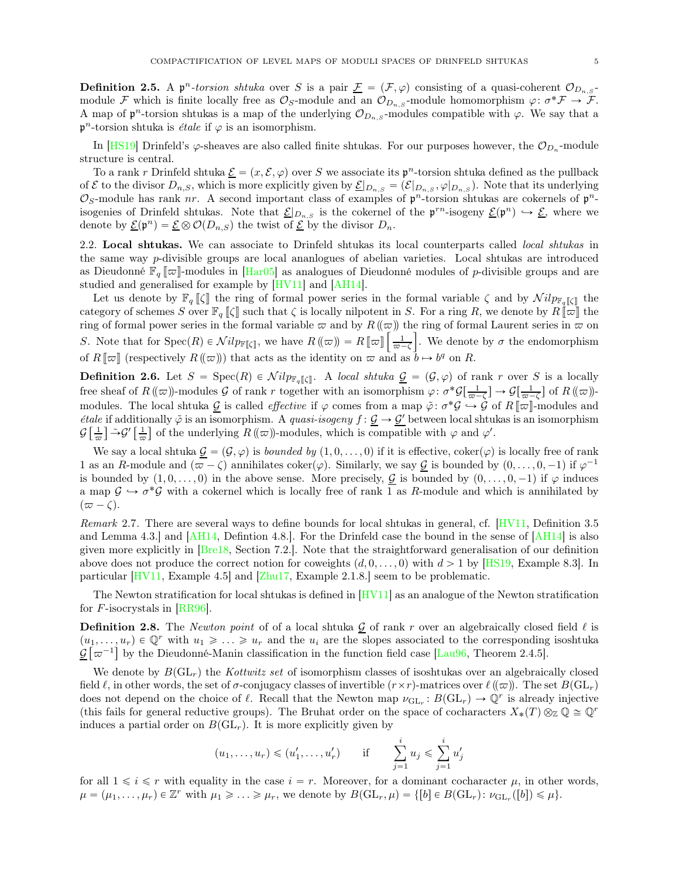**Definition 2.5.** A $\mathfrak{p}^n$*-torsion shtuka* over $S$ is a pair $\underline{\mathcal{F}} = (\mathcal{F}, \varphi)$ consisting of a quasi-coherent $\mathcal{O}_{D_{n,S}}$-module $\mathcal{F}$ which is finite locally free as $\mathcal{O}_S$-module and an $\mathcal{O}_{D_{n,S}}$-module homomorphism $\varphi \colon \sigma^*\mathcal{F} \to \mathcal{F}$. A map of $\mathfrak{p}^n$-torsion shtukas is a map of the underlying $\mathcal{O}_{D_{n,S}}$-modules compatible with $\varphi$. We say that a $\mathfrak{p}^n$-torsion shtuka is *étale* if $\varphi$ is an isomorphism.

In [HS19] Drinfeld's $\varphi$-sheaves are also called finite shtukas. For our purposes however, the $\mathcal{O}_{D_n}$-module structure is central.

To a rank $r$ Drinfeld shtuka $\underline{\mathcal{E}} = (x, \mathcal{E}, \varphi)$ over $S$ we associate its $\mathfrak{p}^n$-torsion shtuka defined as the pullback of $\mathcal{E}$ to the divisor $D_{n,S}$, which is more explicitly given by $\underline{\mathcal{E}}|_{D_{n,S}} = (\mathcal{E}|_{D_{n,S}}, \varphi|_{D_{n,S}})$. Note that its underlying $\mathcal{O}_S$-module has rank $nr$. A second important class of examples of $\mathfrak{p}^n$-torsion shtukas are cokernels of $\mathfrak{p}^n$-isogenies of Drinfeld shtukas. Note that $\underline{\mathcal{E}}|_{D_{n,S}}$ is the cokernel of the $\mathfrak{p}^{rn}$-isogeny $\underline{\mathcal{E}}(\mathfrak{p}^n) \hookrightarrow \underline{\mathcal{E}}$, where we denote by $\underline{\mathcal{E}}(\mathfrak{p}^n) = \underline{\mathcal{E}} \otimes \mathcal{O}(D_{n,S})$ the twist of $\underline{\mathcal{E}}$ by the divisor $D_n$.

## 2.2. Local shtukas.

We can associate to Drinfeld shtukas its local counterparts called *local shtukas* in the same way $p$-divisible groups are local ananlogues of abelian varieties. Local shtukas are introduced as Dieudonné $\mathbb{F}_q[\![\varpi]\!]$-modules in [Har05] as analogues of Dieudonné modules of $p$-divisible groups and are studied and generalised for example by [HV11] and [AH14].

Let us denote by $\mathbb{F}_q[\![\zeta]\!]$ the ring of formal power series in the formal variable $\zeta$ and by $\mathcal{N}ilp_{\mathbb{F}_q[\![\zeta]\!]}$ the category of schemes $S$ over $\mathbb{F}_q[\![\zeta]\!]$ such that $\zeta$ is locally nilpotent in $S$. For a ring $R$, we denote by $R[\![\varpi]\!]$ the ring of formal power series in the formal variable $\varpi$ and by $R(\!(\varpi)\!)$ the ring of formal Laurent series in $\varpi$ on $S$. Note that for $\operatorname{Spec}(R) \in \mathcal{N}ilp_{\mathbb{F}[\![\zeta]\!]}$, we have $R(\!(\varpi)\!) = R[\![\varpi]\!]\left[\frac{1}{\varpi - \zeta}\right]$. We denote by $\sigma$ the endomorphism of $R[\![\varpi]\!]$ (respectively $R(\!(\varpi)\!)$) that acts as the identity on $\varpi$ and as $b \mapsto b^q$ on $R$.

**Definition 2.6.** Let $S = \operatorname{Spec}(R) \in \mathcal{N}ilp_{\mathbb{F}_q[\![\zeta]\!]}$. A *local shtuka* $\underline{\mathcal{G}} = (\mathcal{G}, \varphi)$ of rank $r$ over $S$ is a locally free sheaf of $R(\!(\varpi)\!)$-modules $\mathcal{G}$ of rank $r$ together with an isomorphism $\varphi \colon \sigma^*\mathcal{G}[\frac{1}{\varpi - \zeta}] \to \mathcal{G}[\frac{1}{\varpi - \zeta}]$ of $R(\!(\varpi)\!)$-modules. The local shtuka $\underline{\mathcal{G}}$ is called *effective* if $\varphi$ comes from a map $\tilde{\varphi} \colon \sigma^*\mathcal{G} \hookrightarrow \mathcal{G}$ of $R[\![\varpi]\!]$-modules and *étale* if additionally $\tilde{\varphi}$ is an isomorphism. A *quasi-isogeny* $f \colon \underline{\mathcal{G}} \to \underline{\mathcal{G}'}$ between local shtukas is an isomorphism $\mathcal{G}\left[\frac{1}{\varpi}\right] \xrightarrow{\sim} \mathcal{G}'\left[\frac{1}{\varpi}\right]$ of the underlying $R(\!(\varpi)\!)$-modules, which is compatible with $\varphi$ and $\varphi'$.

We say a local shtuka $\underline{\mathcal{G}} = (\mathcal{G}, \varphi)$ is *bounded by* $(1, 0, \ldots, 0)$ if it is effective, $\operatorname{coker}(\varphi)$ is locally free of rank 1 as an $R$-module and $(\varpi - \zeta)$ annihilates $\operatorname{coker}(\varphi)$. Similarly, we say $\underline{\mathcal{G}}$ is bounded by $(0, \ldots, 0, -1)$ if $\varphi^{-1}$ is bounded by $(1, 0, \ldots, 0)$ in the above sense. More precisely, $\underline{\mathcal{G}}$ is bounded by $(0, \ldots, 0, -1)$ if $\varphi$ induces a map $\mathcal{G} \hookrightarrow \sigma^*\mathcal{G}$ with a cokernel which is locally free of rank 1 as $R$-module and which is annihilated by $(\varpi - \zeta)$.

*Remark* 2.7. There are several ways to define bounds for local shtukas in general, cf. [HV11, Definition 3.5 and Lemma 4.3.] and [AH14, Defintion 4.8.]. For the Drinfeld case the bound in the sense of [AH14] is also given more explicitly in [Bre18, Section 7.2.]. Note that the straightforward generalisation of our definition above does not produce the correct notion for coweights $(d, 0, \ldots, 0)$ with $d > 1$ by [HS19, Example 8.3]. In particular [HV11, Example 4.5] and [Zhu17, Example 2.1.8.] seem to be problematic.

The Newton stratification for local shtukas is defined in [HV11] as an analogue of the Newton stratification for $F$-isocrystals in [RR96].

**Definition 2.8.** The *Newton point* of of a local shtuka $\underline{\mathcal{G}}$ of rank $r$ over an algebraically closed field $\ell$ is $(u_1, \ldots, u_r) \in \mathbb{Q}^r$ with $u_1 \geqslant \ldots \geqslant u_r$ and the $u_i$ are the slopes associated to the corresponding isoshtuka $\underline{\mathcal{G}}\left[\varpi^{-1}\right]$ by the Dieudonné-Manin classification in the function field case [Lau96, Theorem 2.4.5].

We denote by $B(\mathrm{GL}_r)$ the *Kottwitz set* of isomorphism classes of isoshtukas over an algebraically closed field $\ell$, in other words, the set of $\sigma$-conjugacy classes of invertible $(r \times r)$-matrices over $\ell(\!(\varpi)\!)$. The set $B(\mathrm{GL}_r)$ does not depend on the choice of $\ell$. Recall that the Newton map $\nu_{\mathrm{GL}_r} \colon B(\mathrm{GL}_r) \to \mathbb{Q}^r$ is already injective (this fails for general reductive groups). The Bruhat order on the space of cocharacters $X_*(T) \otimes_{\mathbb{Z}} \mathbb{Q} \cong \mathbb{Q}^r$ induces a partial order on $B(\mathrm{GL}_r)$. It is more explicitly given by

$$(u_1, \ldots, u_r) \leqslant (u'_1, \ldots, u'_r) \qquad \text{if} \qquad \sum_{j=1}^{i} u_j \leqslant \sum_{j=1}^{i} u'_j$$

for all $1 \leqslant i \leqslant r$ with equality in the case $i = r$. Moreover, for a dominant cocharacter $\mu$, in other words, $\mu = (\mu_1, \ldots, \mu_r) \in \mathbb{Z}^r$ with $\mu_1 \geqslant \ldots \geqslant \mu_r$, we denote by $B(\mathrm{GL}_r, \mu) = \{[b] \in B(\mathrm{GL}_r) \colon \nu_{\mathrm{GL}_r}([b]) \leqslant \mu\}$.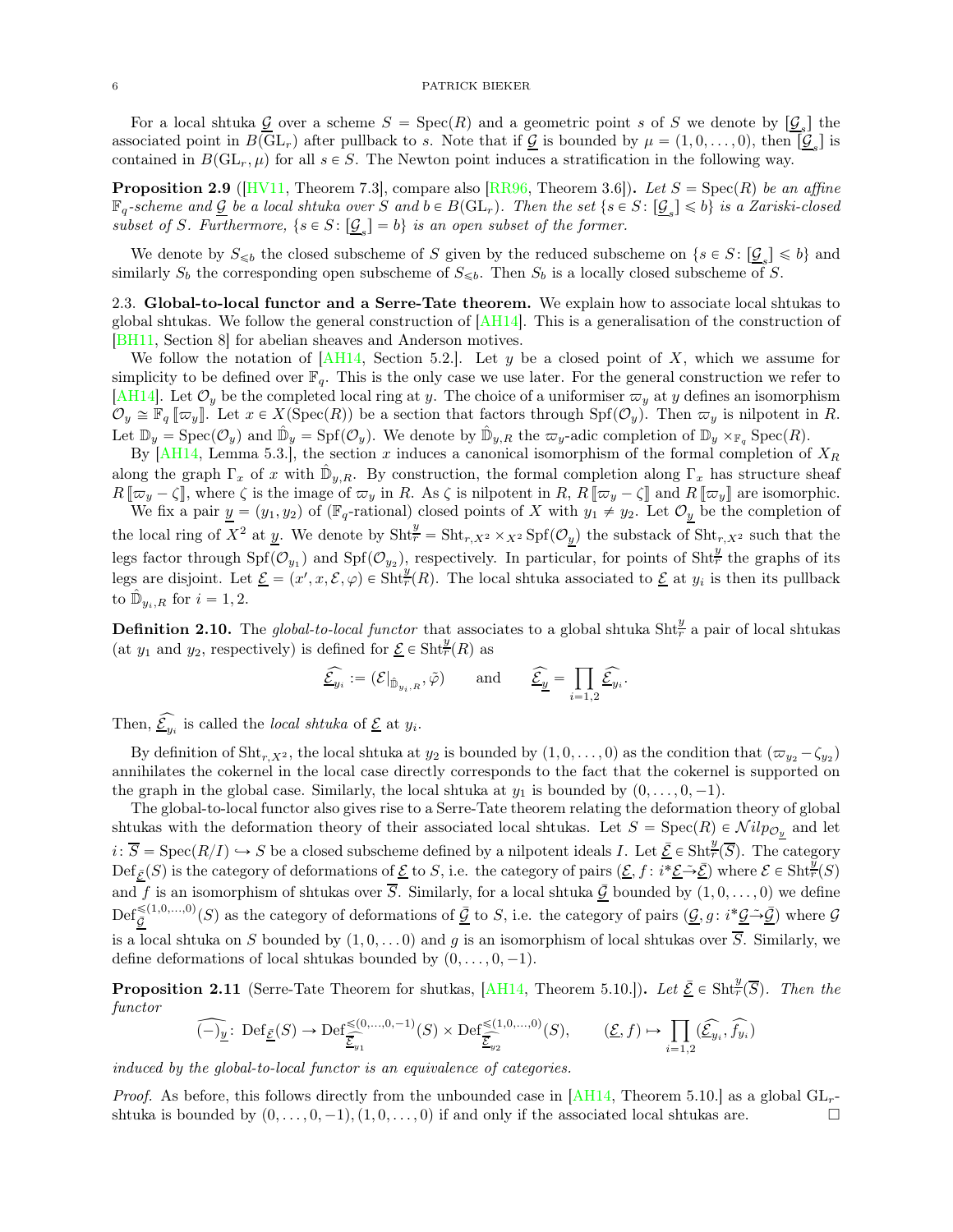For a local shtuka $\underline{\mathcal{G}}$ over a scheme $S = \operatorname{Spec}(R)$ and a geometric point $s$ of $S$ we denote by $[\underline{\mathcal{G}}_s]$ the associated point in $B(\mathrm{GL}_r)$ after pullback to $s$. Note that if $\underline{\mathcal{G}}$ is bounded by $\mu = (1, 0, \ldots, 0)$, then $[\underline{\mathcal{G}}_s]$ is contained in $B(\mathrm{GL}_r, \mu)$ for all $s \in S$. The Newton point induces a stratification in the following way.

**Proposition 2.9** ([HV11, Theorem 7.3], compare also [RR96, Theorem 3.6])**.** *Let $S = \operatorname{Spec}(R)$ be an affine $\mathbb{F}_q$-scheme and $\underline{\mathcal{G}}$ be a local shtuka over $S$ and $b \in B(\mathrm{GL}_r)$. Then the set $\{s \in S : [\underline{\mathcal{G}}_s] \leqslant b\}$ is a Zariski-closed subset of $S$. Furthermore, $\{s \in S : [\underline{\mathcal{G}}_s] = b\}$ is an open subset of the former.*

We denote by $S_{\leqslant b}$ the closed subscheme of $S$ given by the reduced subscheme on $\{s \in S : [\underline{\mathcal{G}}_s] \leqslant b\}$ and similarly $S_b$ the corresponding open subscheme of $S_{\leqslant b}$. Then $S_b$ is a locally closed subscheme of $S$.

### 2.3. Global-to-local functor and a Serre-Tate theorem.

We explain how to associate local shtukas to global shtukas. We follow the general construction of [AH14]. This is a generalisation of the construction of [BH11, Section 8] for abelian sheaves and Anderson motives.

We follow the notation of [AH14, Section 5.2.]. Let $y$ be a closed point of $X$, which we assume for simplicity to be defined over $\mathbb{F}_q$. This is the only case we use later. For the general construction we refer to [AH14]. Let $\mathcal{O}_y$ be the completed local ring at $y$. The choice of a uniformiser $\varpi_y$ at $y$ defines an isomorphism $\mathcal{O}_y \cong \mathbb{F}_q[\![\varpi_y]\!]$. Let $x \in X(\operatorname{Spec}(R))$ be a section that factors through $\operatorname{Spf}(\mathcal{O}_y)$. Then $\varpi_y$ is nilpotent in $R$. Let $\mathbb{D}_y = \operatorname{Spec}(\mathcal{O}_y)$ and $\hat{\mathbb{D}}_y = \operatorname{Spf}(\mathcal{O}_y)$. We denote by $\hat{\mathbb{D}}_{y,R}$ the $\varpi_y$-adic completion of $\mathbb{D}_y \times_{\mathbb{F}_q} \operatorname{Spec}(R)$.

By [AH14, Lemma 5.3.], the section $x$ induces a canonical isomorphism of the formal completion of $X_R$ along the graph $\Gamma_x$ of $x$ with $\hat{\mathbb{D}}_{y,R}$. By construction, the formal completion along $\Gamma_x$ has structure sheaf $R[\![\varpi_y - \zeta]\!]$, where $\zeta$ is the image of $\varpi_y$ in $R$. As $\zeta$ is nilpotent in $R$, $R[\![\varpi_y - \zeta]\!]$ and $R[\![\varpi_y]\!]$ are isomorphic.

We fix a pair $\underline{y} = (y_1, y_2)$ of ($\mathbb{F}_q$-rational) closed points of $X$ with $y_1 \neq y_2$. Let $\mathcal{O}_{\underline{y}}$ be the completion of the local ring of $X^2$ at $\underline{y}$. We denote by $\mathrm{Sht}_r^{\underline{y}} = \mathrm{Sht}_{r,X^2} \times_{X^2} \operatorname{Spf}(\mathcal{O}_{\underline{y}})$ the substack of $\mathrm{Sht}_{r,X^2}$ such that the legs factor through $\operatorname{Spf}(\mathcal{O}_{y_1})$ and $\operatorname{Spf}(\mathcal{O}_{y_2})$, respectively. In particular, for points of $\mathrm{Sht}_r^{\underline{y}}$ the graphs of its legs are disjoint. Let $\underline{\mathcal{E}} = (x', x, \mathcal{E}, \varphi) \in \mathrm{Sht}_r^{\underline{y}}(R)$. The local shtuka associated to $\underline{\mathcal{E}}$ at $y_i$ is then its pullback to $\hat{\mathbb{D}}_{y_i,R}$ for $i = 1, 2$.

**Definition 2.10.** The *global-to-local functor* that associates to a global shtuka $\mathrm{Sht}_r^{\underline{y}}$ a pair of local shtukas (at $y_1$ and $y_2$, respectively) is defined for $\underline{\mathcal{E}} \in \mathrm{Sht}_r^{\underline{y}}(R)$ as

$$\widehat{\underline{\mathcal{E}}_{y_i}} := (\mathcal{E}|_{\hat{\mathbb{D}}_{y_i,R}}, \tilde{\varphi}) \qquad \text{and} \qquad \widehat{\underline{\mathcal{E}}_{\underline{y}}} = \prod_{i=1,2} \widehat{\underline{\mathcal{E}}_{y_i}}.$$

Then, $\widehat{\underline{\mathcal{E}}_{y_i}}$ is called the *local shtuka* of $\underline{\mathcal{E}}$ at $y_i$.

By definition of $\mathrm{Sht}_{r,X^2}$, the local shtuka at $y_2$ is bounded by $(1, 0, \ldots, 0)$ as the condition that $(\varpi_{y_2} - \zeta_{y_2})$ annihilates the cokernel in the local case directly corresponds to the fact that the cokernel is supported on the graph in the global case. Similarly, the local shtuka at $y_1$ is bounded by $(0, \ldots, 0, -1)$.

The global-to-local functor also gives rise to a Serre-Tate theorem relating the deformation theory of global shtukas with the deformation theory of their associated local shtukas. Let $S = \operatorname{Spec}(R) \in \mathcal{N}ilp_{\mathcal{O}_{\underline{y}}}$ and let $i : \overline{S} = \operatorname{Spec}(R/I) \hookrightarrow S$ be a closed subscheme defined by a nilpotent ideals $I$. Let $\bar{\underline{\mathcal{E}}} \in \mathrm{Sht}_r^{\underline{y}}(\overline{S})$. The category $\mathrm{Def}_{\bar{\underline{\mathcal{E}}}}(S)$ is the category of deformations of $\underline{\mathcal{E}}$ to $S$, i.e. the category of pairs $(\underline{\mathcal{E}}, f : i^*\underline{\mathcal{E}} \xrightarrow{\sim} \bar{\underline{\mathcal{E}}})$ where $\mathcal{E} \in \mathrm{Sht}_r^{\underline{y}}(S)$ and $f$ is an isomorphism of shtukas over $\overline{S}$. Similarly, for a local shtuka $\bar{\underline{\mathcal{G}}}$ bounded by $(1, 0, \ldots, 0)$ we define $\mathrm{Def}_{\bar{\underline{\mathcal{G}}}}^{\leqslant (1,0,\ldots,0)}(S)$ as the category of deformations of $\bar{\underline{\mathcal{G}}}$ to $S$, i.e. the category of pairs $(\underline{\mathcal{G}}, g : i^*\underline{\mathcal{G}} \xrightarrow{\sim} \bar{\underline{\mathcal{G}}})$ where $\mathcal{G}$ is a local shtuka on $S$ bounded by $(1, 0, \ldots 0)$ and $g$ is an isomorphism of local shtukas over $\overline{S}$. Similarly, we define deformations of local shtukas bounded by $(0, \ldots, 0, -1)$.

**Proposition 2.11** (Serre-Tate Theorem for shutkas, [AH14, Theorem 5.10.])**.** *Let $\bar{\underline{\mathcal{E}}} \in \mathrm{Sht}_r^{\underline{y}}(\overline{S})$. Then the functor*

$$\widehat{(-)_{\underline{y}}} : \mathrm{Def}_{\bar{\underline{\mathcal{E}}}}(S) \to \mathrm{Def}_{\widehat{\bar{\underline{\mathcal{E}}}_{y_1}}}^{\leqslant (0,\ldots,0,-1)}(S) \times \mathrm{Def}_{\widehat{\bar{\underline{\mathcal{E}}}_{y_2}}}^{\leqslant (1,0,\ldots,0)}(S), \qquad (\underline{\mathcal{E}}, f) \mapsto \prod_{i=1,2} (\widehat{\underline{\mathcal{E}}_{y_i}}, \widehat{f_{y_i}})$$

*induced by the global-to-local functor is an equivalence of categories.*

*Proof.* As before, this follows directly from the unbounded case in [AH14, Theorem 5.10.] as a global $\mathrm{GL}_r$-shtuka is bounded by $(0, \ldots, 0, -1), (1, 0, \ldots, 0)$ if and only if the associated local shtukas are. $\square$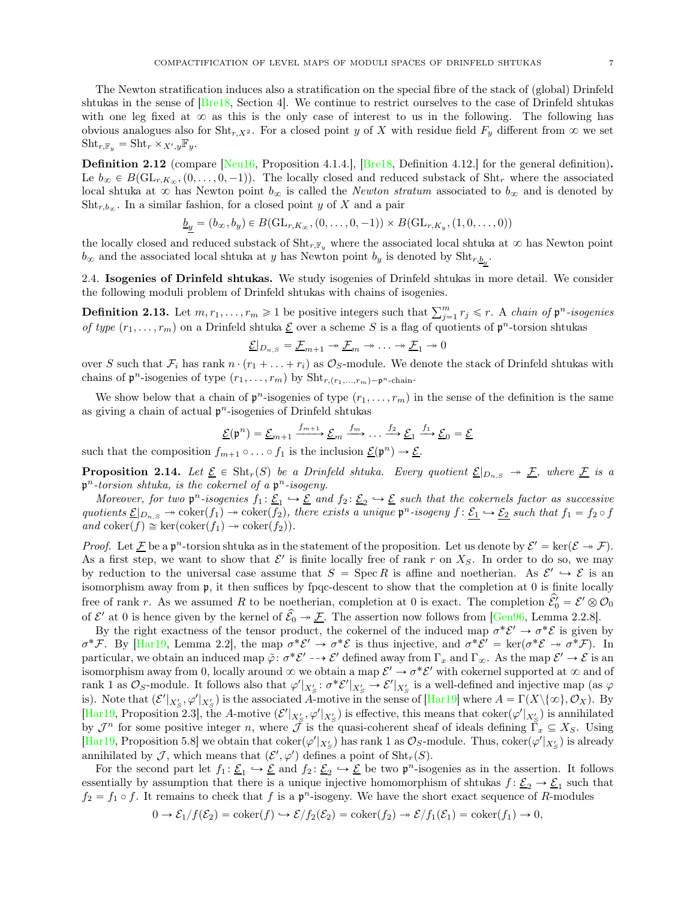The Newton stratification induces also a stratification on the special fibre of the stack of (global) Drinfeld shtukas in the sense of [Bre18, Section 4]. We continue to restrict ourselves to the case of Drinfeld shtukas with one leg fixed at $\infty$ as this is the only case of interest to us in the following. The following has obvious analogues also for $\mathrm{Sht}_{r,X^2}$. For a closed point $y$ of $X$ with residue field $F_y$ different from $\infty$ we set $\mathrm{Sht}_{r,\mathbb{F}_y} = \mathrm{Sht}_r \times_{X',y} \mathbb{F}_y$.

**Definition 2.12** (compare [Neu16, Proposition 4.1.4.], [Bre18, Definition 4.12.] for the general definition)**.** Le $b_\infty \in B(\mathrm{GL}_{r,K_\infty}, (0,\ldots,0,-1))$. The locally closed and reduced substack of $\mathrm{Sht}_r$ where the associated local shtuka at $\infty$ has Newton point $b_\infty$ is called the *Newton stratum* associated to $b_\infty$ and is denoted by $\mathrm{Sht}_{r,b_\infty}$. In a similar fashion, for a closed point $y$ of $X$ and a pair

$$\underline{b_y} = (b_\infty, b_y) \in B(\mathrm{GL}_{r,K_\infty}, (0,\ldots,0,-1)) \times B(\mathrm{GL}_{r,K_y}, (1,0,\ldots,0))$$

the locally closed and reduced substack of $\mathrm{Sht}_{r,\mathbb{F}_y}$ where the associated local shtuka at $\infty$ has Newton point $b_\infty$ and the associated local shtuka at $y$ has Newton point $b_y$ is denoted by $\mathrm{Sht}_{r,\underline{b_y}}$.

2.4. **Isogenies of Drinfeld shtukas.** We study isogenies of Drinfeld shtukas in more detail. We consider the following moduli problem of Drinfeld shtukas with chains of isogenies.

**Definition 2.13.** Let $m, r_1, \ldots, r_m \geqslant 1$ be positive integers such that $\sum_{j=1}^m r_j \leqslant r$. A *chain of* $\mathfrak{p}^n$*-isogenies of type* $(r_1,\ldots,r_m)$ on a Drinfeld shtuka $\underline{\mathcal{E}}$ over a scheme $S$ is a flag of quotients of $\mathfrak{p}^n$-torsion shtukas

$$\underline{\mathcal{E}}|_{D_{n,S}} = \underline{\mathcal{F}}_{m+1} \twoheadrightarrow \underline{\mathcal{F}}_m \twoheadrightarrow \ldots \twoheadrightarrow \underline{\mathcal{F}}_1 \twoheadrightarrow 0$$

over $S$ such that $\mathcal{F}_i$ has rank $n \cdot (r_1 + \ldots + r_i)$ as $\mathcal{O}_S$-module. We denote the stack of Drinfeld shtukas with chains of $\mathfrak{p}^n$-isogenies of type $(r_1,\ldots,r_m)$ by $\mathrm{Sht}_{r,(r_1,\ldots,r_m)-\mathfrak{p}^n\text{-chain}}$.

We show below that a chain of $\mathfrak{p}^n$-isogenies of type $(r_1,\ldots,r_m)$ in the sense of the definition is the same as giving a chain of actual $\mathfrak{p}^n$-isogenies of Drinfeld shtukas

$$\underline{\mathcal{E}}(\mathfrak{p}^n) = \underline{\mathcal{E}}_{m+1} \xrightarrow{f_{m+1}} \underline{\mathcal{E}}_m \xrightarrow{f_m} \ldots \xrightarrow{f_2} \underline{\mathcal{E}}_1 \xrightarrow{f_1} \underline{\mathcal{E}}_0 = \underline{\mathcal{E}}$$

such that the composition $f_{m+1} \circ \ldots \circ f_1$ is the inclusion $\underline{\mathcal{E}}(\mathfrak{p}^n) \to \underline{\mathcal{E}}$.

**Proposition 2.14.** *Let $\underline{\mathcal{E}} \in \mathrm{Sht}_r(S)$ be a Drinfeld shtuka. Every quotient $\underline{\mathcal{E}}|_{D_{n,S}} \twoheadrightarrow \underline{\mathcal{F}}$, where $\underline{\mathcal{F}}$ is a $\mathfrak{p}^n$-torsion shtuka, is the cokernel of a $\mathfrak{p}^n$-isogeny.*

*Moreover, for two $\mathfrak{p}^n$-isogenies $f_1 \colon \underline{\mathcal{E}_1} \hookrightarrow \underline{\mathcal{E}}$ and $f_2 \colon \underline{\mathcal{E}_2} \hookrightarrow \underline{\mathcal{E}}$ such that the cokernels factor as successive quotients $\underline{\mathcal{E}}|_{D_{n,S}} \twoheadrightarrow \mathrm{coker}(f_1) \twoheadrightarrow \mathrm{coker}(f_2)$, there exists a unique $\mathfrak{p}^n$-isogeny $f \colon \underline{\mathcal{E}_1} \hookrightarrow \underline{\mathcal{E}_2}$ such that $f_1 = f_2 \circ f$ and $\mathrm{coker}(f) \cong \ker(\mathrm{coker}(f_1) \twoheadrightarrow \mathrm{coker}(f_2))$.*

*Proof.* Let $\underline{\mathcal{F}}$ be a $\mathfrak{p}^n$-torsion shtuka as in the statement of the proposition. Let us denote by $\mathcal{E}' = \ker(\mathcal{E} \twoheadrightarrow \mathcal{F})$. As a first step, we want to show that $\mathcal{E}'$ is finite locally free of rank $r$ on $X_S$. In order to do so, we may by reduction to the universal case assume that $S = \operatorname{Spec} R$ is affine and noetherian. As $\mathcal{E}' \hookrightarrow \mathcal{E}$ is an isomorphism away from $\mathfrak{p}$, it then suffices by fpqc-descent to show that the completion at 0 is finite locally free of rank $r$. As we assumed $R$ to be noetherian, completion at 0 is exact. The completion $\widehat{\mathcal{E}}'_0 = \mathcal{E}' \otimes \mathcal{O}_0$ of $\mathcal{E}'$ at 0 is hence given by the kernel of $\widehat{\mathcal{E}}_0 \twoheadrightarrow \underline{\mathcal{F}}$. The assertion now follows from [Gen96, Lemma 2.2.8].

By the right exactness of the tensor product, the cokernel of the induced map $\sigma^*\mathcal{E}' \to \sigma^*\mathcal{E}$ is given by $\sigma^*\mathcal{F}$. By [Har19, Lemma 2.2], the map $\sigma^*\mathcal{E}' \to \sigma^*\mathcal{E}$ is thus injective, and $\sigma^*\mathcal{E}' = \ker(\sigma^*\mathcal{E} \twoheadrightarrow \sigma^*\mathcal{F})$. In particular, we obtain an induced map $\tilde{\varphi} \colon \sigma^*\mathcal{E}' \dashrightarrow \mathcal{E}'$ defined away from $\Gamma_x$ and $\Gamma_\infty$. As the map $\mathcal{E}' \to \mathcal{E}$ is an isomorphism away from 0, locally around $\infty$ we obtain a map $\mathcal{E}' \to \sigma^*\mathcal{E}'$ with cokernel supported at $\infty$ and of rank 1 as $\mathcal{O}_S$-module. It follows also that $\varphi'|_{X'_S} \colon \sigma^*\mathcal{E}'|_{X'_S} \to \mathcal{E}'|_{X'_S}$ is a well-defined and injective map (as $\varphi$ is). Note that $(\mathcal{E}'|_{X'_S}, \varphi'|_{X'_S})$ is the associated $A$-motive in the sense of [Har19] where $A = \Gamma(X\backslash\{\infty\}, \mathcal{O}_X)$. By [Har19, Proposition 2.3], the $A$-motive $(\mathcal{E}'|_{X'_S}, \varphi'|_{X'_S})$ is effective, this means that $\mathrm{coker}(\varphi'|_{X'_S})$ is annihilated by $\mathcal{J}^n$ for some positive integer $n$, where $\mathcal{J}$ is the quasi-coherent sheaf of ideals defining $\Gamma_x \subseteq X_S$. Using [Har19, Proposition 5.8] we obtain that $\mathrm{coker}(\varphi'|_{X'_S})$ has rank 1 as $\mathcal{O}_S$-module. Thus, $\mathrm{coker}(\varphi'|_{X'_S})$ is already annihilated by $\mathcal{J}$, which means that $(\mathcal{E}', \varphi')$ defines a point of $\mathrm{Sht}_r(S)$.

For the second part let $f_1 \colon \underline{\mathcal{E}_1} \hookrightarrow \underline{\mathcal{E}}$ and $f_2 \colon \underline{\mathcal{E}_2} \hookrightarrow \underline{\mathcal{E}}$ be two $\mathfrak{p}^n$-isogenies as in the assertion. It follows essentially by assumption that there is a unique injective homomorphism of shtukas $f \colon \underline{\mathcal{E}_2} \to \underline{\mathcal{E}_1}$ such that $f_2 = f_1 \circ f$. It remains to check that $f$ is a $\mathfrak{p}^n$-isogeny. We have the short exact sequence of $R$-modules

$$0 \to \mathcal{E}_1/f(\mathcal{E}_2) = \mathrm{coker}(f) \hookrightarrow \mathcal{E}/f_2(\mathcal{E}_2) = \mathrm{coker}(f_2) \twoheadrightarrow \mathcal{E}/f_1(\mathcal{E}_1) = \mathrm{coker}(f_1) \to 0,$$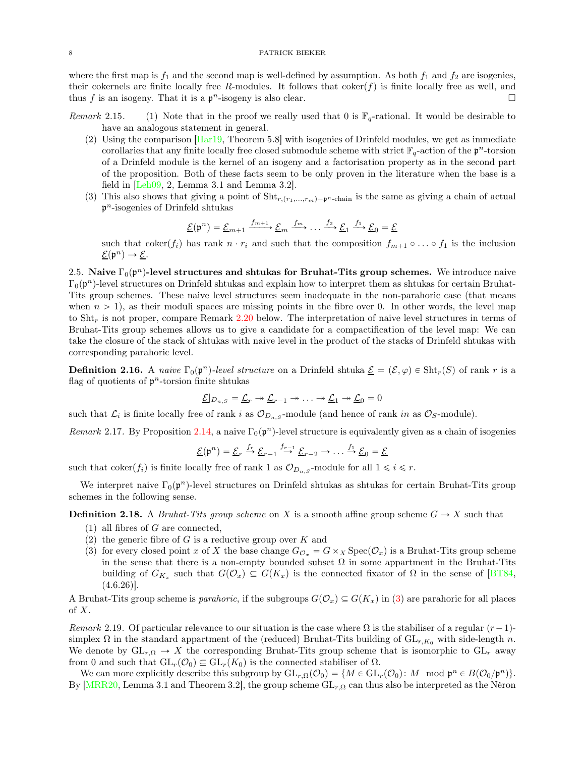where the first map is $f_1$ and the second map is well-defined by assumption. As both $f_1$ and $f_2$ are isogenies, their cokernels are finite locally free $R$-modules. It follows that $\operatorname{coker}(f)$ is finite locally free as well, and thus $f$ is an isogeny. That it is a $\mathfrak{p}^n$-isogeny is also clear. □

*Remark* 2.15. (1) Note that in the proof we really used that 0 is $\mathbb{F}_q$-rational. It would be desirable to have an analogous statement in general.

(2) Using the comparison [Har19, Theorem 5.8] with isogenies of Drinfeld modules, we get as immediate corollaries that any finite locally free closed submodule scheme with strict $\mathbb{F}_q$-action of the $\mathfrak{p}^n$-torsion of a Drinfeld module is the kernel of an isogeny and a factorisation property as in the second part of the proposition. Both of these facts seem to be only proven in the literature when the base is a field in [Leh09, 2, Lemma 3.1 and Lemma 3.2].

(3) This also shows that giving a point of $\mathrm{Sht}_{r,(r_1,\ldots,r_m)-\mathfrak{p}^n\text{-chain}}$ is the same as giving a chain of actual $\mathfrak{p}^n$-isogenies of Drinfeld shtukas

$$\underline{\mathcal{E}}(\mathfrak{p}^n) = \underline{\mathcal{E}}_{m+1} \xrightarrow{f_{m+1}} \underline{\mathcal{E}}_m \xrightarrow{f_m} \ldots \xrightarrow{f_2} \underline{\mathcal{E}}_1 \xrightarrow{f_1} \underline{\mathcal{E}}_0 = \underline{\mathcal{E}}$$

such that $\operatorname{coker}(f_i)$ has rank $n \cdot r_i$ and such that the composition $f_{m+1} \circ \ldots \circ f_1$ is the inclusion $\underline{\mathcal{E}}(\mathfrak{p}^n) \to \underline{\mathcal{E}}$.

2.5. **Naive $\Gamma_0(\mathfrak{p}^n)$-level structures and shtukas for Bruhat-Tits group schemes.** We introduce naive $\Gamma_0(\mathfrak{p}^n)$-level structures on Drinfeld shtukas and explain how to interpret them as shtukas for certain Bruhat-Tits group schemes. These naive level structures seem inadequate in the non-parahoric case (that means when $n > 1$), as their moduli spaces are missing points in the fibre over 0. In other words, the level map to $\mathrm{Sht}_r$ is not proper, compare Remark 2.20 below. The interpretation of naive level structures in terms of Bruhat-Tits group schemes allows us to give a candidate for a compactification of the level map: We can take the closure of the stack of shtukas with naive level in the product of the stacks of Drinfeld shtukas with corresponding parahoric level.

**Definition 2.16.** A *naive $\Gamma_0(\mathfrak{p}^n)$-level structure* on a Drinfeld shtuka $\underline{\mathcal{E}} = (\mathcal{E}, \varphi) \in \mathrm{Sht}_r(S)$ of rank $r$ is a flag of quotients of $\mathfrak{p}^n$-torsion finite shtukas

$$\underline{\mathcal{E}}|_{D_{n,S}} = \underline{\mathcal{L}}_r \twoheadrightarrow \underline{\mathcal{L}}_{r-1} \twoheadrightarrow \ldots \twoheadrightarrow \underline{\mathcal{L}}_1 \twoheadrightarrow \underline{\mathcal{L}}_0 = 0$$

such that $\mathcal{L}_i$ is finite locally free of rank $i$ as $\mathcal{O}_{D_{n,S}}$-module (and hence of rank $in$ as $\mathcal{O}_S$-module).

*Remark* 2.17. By Proposition 2.14, a naive $\Gamma_0(\mathfrak{p}^n)$-level structure is equivalently given as a chain of isogenies

$$\underline{\mathcal{E}}(\mathfrak{p}^n) = \underline{\mathcal{E}}_r \xrightarrow{f_r} \underline{\mathcal{E}}_{r-1} \xrightarrow{f_{r-1}} \underline{\mathcal{E}}_{r-2} \to \ldots \xrightarrow{f_1} \underline{\mathcal{E}}_0 = \underline{\mathcal{E}}$$

such that $\operatorname{coker}(f_i)$ is finite locally free of rank 1 as $\mathcal{O}_{D_{n,S}}$-module for all $1 \leqslant i \leqslant r$.

We interpret naive $\Gamma_0(\mathfrak{p}^n)$-level structures on Drinfeld shtukas as shtukas for certain Bruhat-Tits group schemes in the following sense.

**Definition 2.18.** A *Bruhat-Tits group scheme* on $X$ is a smooth affine group scheme $G \to X$ such that

(1) all fibres of $G$ are connected,
(2) the generic fibre of $G$ is a reductive group over $K$ and
(3) for every closed point $x$ of $X$ the base change $G_{\mathcal{O}_x} = G \times_X \operatorname{Spec}(\mathcal{O}_x)$ is a Bruhat-Tits group scheme in the sense that there is a non-empty bounded subset $\Omega$ in some appartment in the Bruhat-Tits building of $G_{K_x}$ such that $G(\mathcal{O}_x) \subseteq G(K_x)$ is the connected fixator of $\Omega$ in the sense of [BT84, (4.6.26)].

A Bruhat-Tits group scheme is *parahoric*, if the subgroups $G(\mathcal{O}_x) \subseteq G(K_x)$ in (3) are parahoric for all places of $X$.

*Remark* 2.19. Of particular relevance to our situation is the case where $\Omega$ is the stabiliser of a regular $(r-1)$-simplex $\Omega$ in the standard appartment of the (reduced) Bruhat-Tits building of $\mathrm{GL}_{r,K_0}$ with side-length $n$. We denote by $\mathrm{GL}_{r,\Omega} \to X$ the corresponding Bruhat-Tits group scheme that is isomorphic to $\mathrm{GL}_r$ away from 0 and such that $\mathrm{GL}_r(\mathcal{O}_0) \subseteq \mathrm{GL}_r(K_0)$ is the connected stabiliser of $\Omega$.

We can more explicitly describe this subgroup by $\mathrm{GL}_{r,\Omega}(\mathcal{O}_0) = \{M \in \mathrm{GL}_r(\mathcal{O}_0) \colon M \mod \mathfrak{p}^n \in B(\mathcal{O}_0/\mathfrak{p}^n)\}$. By [MRR20, Lemma 3.1 and Theorem 3.2], the group scheme $\mathrm{GL}_{r,\Omega}$ can thus also be interpreted as the Néron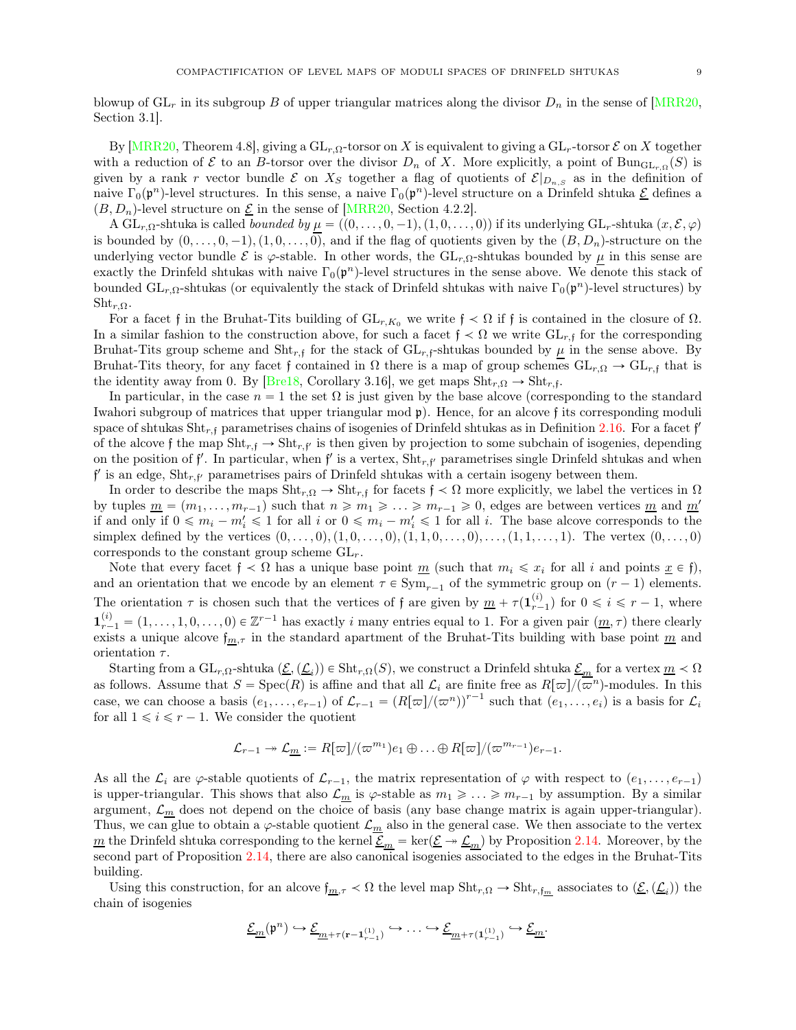blowup of $\mathrm{GL}_r$ in its subgroup $B$ of upper triangular matrices along the divisor $D_n$ in the sense of [MRR20, Section 3.1].

By [MRR20, Theorem 4.8], giving a $\mathrm{GL}_{r,\Omega}$-torsor on $X$ is equivalent to giving a $\mathrm{GL}_r$-torsor $\mathcal{E}$ on $X$ together with a reduction of $\mathcal{E}$ to an $B$-torsor over the divisor $D_n$ of $X$. More explicitly, a point of $\mathrm{Bun}_{\mathrm{GL}_{r,\Omega}}(S)$ is given by a rank $r$ vector bundle $\mathcal{E}$ on $X_S$ together with a flag of quotients of $\mathcal{E}|_{D_{n,S}}$ as in the definition of naive $\Gamma_0(\mathfrak{p}^n)$-level structures. In this sense, a naive $\Gamma_0(\mathfrak{p}^n)$-level structure on a Drinfeld shtuka $\underline{\mathcal{E}}$ defines a $(B, D_n)$-level structure on $\underline{\mathcal{E}}$ in the sense of [MRR20, Section 4.2.2].

A $\mathrm{GL}_{r,\Omega}$-shtuka is called *bounded by* $\underline{\mu} = ((0,\dots,0,-1),(1,0,\dots,0))$ if its underlying $\mathrm{GL}_r$-shtuka $(x, \mathcal{E}, \varphi)$ is bounded by $(0,\dots,0,-1),(1,0,\dots,0)$, and if the flag of quotients given by the $(B, D_n)$-structure on the underlying vector bundle $\mathcal{E}$ is $\varphi$-stable. In other words, the $\mathrm{GL}_{r,\Omega}$-shtukas bounded by $\underline{\mu}$ in this sense are exactly the Drinfeld shtukas with naive $\Gamma_0(\mathfrak{p}^n)$-level structures in the sense above. We denote this stack of bounded $\mathrm{GL}_{r,\Omega}$-shtukas (or equivalently the stack of Drinfeld shtukas with naive $\Gamma_0(\mathfrak{p}^n)$-level structures) by $\mathrm{Sht}_{r,\Omega}$.

For a facet $\mathfrak{f}$ in the Bruhat-Tits building of $\mathrm{GL}_{r,K_0}$ we write $\mathfrak{f} \prec \Omega$ if $\mathfrak{f}$ is contained in the closure of $\Omega$. In a similar fashion to the construction above, for such a facet $\mathfrak{f} \prec \Omega$ we write $\mathrm{GL}_{r,\mathfrak{f}}$ for the corresponding Bruhat-Tits group scheme and $\mathrm{Sht}_{r,\mathfrak{f}}$ for the stack of $\mathrm{GL}_{r,\mathfrak{f}}$-shtukas bounded by $\underline{\mu}$ in the sense above. By Bruhat-Tits theory, for any facet $\mathfrak{f}$ contained in $\Omega$ there is a map of group schemes $\mathrm{GL}_{r,\Omega} \to \mathrm{GL}_{r,\mathfrak{f}}$ that is the identity away from 0. By [Bre18, Corollary 3.16], we get maps $\mathrm{Sht}_{r,\Omega} \to \mathrm{Sht}_{r,\mathfrak{f}}$.

In particular, in the case $n = 1$ the set $\Omega$ is just given by the base alcove (corresponding to the standard Iwahori subgroup of matrices that upper triangular mod $\mathfrak{p}$). Hence, for an alcove $\mathfrak{f}$ its corresponding moduli space of shtukas $\mathrm{Sht}_{r,\mathfrak{f}}$ parametrises chains of isogenies of Drinfeld shtukas as in Definition 2.16. For a facet $\mathfrak{f}'$ of the alcove $\mathfrak{f}$ the map $\mathrm{Sht}_{r,\mathfrak{f}} \to \mathrm{Sht}_{r,\mathfrak{f}'}$ is then given by projection to some subchain of isogenies, depending on the position of $\mathfrak{f}'$. In particular, when $\mathfrak{f}'$ is a vertex, $\mathrm{Sht}_{r,\mathfrak{f}'}$ parametrises single Drinfeld shtukas and when $\mathfrak{f}'$ is an edge, $\mathrm{Sht}_{r,\mathfrak{f}'}$ parametrises pairs of Drinfeld shtukas with a certain isogeny between them.

In order to describe the maps $\mathrm{Sht}_{r,\Omega} \to \mathrm{Sht}_{r,\mathfrak{f}}$ for facets $\mathfrak{f} \prec \Omega$ more explicitly, we label the vertices in $\Omega$ by tuples $\underline{m} = (m_1, \dots, m_{r-1})$ such that $n \geqslant m_1 \geqslant \ldots \geqslant m_{r-1} \geqslant 0$, edges are between vertices $\underline{m}$ and $\underline{m}'$ if and only if $0 \leqslant m_i - m_i' \leqslant 1$ for all $i$ or $0 \leqslant m_i - m_i' \leqslant 1$ for all $i$. The base alcove corresponds to the simplex defined by the vertices $(0,\dots,0),(1,0,\dots,0),(1,1,0,\dots,0),\dots,(1,1,\dots,1)$. The vertex $(0,\dots,0)$ corresponds to the constant group scheme $\mathrm{GL}_r$.

Note that every facet $\mathfrak{f} \prec \Omega$ has a unique base point $\underline{m}$ (such that $m_i \leqslant x_i$ for all $i$ and points $\underline{x} \in \mathfrak{f}$), and an orientation that we encode by an element $\tau \in \mathrm{Sym}_{r-1}$ of the symmetric group on $(r-1)$ elements. The orientation $\tau$ is chosen such that the vertices of $\mathfrak{f}$ are given by $\underline{m} + \tau(\mathbf{1}_{r-1}^{(i)})$ for $0 \leqslant i \leqslant r-1$, where $\mathbf{1}_{r-1}^{(i)} = (1,\dots,1,0,\dots,0) \in \mathbb{Z}^{r-1}$ has exactly $i$ many entries equal to 1. For a given pair $(\underline{m}, \tau)$ there clearly exists a unique alcove $\mathfrak{f}_{\underline{m},\tau}$ in the standard apartment of the Bruhat-Tits building with base point $\underline{m}$ and orientation $\tau$.

Starting from a $\mathrm{GL}_{r,\Omega}$-shtuka $(\underline{\mathcal{E}}, (\underline{\mathcal{L}}_i)) \in \mathrm{Sht}_{r,\Omega}(S)$, we construct a Drinfeld shtuka $\underline{\mathcal{E}}_{\underline{m}}$ for a vertex $\underline{m} \prec \Omega$ as follows. Assume that $S = \mathrm{Spec}(R)$ is affine and that all $\mathcal{L}_i$ are finite free as $R[\varpi]/(\varpi^n)$-modules. In this case, we can choose a basis $(e_1, \dots, e_{r-1})$ of $\mathcal{L}_{r-1} = (R[\varpi]/(\varpi^n))^{r-1}$ such that $(e_1, \dots, e_i)$ is a basis for $\mathcal{L}_i$ for all $1 \leqslant i \leqslant r-1$. We consider the quotient

$$\mathcal{L}_{r-1} \twoheadrightarrow \mathcal{L}_{\underline{m}} := R[\varpi]/(\varpi^{m_1})e_1 \oplus \ldots \oplus R[\varpi]/(\varpi^{m_{r-1}})e_{r-1}.$$

As all the $\mathcal{L}_i$ are $\varphi$-stable quotients of $\mathcal{L}_{r-1}$, the matrix representation of $\varphi$ with respect to $(e_1, \dots, e_{r-1})$ is upper-triangular. This shows that also $\mathcal{L}_{\underline{m}}$ is $\varphi$-stable as $m_1 \geqslant \ldots \geqslant m_{r-1}$ by assumption. By a similar argument, $\mathcal{L}_{\underline{m}}$ does not depend on the choice of basis (any base change matrix is again upper-triangular). Thus, we can glue to obtain a $\varphi$-stable quotient $\mathcal{L}_{\underline{m}}$ also in the general case. We then associate to the vertex $\underline{m}$ the Drinfeld shtuka corresponding to the kernel $\underline{\mathcal{E}}_{\underline{m}} = \ker(\underline{\mathcal{E}} \twoheadrightarrow \mathcal{L}_{\underline{m}})$ by Proposition 2.14. Moreover, by the second part of Proposition 2.14, there are also canonical isogenies associated to the edges in the Bruhat-Tits building.

Using this construction, for an alcove $\mathfrak{f}_{\underline{m},\tau} \prec \Omega$ the level map $\mathrm{Sht}_{r,\Omega} \to \mathrm{Sht}_{r,\mathfrak{f}_{\underline{m}}}$ associates to $(\underline{\mathcal{E}}, (\underline{\mathcal{L}}_i))$ the chain of isogenies

$$\underline{\mathcal{E}}_{\underline{m}}(\mathfrak{p}^n) \hookrightarrow \underline{\mathcal{E}}_{\underline{m}+\tau(\mathbf{r}-\mathbf{1}_{r-1}^{(1)})} \hookrightarrow \ldots \hookrightarrow \underline{\mathcal{E}}_{\underline{m}+\tau(\mathbf{1}_{r-1}^{(1)})} \hookrightarrow \underline{\mathcal{E}}_{\underline{m}}.$$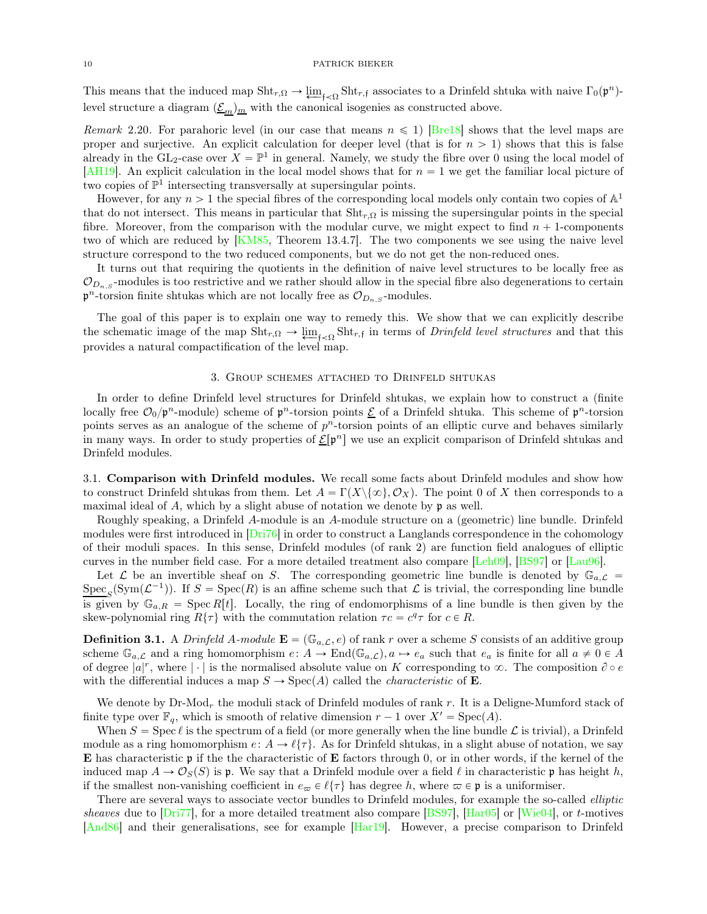This means that the induced map $\mathrm{Sht}_{r,\Omega} \to \varprojlim_{\mathfrak{f} < \Omega} \mathrm{Sht}_{r,\mathfrak{f}}$ associates to a Drinfeld shtuka with naive $\Gamma_0(\mathfrak{p}^n)$-level structure a diagram $(\underline{\mathcal{E}_m})_{\underline{m}}$ with the canonical isogenies as constructed above.

*Remark* 2.20. For parahoric level (in our case that means $n \leqslant 1$) [Bre18] shows that the level maps are proper and surjective. An explicit calculation for deeper level (that is for $n > 1$) shows that this is false already in the $\mathrm{GL}_2$-case over $X = \mathbb{P}^1$ in general. Namely, we study the fibre over 0 using the local model of [AH19]. An explicit calculation in the local model shows that for $n = 1$ we get the familiar local picture of two copies of $\mathbb{P}^1$ intersecting transversally at supersingular points.

However, for any $n > 1$ the special fibres of the corresponding local models only contain two copies of $\mathbb{A}^1$ that do not intersect. This means in particular that $\mathrm{Sht}_{r,\Omega}$ is missing the supersingular points in the special fibre. Moreover, from the comparison with the modular curve, we might expect to find $n+1$-components two of which are reduced by [KM85, Theorem 13.4.7]. The two components we see using the naive level structure correspond to the two reduced components, but we do not get the non-reduced ones.

It turns out that requiring the quotients in the definition of naive level structures to be locally free as $\mathcal{O}_{D_{n,S}}$-modules is too restrictive and we rather should allow in the special fibre also degenerations to certain $\mathfrak{p}^n$-torsion finite shtukas which are not locally free as $\mathcal{O}_{D_{n,S}}$-modules.

The goal of this paper is to explain one way to remedy this. We show that we can explicitly describe the schematic image of the map $\mathrm{Sht}_{r,\Omega} \to \varprojlim_{\mathfrak{f} < \Omega} \mathrm{Sht}_{r,\mathfrak{f}}$ in terms of *Drinfeld level structures* and that this provides a natural compactification of the level map.

## 3. Group schemes attached to Drinfeld shtukas

In order to define Drinfeld level structures for Drinfeld shtukas, we explain how to construct a (finite locally free $\mathcal{O}_0/\mathfrak{p}^n$-module) scheme of $\mathfrak{p}^n$-torsion points $\underline{\mathcal{E}}$ of a Drinfeld shtuka. This scheme of $\mathfrak{p}^n$-torsion points serves as an analogue of the scheme of $p^n$-torsion points of an elliptic curve and behaves similarly in many ways. In order to study properties of $\underline{\mathcal{E}}[\mathfrak{p}^n]$ we use an explicit comparison of Drinfeld shtukas and Drinfeld modules.

### 3.1. Comparison with Drinfeld modules.

We recall some facts about Drinfeld modules and show how to construct Drinfeld shtukas from them. Let $A = \Gamma(X \backslash \{\infty\}, \mathcal{O}_X)$. The point 0 of $X$ then corresponds to a maximal ideal of $A$, which by a slight abuse of notation we denote by $\mathfrak{p}$ as well.

Roughly speaking, a Drinfeld $A$-module is an $A$-module structure on a (geometric) line bundle. Drinfeld modules were first introduced in [Dri76] in order to construct a Langlands correspondence in the cohomology of their moduli spaces. In this sense, Drinfeld modules (of rank 2) are function field analogues of elliptic curves in the number field case. For a more detailed treatment also compare [Leh09], [BS97] or [Lau96].

Let $\mathcal{L}$ be an invertible sheaf on $S$. The corresponding geometric line bundle is denoted by $\mathbb{G}_{a,\mathcal{L}} = \underline{\mathrm{Spec}}_S(\mathrm{Sym}(\mathcal{L}^{-1}))$. If $S = \mathrm{Spec}(R)$ is an affine scheme such that $\mathcal{L}$ is trivial, the corresponding line bundle is given by $\mathbb{G}_{a,R} = \mathrm{Spec}\, R[t]$. Locally, the ring of endomorphisms of a line bundle is then given by the skew-polynomial ring $R\{\tau\}$ with the commutation relation $\tau c = c^q \tau$ for $c \in R$.

**Definition 3.1.** A *Drinfeld $A$-module* $\mathbf{E} = (\mathbb{G}_{a,\mathcal{L}}, e)$ of rank $r$ over a scheme $S$ consists of an additive group scheme $\mathbb{G}_{a,\mathcal{L}}$ and a ring homomorphism $e\colon A \to \mathrm{End}(\mathbb{G}_{a,\mathcal{L}}), a \mapsto e_a$ such that $e_a$ is finite for all $a \neq 0 \in A$ of degree $|a|^r$, where $|\cdot|$ is the normalised absolute value on $K$ corresponding to $\infty$. The composition $\partial \circ e$ with the differential induces a map $S \to \mathrm{Spec}(A)$ called the *characteristic* of $\mathbf{E}$.

We denote by $\mathrm{Dr\text{-}Mod}_r$ the moduli stack of Drinfeld modules of rank $r$. It is a Deligne-Mumford stack of finite type over $\mathbb{F}_q$, which is smooth of relative dimension $r-1$ over $X' = \mathrm{Spec}(A)$.

When $S = \mathrm{Spec}\, \ell$ is the spectrum of a field (or more generally when the line bundle $\mathcal{L}$ is trivial), a Drinfeld module as a ring homomorphism $e\colon A \to \ell\{\tau\}$. As for Drinfeld shtukas, in a slight abuse of notation, we say $\mathbf{E}$ has characteristic $\mathfrak{p}$ if the the characteristic of $\mathbf{E}$ factors through 0, or in other words, if the kernel of the induced map $A \to \mathcal{O}_S(S)$ is $\mathfrak{p}$. We say that a Drinfeld module over a field $\ell$ in characteristic $\mathfrak{p}$ has height $h$, if the smallest non-vanishing coefficient in $e_\varpi \in \ell\{\tau\}$ has degree $h$, where $\varpi \in \mathfrak{p}$ is a uniformiser.

There are several ways to associate vector bundles to Drinfeld modules, for example the so-called *elliptic sheaves* due to [Dri77], for a more detailed treatment also compare [BS97], [Har05] or [Wie04], or $t$-motives [And86] and their generalisations, see for example [Har19]. However, a precise comparison to Drinfeld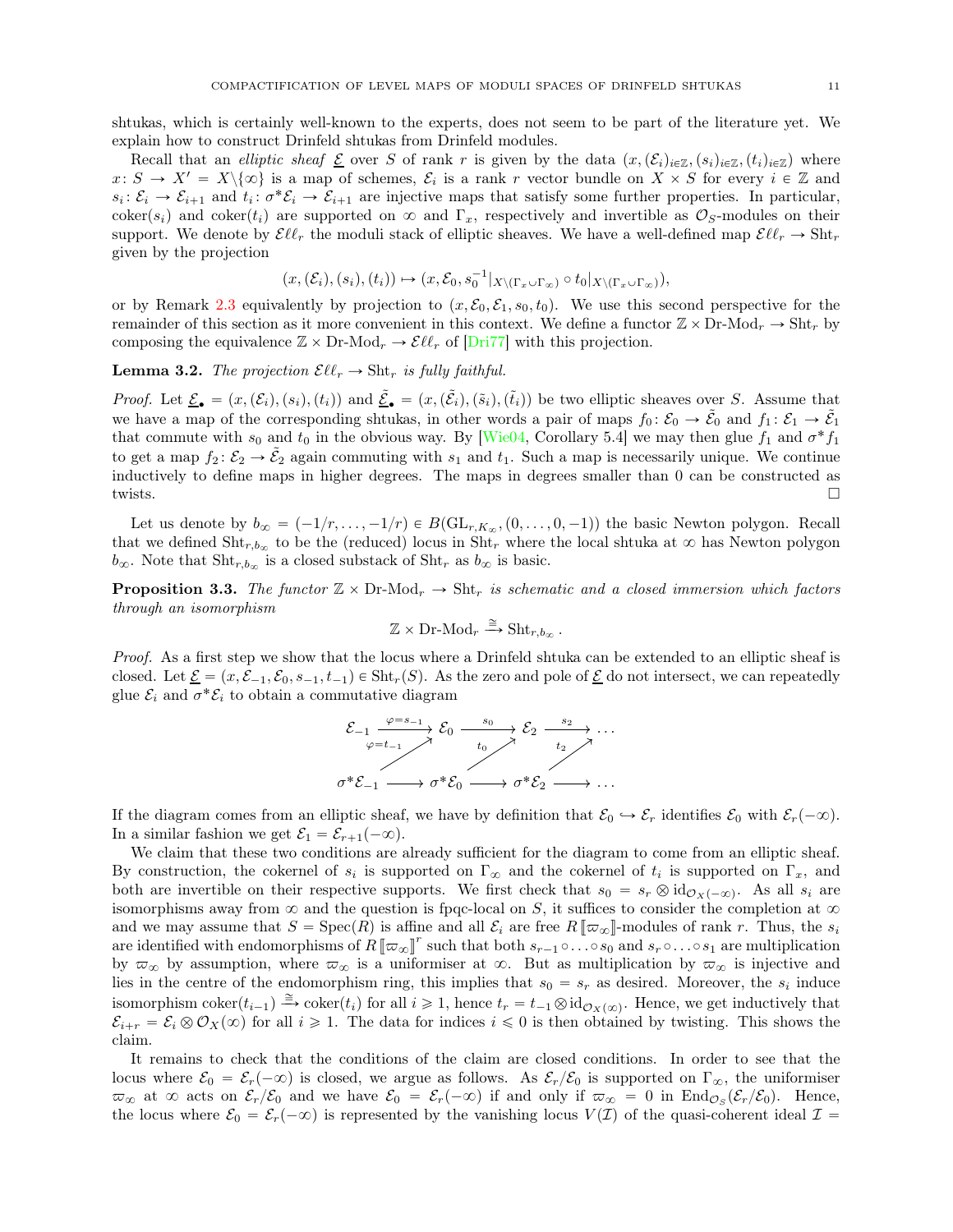shtukas, which is certainly well-known to the experts, does not seem to be part of the literature yet. We explain how to construct Drinfeld shtukas from Drinfeld modules.

Recall that an *elliptic sheaf* $\underline{\mathcal{E}}$ over $S$ of rank $r$ is given by the data $(x, (\mathcal{E}_i)_{i\in\mathbb{Z}}, (s_i)_{i\in\mathbb{Z}}, (t_i)_{i\in\mathbb{Z}})$ where $x\colon S \to X' = X\backslash\{\infty\}$ is a map of schemes, $\mathcal{E}_i$ is a rank $r$ vector bundle on $X \times S$ for every $i \in \mathbb{Z}$ and $s_i\colon \mathcal{E}_i \to \mathcal{E}_{i+1}$ and $t_i\colon \sigma^*\mathcal{E}_i \to \mathcal{E}_{i+1}$ are injective maps that satisfy some further properties. In particular, $\operatorname{coker}(s_i)$ and $\operatorname{coker}(t_i)$ are supported on $\infty$ and $\Gamma_x$, respectively and invertible as $\mathcal{O}_S$-modules on their support. We denote by $\mathcal{E}\ell\ell_r$ the moduli stack of elliptic sheaves. We have a well-defined map $\mathcal{E}\ell\ell_r \to \operatorname{Sht}_r$ given by the projection

$$(x, (\mathcal{E}_i), (s_i), (t_i)) \mapsto (x, \mathcal{E}_0, s_0^{-1}|_{X\backslash(\Gamma_x\cup\Gamma_\infty)} \circ t_0|_{X\backslash(\Gamma_x\cup\Gamma_\infty)}),$$

or by Remark 2.3 equivalently by projection to $(x, \mathcal{E}_0, \mathcal{E}_1, s_0, t_0)$. We use this second perspective for the remainder of this section as it more convenient in this context. We define a functor $\mathbb{Z} \times \text{Dr-Mod}_r \to \operatorname{Sht}_r$ by composing the equivalence $\mathbb{Z} \times \text{Dr-Mod}_r \to \mathcal{E}\ell\ell_r$ of [Dri77] with this projection.

**Lemma 3.2.** *The projection $\mathcal{E}\ell\ell_r \to \operatorname{Sht}_r$ is fully faithful.*

*Proof.* Let $\underline{\mathcal{E}}_\bullet = (x, (\mathcal{E}_i), (s_i), (t_i))$ and $\underline{\tilde{\mathcal{E}}}_\bullet = (x, (\tilde{\mathcal{E}}_i), (\tilde{s}_i), (\tilde{t}_i))$ be two elliptic sheaves over $S$. Assume that we have a map of the corresponding shtukas, in other words a pair of maps $f_0\colon \mathcal{E}_0 \to \tilde{\mathcal{E}}_0$ and $f_1\colon \mathcal{E}_1 \to \tilde{\mathcal{E}}_1$ that commute with $s_0$ and $t_0$ in the obvious way. By [Wie04, Corollary 5.4] we may then glue $f_1$ and $\sigma^* f_1$ to get a map $f_2\colon \mathcal{E}_2 \to \tilde{\mathcal{E}}_2$ again commuting with $s_1$ and $t_1$. Such a map is necessarily unique. We continue inductively to define maps in higher degrees. The maps in degrees smaller than 0 can be constructed as twists. $\square$

Let us denote by $b_\infty = (-1/r, \ldots, -1/r) \in B(\operatorname{GL}_{r,K_\infty}, (0, \ldots, 0, -1))$ the basic Newton polygon. Recall that we defined $\operatorname{Sht}_{r,b_\infty}$ to be the (reduced) locus in $\operatorname{Sht}_r$ where the local shtuka at $\infty$ has Newton polygon $b_\infty$. Note that $\operatorname{Sht}_{r,b_\infty}$ is a closed substack of $\operatorname{Sht}_r$ as $b_\infty$ is basic.

**Proposition 3.3.** *The functor $\mathbb{Z} \times \text{Dr-Mod}_r \to \operatorname{Sht}_r$ is schematic and a closed immersion which factors through an isomorphism*

$$\mathbb{Z} \times \text{Dr-Mod}_r \xrightarrow{\cong} \operatorname{Sht}_{r,b_\infty}.$$

*Proof.* As a first step we show that the locus where a Drinfeld shtuka can be extended to an elliptic sheaf is closed. Let $\underline{\mathcal{E}} = (x, \mathcal{E}_{-1}, \mathcal{E}_0, s_{-1}, t_{-1}) \in \operatorname{Sht}_r(S)$. As the zero and pole of $\underline{\mathcal{E}}$ do not intersect, we can repeatedly glue $\mathcal{E}_i$ and $\sigma^*\mathcal{E}_i$ to obtain a commutative diagram

$$\begin{array}{ccccccc}
\mathcal{E}_{-1} & \xrightarrow{\varphi = s_{-1}} & \mathcal{E}_0 & \xrightarrow{s_0} & \mathcal{E}_2 & \xrightarrow{s_2} & \ldots \\
& \nearrow_{\varphi = t_{-1}} & & \nearrow_{t_0} & & \nearrow_{t_2} & \\
\sigma^*\mathcal{E}_{-1} & \longrightarrow & \sigma^*\mathcal{E}_0 & \longrightarrow & \sigma^*\mathcal{E}_2 & \longrightarrow & \ldots
\end{array}$$

If the diagram comes from an elliptic sheaf, we have by definition that $\mathcal{E}_0 \hookrightarrow \mathcal{E}_r$ identifies $\mathcal{E}_0$ with $\mathcal{E}_r(-\infty)$. In a similar fashion we get $\mathcal{E}_1 = \mathcal{E}_{r+1}(-\infty)$.

We claim that these two conditions are already sufficient for the diagram to come from an elliptic sheaf. By construction, the cokernel of $s_i$ is supported on $\Gamma_\infty$ and the cokernel of $t_i$ is supported on $\Gamma_x$, and both are invertible on their respective supports. We first check that $s_0 = s_r \otimes \operatorname{id}_{\mathcal{O}_X(-\infty)}$. As all $s_i$ are isomorphisms away from $\infty$ and the question is fpqc-local on $S$, it suffices to consider the completion at $\infty$ and we may assume that $S = \operatorname{Spec}(R)$ is affine and all $\mathcal{E}_i$ are free $R[\![\varpi_\infty]\!]$-modules of rank $r$. Thus, the $s_i$ are identified with endomorphisms of $R[\![\varpi_\infty]\!]^r$ such that both $s_{r-1} \circ \ldots \circ s_0$ and $s_r \circ \ldots \circ s_1$ are multiplication by $\varpi_\infty$ by assumption, where $\varpi_\infty$ is a uniformiser at $\infty$. But as multiplication by $\varpi_\infty$ is injective and lies in the centre of the endomorphism ring, this implies that $s_0 = s_r$ as desired. Moreover, the $s_i$ induce isomorphism $\operatorname{coker}(t_{i-1}) \xrightarrow{\cong} \operatorname{coker}(t_i)$ for all $i \geqslant 1$, hence $t_r = t_{-1} \otimes \operatorname{id}_{\mathcal{O}_X(\infty)}$. Hence, we get inductively that $\mathcal{E}_{i+r} = \mathcal{E}_i \otimes \mathcal{O}_X(\infty)$ for all $i \geqslant 1$. The data for indices $i \leqslant 0$ is then obtained by twisting. This shows the claim.

It remains to check that the conditions of the claim are closed conditions. In order to see that the locus where $\mathcal{E}_0 = \mathcal{E}_r(-\infty)$ is closed, we argue as follows. As $\mathcal{E}_r/\mathcal{E}_0$ is supported on $\Gamma_\infty$, the uniformiser $\varpi_\infty$ at $\infty$ acts on $\mathcal{E}_r/\mathcal{E}_0$ and we have $\mathcal{E}_0 = \mathcal{E}_r(-\infty)$ if and only if $\varpi_\infty = 0$ in $\operatorname{End}_{\mathcal{O}_S}(\mathcal{E}_r/\mathcal{E}_0)$. Hence, the locus where $\mathcal{E}_0 = \mathcal{E}_r(-\infty)$ is represented by the vanishing locus $V(\mathcal{I})$ of the quasi-coherent ideal $\mathcal{I} =$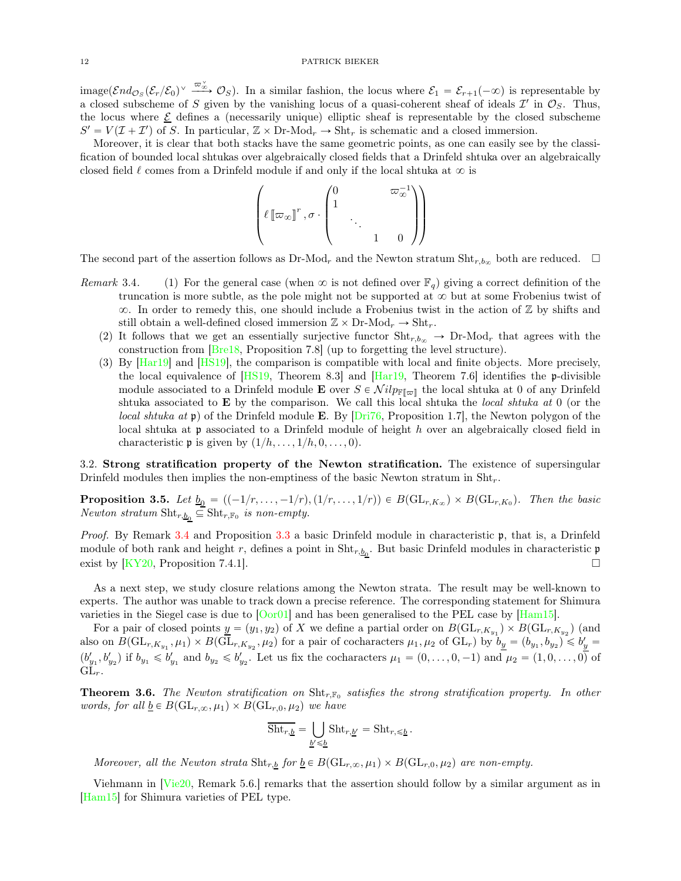$\mathrm{image}(\mathcal{E}nd_{\mathcal{O}_S}(\mathcal{E}_r/\mathcal{E}_0)^\vee \xrightarrow{\varpi_\infty^\vee} \mathcal{O}_S)$. In a similar fashion, the locus where $\mathcal{E}_1 = \mathcal{E}_{r+1}(-\infty)$ is representable by a closed subscheme of $S$ given by the vanishing locus of a quasi-coherent sheaf of ideals $\mathcal{I}'$ in $\mathcal{O}_S$. Thus, the locus where $\underline{\mathcal{E}}$ defines a (necessarily unique) elliptic sheaf is representable by the closed subscheme $S' = V(\mathcal{I} + \mathcal{I}')$ of $S$. In particular, $\mathbb{Z} \times \mathrm{Dr}\text{-}\mathrm{Mod}_r \to \mathrm{Sht}_r$ is schematic and a closed immersion.

Moreover, it is clear that both stacks have the same geometric points, as one can easily see by the classification of bounded local shtukas over algebraically closed fields that a Drinfeld shtuka over an algebraically closed field $\ell$ comes from a Drinfeld module if and only if the local shtuka at $\infty$ is

$$\left( \ell\,[\![\varpi_\infty]\!]^r, \sigma \cdot \begin{pmatrix} 0 & & & \varpi_\infty^{-1} \\ 1 & & & \\ & \ddots & & \\ & & 1 & 0 \end{pmatrix} \right)$$

The second part of the assertion follows as $\mathrm{Dr}\text{-}\mathrm{Mod}_r$ and the Newton stratum $\mathrm{Sht}_{r,b_\infty}$ both are reduced. $\square$

*Remark* 3.4.
1. For the general case (when $\infty$ is not defined over $\mathbb{F}_q$) giving a correct definition of the truncation is more subtle, as the pole might not be supported at $\infty$ but at some Frobenius twist of $\infty$. In order to remedy this, one should include a Frobenius twist in the action of $\mathbb{Z}$ by shifts and still obtain a well-defined closed immersion $\mathbb{Z} \times \mathrm{Dr}\text{-}\mathrm{Mod}_r \to \mathrm{Sht}_r$.
2. It follows that we get an essentially surjective functor $\mathrm{Sht}_{r,b_\infty} \to \mathrm{Dr}\text{-}\mathrm{Mod}_r$ that agrees with the construction from [Bre18, Proposition 7.8] (up to forgetting the level structure).
3. By [Har19] and [HS19], the comparison is compatible with local and finite objects. More precisely, the local equivalence of [HS19, Theorem 8.3] and [Har19, Theorem 7.6] identifies the $\mathfrak{p}$-divisible module associated to a Drinfeld module $\mathbf{E}$ over $S \in \mathcal{N}ilp_{\mathbb{F}[\![\varpi]\!]}$ the local shtuka at 0 of any Drinfeld shtuka associated to $\mathbf{E}$ by the comparison. We call this local shtuka the *local shtuka at* 0 (or the *local shtuka at* $\mathfrak{p}$) of the Drinfeld module $\mathbf{E}$. By [Dri76, Proposition 1.7], the Newton polygon of the local shtuka at $\mathfrak{p}$ associated to a Drinfeld module of height $h$ over an algebraically closed field in characteristic $\mathfrak{p}$ is given by $(1/h, \ldots, 1/h, 0, \ldots, 0)$.

### 3.2. Strong stratification property of the Newton stratification.

The existence of supersingular Drinfeld modules then implies the non-emptiness of the basic Newton stratum in $\mathrm{Sht}_r$.

**Proposition 3.5.** *Let $\underline{b_0} = ((-1/r, \ldots, -1/r), (1/r, \ldots, 1/r)) \in B(\mathrm{GL}_{r,K_\infty}) \times B(\mathrm{GL}_{r,K_0})$. Then the basic Newton stratum $\mathrm{Sht}_{r,\underline{b_0}} \subseteq \mathrm{Sht}_{r,\mathbb{F}_0}$ is non-empty.*

*Proof.* By Remark 3.4 and Proposition 3.3 a basic Drinfeld module in characteristic $\mathfrak{p}$, that is, a Drinfeld module of both rank and height $r$, defines a point in $\mathrm{Sht}_{r,\underline{b_0}}$. But basic Drinfeld modules in characteristic $\mathfrak{p}$ exist by [KY20, Proposition 7.4.1]. $\square$

As a next step, we study closure relations among the Newton strata. The result may be well-known to experts. The author was unable to track down a precise reference. The corresponding statement for Shimura varieties in the Siegel case is due to [Oor01] and has been generalised to the PEL case by [Ham15].

For a pair of closed points $\underline{y} = (y_1, y_2)$ of $X$ we define a partial order on $B(\mathrm{GL}_{r,K_{y_1}}) \times B(\mathrm{GL}_{r,K_{y_2}})$ (and also on $B(\mathrm{GL}_{r,K_{y_1}}, \mu_1) \times B(\mathrm{GL}_{r,K_{y_2}}, \mu_2)$ for a pair of cocharacters $\mu_1, \mu_2$ of $\mathrm{GL}_r$) by $\underline{b_y} = (b_{y_1}, b_{y_2}) \leqslant \underline{b'_y} = (b'_{y_1}, b'_{y_2})$ if $b_{y_1} \leqslant b'_{y_1}$ and $b_{y_2} \leqslant b'_{y_2}$. Let us fix the cocharacters $\mu_1 = (0, \ldots, 0, -1)$ and $\mu_2 = (1, 0, \ldots, 0)$ of $\mathrm{GL}_r$.

**Theorem 3.6.** *The Newton stratification on $\mathrm{Sht}_{r,\mathbb{F}_0}$ satisfies the strong stratification property. In other words, for all $\underline{b} \in B(\mathrm{GL}_{r,\infty}, \mu_1) \times B(\mathrm{GL}_{r,0}, \mu_2)$ we have*

$$\overline{\mathrm{Sht}_{r,\underline{b}}} = \bigcup_{\underline{b'} \leqslant \underline{b}} \mathrm{Sht}_{r,\underline{b'}} = \mathrm{Sht}_{r,\leqslant \underline{b}}.$$

*Moreover, all the Newton strata $\mathrm{Sht}_{r,\underline{b}}$ for $\underline{b} \in B(\mathrm{GL}_{r,\infty}, \mu_1) \times B(\mathrm{GL}_{r,0}, \mu_2)$ are non-empty.*

Viehmann in [Vie20, Remark 5.6.] remarks that the assertion should follow by a similar argument as in [Ham15] for Shimura varieties of PEL type.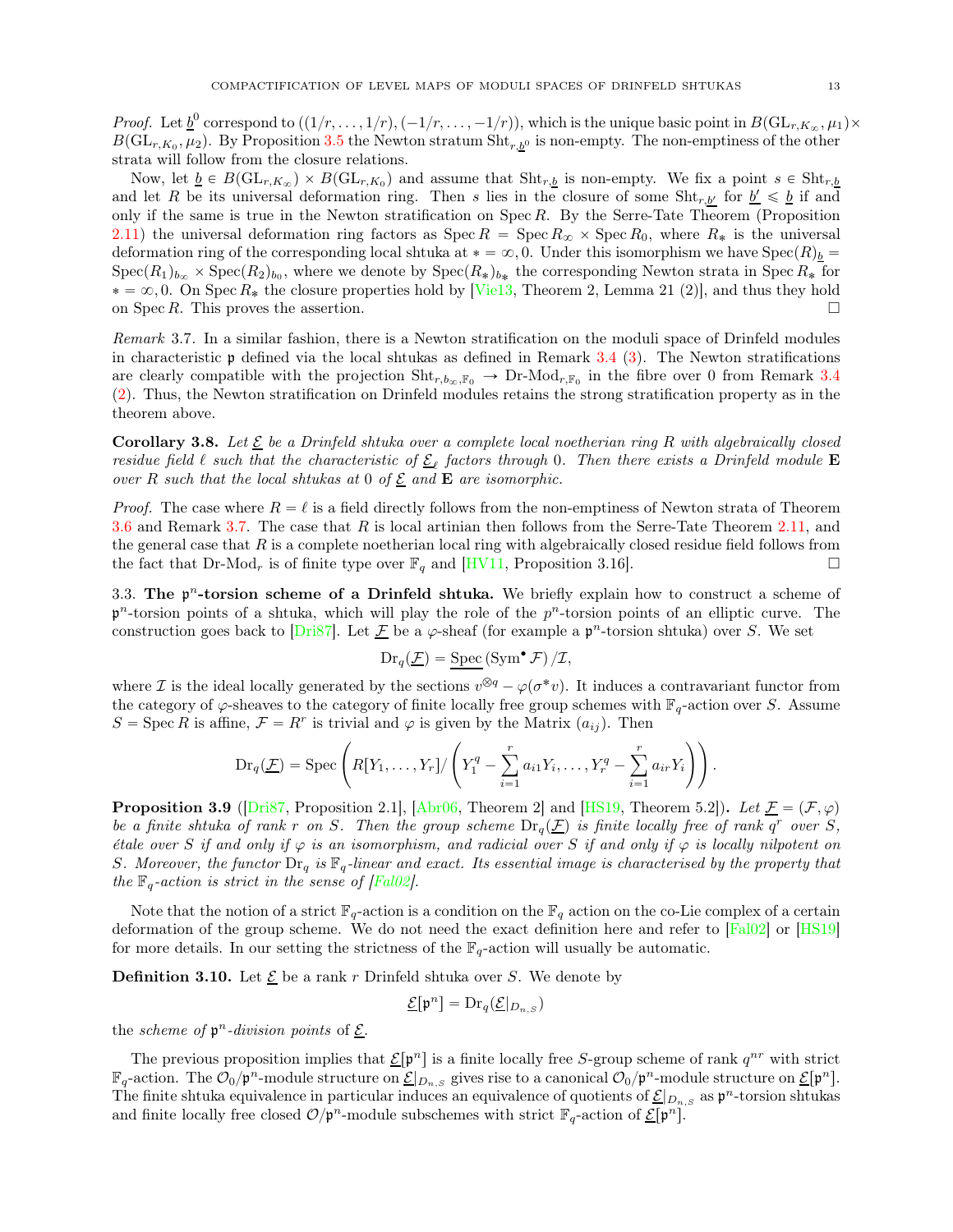*Proof.* Let $\underline{b}^0$ correspond to $((1/r,\dots,1/r),(-1/r,\dots,-1/r))$, which is the unique basic point in $B(\mathrm{GL}_{r,K_\infty},\mu_1)\times B(\mathrm{GL}_{r,K_0},\mu_2)$. By Proposition 3.5 the Newton stratum $\mathrm{Sht}_{r,\underline{b}^0}$ is non-empty. The non-emptiness of the other strata will follow from the closure relations.

Now, let $\underline{b}\in B(\mathrm{GL}_{r,K_\infty})\times B(\mathrm{GL}_{r,K_0})$ and assume that $\mathrm{Sht}_{r,\underline{b}}$ is non-empty. We fix a point $s\in \mathrm{Sht}_{r,\underline{b}}$ and let $R$ be its universal deformation ring. Then $s$ lies in the closure of some $\mathrm{Sht}_{r,\underline{b}'}$ for $\underline{b}'\leqslant \underline{b}$ if and only if the same is true in the Newton stratification on $\operatorname{Spec} R$. By the Serre-Tate Theorem (Proposition 2.11) the universal deformation ring factors as $\operatorname{Spec} R=\operatorname{Spec} R_\infty\times \operatorname{Spec} R_0$, where $R_*$ is the universal deformation ring of the corresponding local shtuka at $*=\infty,0$. Under this isomorphism we have $\operatorname{Spec}(R)_{\underline{b}}=\operatorname{Spec}(R_1)_{b_\infty}\times \operatorname{Spec}(R_2)_{b_0}$, where we denote by $\operatorname{Spec}(R_*)_{b_*}$ the corresponding Newton strata in $\operatorname{Spec} R_*$ for $*=\infty,0$. On $\operatorname{Spec} R_*$ the closure properties hold by [Vie13, Theorem 2, Lemma 21 (2)], and thus they hold on $\operatorname{Spec} R$. This proves the assertion. □

*Remark* 3.7. In a similar fashion, there is a Newton stratification on the moduli space of Drinfeld modules in characteristic $\mathfrak{p}$ defined via the local shtukas as defined in Remark 3.4 (3). The Newton stratifications are clearly compatible with the projection $\mathrm{Sht}_{r,b_\infty,\mathbb{F}_0}\to \text{Dr-Mod}_{r,\mathbb{F}_0}$ in the fibre over 0 from Remark 3.4 (2). Thus, the Newton stratification on Drinfeld modules retains the strong stratification property as in the theorem above.

**Corollary 3.8.** *Let $\underline{\mathcal{E}}$ be a Drinfeld shtuka over a complete local noetherian ring $R$ with algebraically closed residue field $\ell$ such that the characteristic of $\underline{\mathcal{E}}_\ell$ factors through 0. Then there exists a Drinfeld module $\mathbf{E}$ over $R$ such that the local shtukas at 0 of $\underline{\mathcal{E}}$ and $\mathbf{E}$ are isomorphic.*

*Proof.* The case where $R=\ell$ is a field directly follows from the non-emptiness of Newton strata of Theorem 3.6 and Remark 3.7. The case that $R$ is local artinian then follows from the Serre-Tate Theorem 2.11, and the general case that $R$ is a complete noetherian local ring with algebraically closed residue field follows from the fact that $\text{Dr-Mod}_r$ is of finite type over $\mathbb{F}_q$ and [HV11, Proposition 3.16]. □

### 3.3. The $\mathfrak{p}^n$-torsion scheme of a Drinfeld shtuka.

We briefly explain how to construct a scheme of $\mathfrak{p}^n$-torsion points of a shtuka, which will play the role of the $p^n$-torsion points of an elliptic curve. The construction goes back to [Dri87]. Let $\underline{\mathcal{F}}$ be a $\varphi$-sheaf (for example a $\mathfrak{p}^n$-torsion shtuka) over $S$. We set

$$\mathrm{Dr}_q(\underline{\mathcal{F}})=\underline{\operatorname{Spec}}\,(\operatorname{Sym}^\bullet \mathcal{F})/\mathcal{I},$$

where $\mathcal{I}$ is the ideal locally generated by the sections $v^{\otimes q}-\varphi(\sigma^* v)$. It induces a contravariant functor from the category of $\varphi$-sheaves to the category of finite locally free group schemes with $\mathbb{F}_q$-action over $S$. Assume $S=\operatorname{Spec} R$ is affine, $\mathcal{F}=R^r$ is trivial and $\varphi$ is given by the Matrix $(a_{ij})$. Then

$$\mathrm{Dr}_q(\underline{\mathcal{F}})=\operatorname{Spec}\left(R[Y_1,\dots,Y_r]/\left(Y_1^q-\sum_{i=1}^r a_{i1}Y_i,\dots,Y_r^q-\sum_{i=1}^r a_{ir}Y_i\right)\right).$$

**Proposition 3.9** ([Dri87, Proposition 2.1], [Abr06, Theorem 2] and [HS19, Theorem 5.2])**.** *Let $\underline{\mathcal{F}}=(\mathcal{F},\varphi)$ be a finite shtuka of rank $r$ on $S$. Then the group scheme $\mathrm{Dr}_q(\underline{\mathcal{F}})$ is finite locally free of rank $q^r$ over $S$, étale over $S$ if and only if $\varphi$ is an isomorphism, and radicial over $S$ if and only if $\varphi$ is locally nilpotent on $S$. Moreover, the functor $\mathrm{Dr}_q$ is $\mathbb{F}_q$-linear and exact. Its essential image is characterised by the property that the $\mathbb{F}_q$-action is strict in the sense of [Fal02].*

Note that the notion of a strict $\mathbb{F}_q$-action is a condition on the $\mathbb{F}_q$ action on the co-Lie complex of a certain deformation of the group scheme. We do not need the exact definition here and refer to [Fal02] or [HS19] for more details. In our setting the strictness of the $\mathbb{F}_q$-action will usually be automatic.

**Definition 3.10.** Let $\underline{\mathcal{E}}$ be a rank $r$ Drinfeld shtuka over $S$. We denote by

$$\underline{\mathcal{E}}[\mathfrak{p}^n]=\mathrm{Dr}_q(\underline{\mathcal{E}}|_{D_{n,S}})$$

the *scheme of $\mathfrak{p}^n$-division points* of $\underline{\mathcal{E}}$.

The previous proposition implies that $\underline{\mathcal{E}}[\mathfrak{p}^n]$ is a finite locally free $S$-group scheme of rank $q^{nr}$ with strict $\mathbb{F}_q$-action. The $\mathcal{O}_0/\mathfrak{p}^n$-module structure on $\underline{\mathcal{E}}|_{D_{n,S}}$ gives rise to a canonical $\mathcal{O}_0/\mathfrak{p}^n$-module structure on $\underline{\mathcal{E}}[\mathfrak{p}^n]$. The finite shtuka equivalence in particular induces an equivalence of quotients of $\underline{\mathcal{E}}|_{D_{n,S}}$ as $\mathfrak{p}^n$-torsion shtukas and finite locally free closed $\mathcal{O}/\mathfrak{p}^n$-module subschemes with strict $\mathbb{F}_q$-action of $\underline{\mathcal{E}}[\mathfrak{p}^n]$.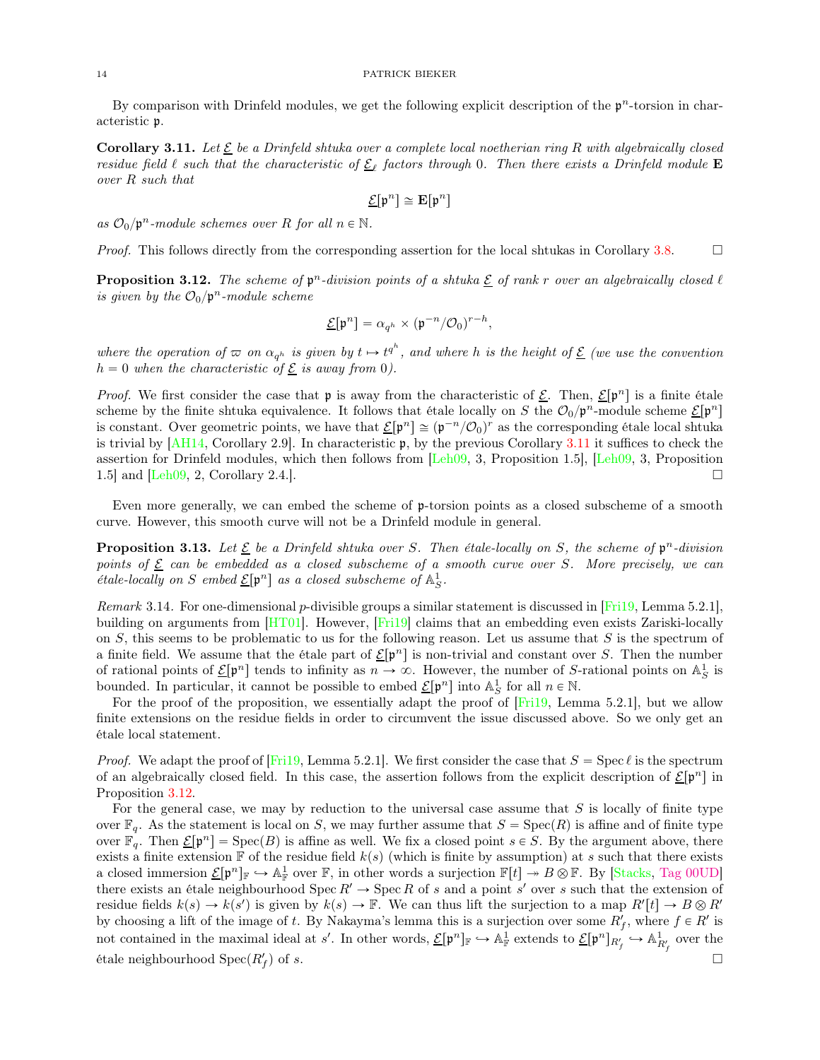By comparison with Drinfeld modules, we get the following explicit description of the $\mathfrak{p}^n$-torsion in characteristic $\mathfrak{p}$.

**Corollary 3.11.** *Let $\underline{\mathcal{E}}$ be a Drinfeld shtuka over a complete local noetherian ring $R$ with algebraically closed residue field $\ell$ such that the characteristic of $\underline{\mathcal{E}}_\ell$ factors through $0$. Then there exists a Drinfeld module $\mathbf{E}$ over $R$ such that*

$$\underline{\mathcal{E}}[\mathfrak{p}^n] \cong \mathbf{E}[\mathfrak{p}^n]$$

*as $\mathcal{O}_0/\mathfrak{p}^n$-module schemes over $R$ for all $n \in \mathbb{N}$.*

*Proof.* This follows directly from the corresponding assertion for the local shtukas in Corollary 3.8. □

**Proposition 3.12.** *The scheme of $\mathfrak{p}^n$-division points of a shtuka $\underline{\mathcal{E}}$ of rank $r$ over an algebraically closed $\ell$ is given by the $\mathcal{O}_0/\mathfrak{p}^n$-module scheme*

$$\underline{\mathcal{E}}[\mathfrak{p}^n] = \alpha_{q^h} \times (\mathfrak{p}^{-n}/\mathcal{O}_0)^{r-h},$$

*where the operation of $\varpi$ on $\alpha_{q^h}$ is given by $t \mapsto t^{q^h}$, and where $h$ is the height of $\underline{\mathcal{E}}$ (we use the convention $h = 0$ when the characteristic of $\underline{\mathcal{E}}$ is away from $0$).*

*Proof.* We first consider the case that $\mathfrak{p}$ is away from the characteristic of $\underline{\mathcal{E}}$. Then, $\underline{\mathcal{E}}[\mathfrak{p}^n]$ is a finite étale scheme by the finite shtuka equivalence. It follows that étale locally on $S$ the $\mathcal{O}_0/\mathfrak{p}^n$-module scheme $\underline{\mathcal{E}}[\mathfrak{p}^n]$ is constant. Over geometric points, we have that $\underline{\mathcal{E}}[\mathfrak{p}^n] \cong (\mathfrak{p}^{-n}/\mathcal{O}_0)^r$ as the corresponding étale local shtuka is trivial by [AH14, Corollary 2.9]. In characteristic $\mathfrak{p}$, by the previous Corollary 3.11 it suffices to check the assertion for Drinfeld modules, which then follows from [Leh09, 3, Proposition 1.5], [Leh09, 3, Proposition 1.5] and [Leh09, 2, Corollary 2.4.]. □

Even more generally, we can embed the scheme of $\mathfrak{p}$-torsion points as a closed subscheme of a smooth curve. However, this smooth curve will not be a Drinfeld module in general.

**Proposition 3.13.** *Let $\underline{\mathcal{E}}$ be a Drinfeld shtuka over $S$. Then étale-locally on $S$, the scheme of $\mathfrak{p}^n$-division points of $\underline{\mathcal{E}}$ can be embedded as a closed subscheme of a smooth curve over $S$. More precisely, we can étale-locally on $S$ embed $\underline{\mathcal{E}}[\mathfrak{p}^n]$ as a closed subscheme of $\mathbb{A}^1_S$.*

*Remark* 3.14. For one-dimensional $p$-divisible groups a similar statement is discussed in [Fri19, Lemma 5.2.1], building on arguments from [HT01]. However, [Fri19] claims that an embedding even exists Zariski-locally on $S$, this seems to be problematic to us for the following reason. Let us assume that $S$ is the spectrum of a finite field. We assume that the étale part of $\underline{\mathcal{E}}[\mathfrak{p}^n]$ is non-trivial and constant over $S$. Then the number of rational points of $\underline{\mathcal{E}}[\mathfrak{p}^n]$ tends to infinity as $n \to \infty$. However, the number of $S$-rational points on $\mathbb{A}^1_S$ is bounded. In particular, it cannot be possible to embed $\underline{\mathcal{E}}[\mathfrak{p}^n]$ into $\mathbb{A}^1_S$ for all $n \in \mathbb{N}$.

For the proof of the proposition, we essentially adapt the proof of [Fri19, Lemma 5.2.1], but we allow finite extensions on the residue fields in order to circumvent the issue discussed above. So we only get an étale local statement.

*Proof.* We adapt the proof of [Fri19, Lemma 5.2.1]. We first consider the case that $S = \operatorname{Spec} \ell$ is the spectrum of an algebraically closed field. In this case, the assertion follows from the explicit description of $\underline{\mathcal{E}}[\mathfrak{p}^n]$ in Proposition 3.12.

For the general case, we may by reduction to the universal case assume that $S$ is locally of finite type over $\mathbb{F}_q$. As the statement is local on $S$, we may further assume that $S = \operatorname{Spec}(R)$ is affine and of finite type over $\mathbb{F}_q$. Then $\underline{\mathcal{E}}[\mathfrak{p}^n] = \operatorname{Spec}(B)$ is affine as well. We fix a closed point $s \in S$. By the argument above, there exists a finite extension $\mathbb{F}$ of the residue field $k(s)$ (which is finite by assumption) at $s$ such that there exists a closed immersion $\underline{\mathcal{E}}[\mathfrak{p}^n]_{\mathbb{F}} \hookrightarrow \mathbb{A}^1_{\mathbb{F}}$ over $\mathbb{F}$, in other words a surjection $\mathbb{F}[t] \twoheadrightarrow B \otimes \mathbb{F}$. By [Stacks, Tag 00UD] there exists an étale neighbourhood $\operatorname{Spec} R' \to \operatorname{Spec} R$ of $s$ and a point $s'$ over $s$ such that the extension of residue fields $k(s) \to k(s')$ is given by $k(s) \to \mathbb{F}$. We can thus lift the surjection to a map $R'[t] \to B \otimes R'$ by choosing a lift of the image of $t$. By Nakayma's lemma this is a surjection over some $R'_f$, where $f \in R'$ is not contained in the maximal ideal at $s'$. In other words, $\underline{\mathcal{E}}[\mathfrak{p}^n]_{\mathbb{F}} \hookrightarrow \mathbb{A}^1_{\mathbb{F}}$ extends to $\underline{\mathcal{E}}[\mathfrak{p}^n]_{R'_f} \hookrightarrow \mathbb{A}^1_{R'_f}$ over the étale neighbourhood $\operatorname{Spec}(R'_f)$ of $s$. □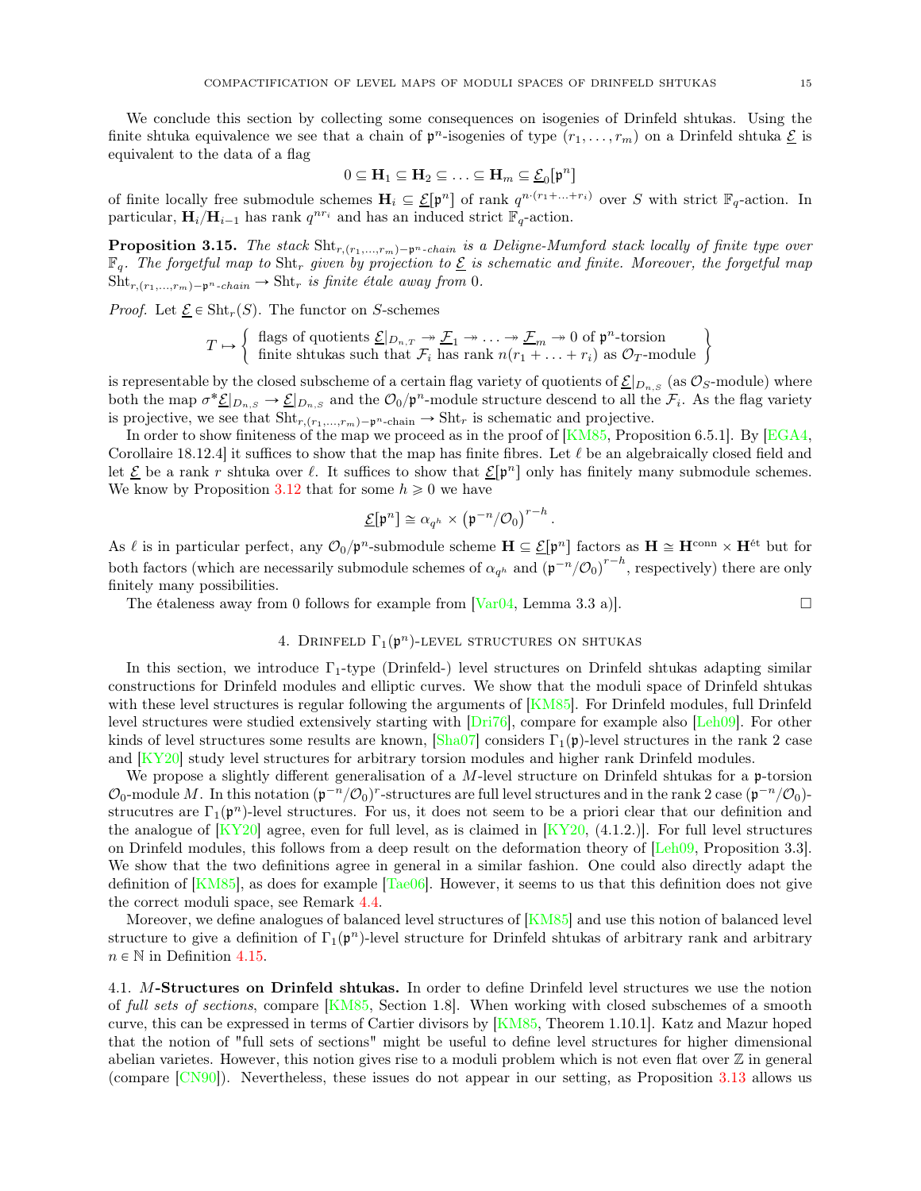We conclude this section by collecting some consequences on isogenies of Drinfeld shtukas. Using the finite shtuka equivalence we see that a chain of $\mathfrak{p}^n$-isogenies of type $(r_1, \ldots, r_m)$ on a Drinfeld shtuka $\underline{\mathcal{E}}$ is equivalent to the data of a flag

$$0 \subseteq \mathbf{H}_1 \subseteq \mathbf{H}_2 \subseteq \ldots \subseteq \mathbf{H}_m \subseteq \underline{\mathcal{E}}_0[\mathfrak{p}^n]$$

of finite locally free submodule schemes $\mathbf{H}_i \subseteq \underline{\mathcal{E}}[\mathfrak{p}^n]$ of rank $q^{n\cdot(r_1+\ldots+r_i)}$ over $S$ with strict $\mathbb{F}_q$-action. In particular, $\mathbf{H}_i/\mathbf{H}_{i-1}$ has rank $q^{nr_i}$ and has an induced strict $\mathbb{F}_q$-action.

**Proposition 3.15.** *The stack $\mathrm{Sht}_{r,(r_1,\ldots,r_m)-\mathfrak{p}^n\text{-chain}}$ is a Deligne-Mumford stack locally of finite type over $\mathbb{F}_q$. The forgetful map to $\mathrm{Sht}_r$ given by projection to $\underline{\mathcal{E}}$ is schematic and finite. Moreover, the forgetful map $\mathrm{Sht}_{r,(r_1,\ldots,r_m)-\mathfrak{p}^n\text{-chain}} \to \mathrm{Sht}_r$ is finite étale away from 0.*

*Proof.* Let $\underline{\mathcal{E}} \in \mathrm{Sht}_r(S)$. The functor on $S$-schemes

$$T \mapsto \left\{ \begin{array}{l} \text{flags of quotients } \underline{\mathcal{E}}|_{D_{n,T}} \twoheadrightarrow \underline{\mathcal{F}}_1 \twoheadrightarrow \ldots \twoheadrightarrow \underline{\mathcal{F}}_m \twoheadrightarrow 0 \text{ of } \mathfrak{p}^n\text{-torsion} \\ \text{finite shtukas such that } \mathcal{F}_i \text{ has rank } n(r_1+\ldots+r_i) \text{ as } \mathcal{O}_T\text{-module} \end{array} \right\}$$

is representable by the closed subscheme of a certain flag variety of quotients of $\underline{\mathcal{E}}|_{D_{n,S}}$ (as $\mathcal{O}_S$-module) where both the map $\sigma^*\underline{\mathcal{E}}|_{D_{n,S}} \to \underline{\mathcal{E}}|_{D_{n,S}}$ and the $\mathcal{O}_0/\mathfrak{p}^n$-module structure descend to all the $\mathcal{F}_i$. As the flag variety is projective, we see that $\mathrm{Sht}_{r,(r_1,\ldots,r_m)-\mathfrak{p}^n\text{-chain}} \to \mathrm{Sht}_r$ is schematic and projective.

In order to show finiteness of the map we proceed as in the proof of [KM85, Proposition 6.5.1]. By [EGA4, Corollaire 18.12.4] it suffices to show that the map has finite fibres. Let $\ell$ be an algebraically closed field and let $\underline{\mathcal{E}}$ be a rank $r$ shtuka over $\ell$. It suffices to show that $\underline{\mathcal{E}}[\mathfrak{p}^n]$ only has finitely many submodule schemes. We know by Proposition 3.12 that for some $h \geqslant 0$ we have

$$\underline{\mathcal{E}}[\mathfrak{p}^n] \cong \alpha_{q^h} \times \left(\mathfrak{p}^{-n}/\mathcal{O}_0\right)^{r-h}.$$

As $\ell$ is in particular perfect, any $\mathcal{O}_0/\mathfrak{p}^n$-submodule scheme $\mathbf{H} \subseteq \underline{\mathcal{E}}[\mathfrak{p}^n]$ factors as $\mathbf{H} \cong \mathbf{H}^{\mathrm{conn}} \times \mathbf{H}^{\text{ét}}$ but for both factors (which are necessarily submodule schemes of $\alpha_{q^h}$ and $\left(\mathfrak{p}^{-n}/\mathcal{O}_0\right)^{r-h}$, respectively) there are only finitely many possibilities.

The étaleness away from 0 follows for example from [Var04, Lemma 3.3 a)]. □

## 4. Drinfeld $\Gamma_1(\mathfrak{p}^n)$-level structures on shtukas

In this section, we introduce $\Gamma_1$-type (Drinfeld-) level structures on Drinfeld shtukas adapting similar constructions for Drinfeld modules and elliptic curves. We show that the moduli space of Drinfeld shtukas with these level structures is regular following the arguments of [KM85]. For Drinfeld modules, full Drinfeld level structures were studied extensively starting with [Dri76], compare for example also [Leh09]. For other kinds of level structures some results are known, [Sha07] considers $\Gamma_1(\mathfrak{p})$-level structures in the rank 2 case and [KY20] study level structures for arbitrary torsion modules and higher rank Drinfeld modules.

We propose a slightly different generalisation of a $M$-level structure on Drinfeld shtukas for a $\mathfrak{p}$-torsion $\mathcal{O}_0$-module $M$. In this notation $(\mathfrak{p}^{-n}/\mathcal{O}_0)^r$-structures are full level structures and in the rank 2 case $(\mathfrak{p}^{-n}/\mathcal{O}_0)$-strucutres are $\Gamma_1(\mathfrak{p}^n)$-level structures. For us, it does not seem to be a priori clear that our definition and the analogue of [KY20] agree, even for full level, as is claimed in [KY20, (4.1.2.)]. For full level structures on Drinfeld modules, this follows from a deep result on the deformation theory of [Leh09, Proposition 3.3]. We show that the two definitions agree in general in a similar fashion. One could also directly adapt the definition of [KM85], as does for example [Tae06]. However, it seems to us that this definition does not give the correct moduli space, see Remark 4.4.

Moreover, we define analogues of balanced level structures of [KM85] and use this notion of balanced level structure to give a definition of $\Gamma_1(\mathfrak{p}^n)$-level structure for Drinfeld shtukas of arbitrary rank and arbitrary $n \in \mathbb{N}$ in Definition 4.15.

### 4.1. $M$-Structures on Drinfeld shtukas.

In order to define Drinfeld level structures we use the notion of *full sets of sections*, compare [KM85, Section 1.8]. When working with closed subschemes of a smooth curve, this can be expressed in terms of Cartier divisors by [KM85, Theorem 1.10.1]. Katz and Mazur hoped that the notion of "full sets of sections" might be useful to define level structures for higher dimensional abelian varietes. However, this notion gives rise to a moduli problem which is not even flat over $\mathbb{Z}$ in general (compare [CN90]). Nevertheless, these issues do not appear in our setting, as Proposition 3.13 allows us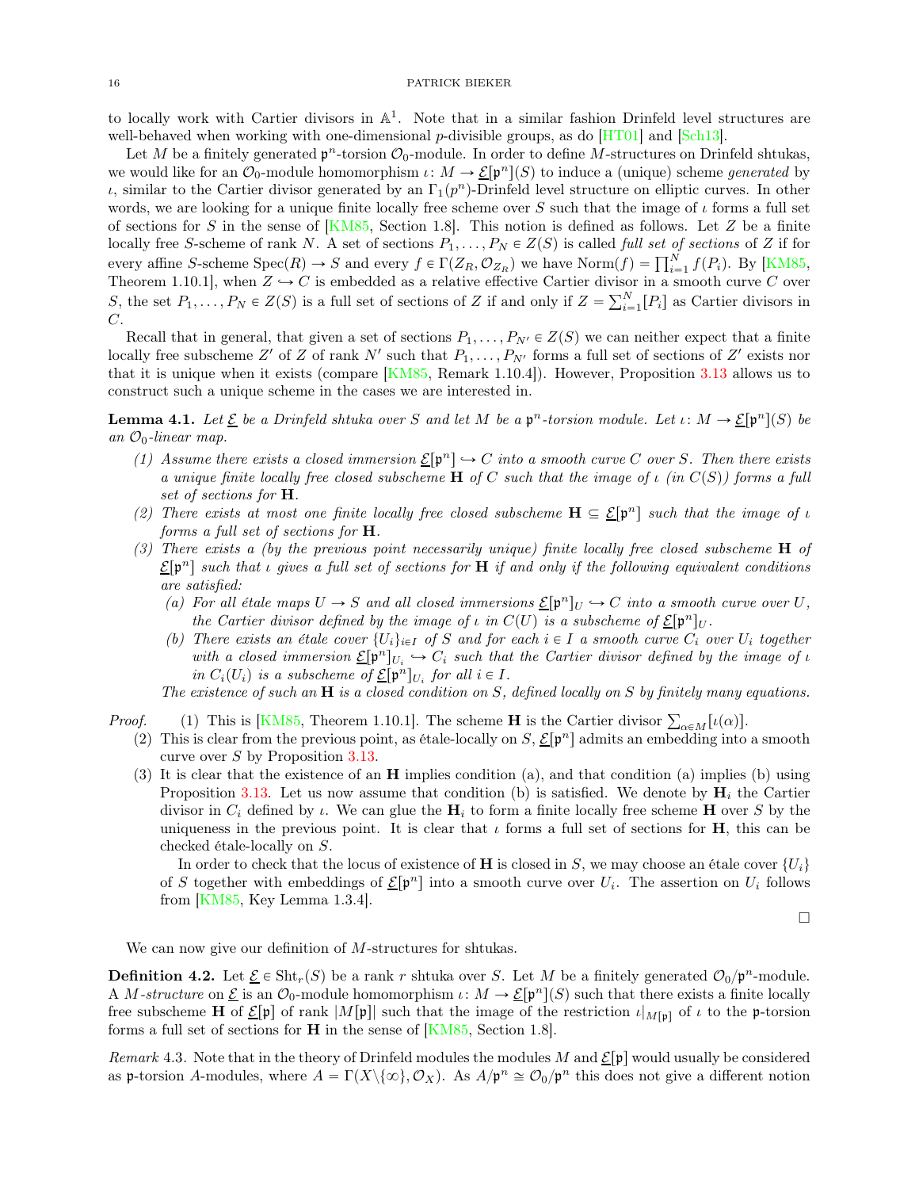to locally work with Cartier divisors in $\mathbb{A}^1$. Note that in a similar fashion Drinfeld level structures are well-behaved when working with one-dimensional $p$-divisible groups, as do [HT01] and [Sch13].

Let $M$ be a finitely generated $\mathfrak{p}^n$-torsion $\mathcal{O}_0$-module. In order to define $M$-structures on Drinfeld shtukas, we would like for an $\mathcal{O}_0$-module homomorphism $\iota\colon M \to \underline{\mathcal{E}}[\mathfrak{p}^n](S)$ to induce a (unique) scheme *generated* by $\iota$, similar to the Cartier divisor generated by an $\Gamma_1(p^n)$-Drinfeld level structure on elliptic curves. In other words, we are looking for a unique finite locally free scheme over $S$ such that the image of $\iota$ forms a full set of sections for $S$ in the sense of [KM85, Section 1.8]. This notion is defined as follows. Let $Z$ be a finite locally free $S$-scheme of rank $N$. A set of sections $P_1, \dots, P_N \in Z(S)$ is called *full set of sections* of $Z$ if for every affine $S$-scheme $\operatorname{Spec}(R) \to S$ and every $f \in \Gamma(Z_R, \mathcal{O}_{Z_R})$ we have $\operatorname{Norm}(f) = \prod_{i=1}^N f(P_i)$. By [KM85, Theorem 1.10.1], when $Z \hookrightarrow C$ is embedded as a relative effective Cartier divisor in a smooth curve $C$ over $S$, the set $P_1, \dots, P_N \in Z(S)$ is a full set of sections of $Z$ if and only if $Z = \sum_{i=1}^N [P_i]$ as Cartier divisors in $C$.

Recall that in general, that given a set of sections $P_1, \dots, P_{N'} \in Z(S)$ we can neither expect that a finite locally free subscheme $Z'$ of $Z$ of rank $N'$ such that $P_1, \dots, P_{N'}$ forms a full set of sections of $Z'$ exists nor that it is unique when it exists (compare [KM85, Remark 1.10.4]). However, Proposition 3.13 allows us to construct such a unique scheme in the cases we are interested in.

**Lemma 4.1.** *Let $\underline{\mathcal{E}}$ be a Drinfeld shtuka over $S$ and let $M$ be a $\mathfrak{p}^n$-torsion module. Let $\iota\colon M \to \underline{\mathcal{E}}[\mathfrak{p}^n](S)$ be an $\mathcal{O}_0$-linear map.*

1. *Assume there exists a closed immersion $\underline{\mathcal{E}}[\mathfrak{p}^n] \hookrightarrow C$ into a smooth curve $C$ over $S$. Then there exists a unique finite locally free closed subscheme $\mathbf{H}$ of $C$ such that the image of $\iota$ (in $C(S)$) forms a full set of sections for $\mathbf{H}$.*
2. *There exists at most one finite locally free closed subscheme $\mathbf{H} \subseteq \underline{\mathcal{E}}[\mathfrak{p}^n]$ such that the image of $\iota$ forms a full set of sections for $\mathbf{H}$.*
3. *There exists a (by the previous point necessarily unique) finite locally free closed subscheme $\mathbf{H}$ of $\underline{\mathcal{E}}[\mathfrak{p}^n]$ such that $\iota$ gives a full set of sections for $\mathbf{H}$ if and only if the following equivalent conditions are satisfied:*
   - *(a) For all étale maps $U \to S$ and all closed immersions $\underline{\mathcal{E}}[\mathfrak{p}^n]_U \hookrightarrow C$ into a smooth curve over $U$, the Cartier divisor defined by the image of $\iota$ in $C(U)$ is a subscheme of $\underline{\mathcal{E}}[\mathfrak{p}^n]_U$.*
   - *(b) There exists an étale cover $\{U_i\}_{i \in I}$ of $S$ and for each $i \in I$ a smooth curve $C_i$ over $U_i$ together with a closed immersion $\underline{\mathcal{E}}[\mathfrak{p}^n]_{U_i} \hookrightarrow C_i$ such that the Cartier divisor defined by the image of $\iota$ in $C_i(U_i)$ is a subscheme of $\underline{\mathcal{E}}[\mathfrak{p}^n]_{U_i}$ for all $i \in I$.*

   *The existence of such an $\mathbf{H}$ is a closed condition on $S$, defined locally on $S$ by finitely many equations.*

*Proof.*
1. This is [KM85, Theorem 1.10.1]. The scheme $\mathbf{H}$ is the Cartier divisor $\sum_{\alpha \in M} [\iota(\alpha)]$.
2. This is clear from the previous point, as étale-locally on $S$, $\underline{\mathcal{E}}[\mathfrak{p}^n]$ admits an embedding into a smooth curve over $S$ by Proposition 3.13.
3. It is clear that the existence of an $\mathbf{H}$ implies condition (a), and that condition (a) implies (b) using Proposition 3.13. Let us now assume that condition (b) is satisfied. We denote by $\mathbf{H}_i$ the Cartier divisor in $C_i$ defined by $\iota$. We can glue the $\mathbf{H}_i$ to form a finite locally free scheme $\mathbf{H}$ over $S$ by the uniqueness in the previous point. It is clear that $\iota$ forms a full set of sections for $\mathbf{H}$, this can be checked étale-locally on $S$.

   In order to check that the locus of existence of $\mathbf{H}$ is closed in $S$, we may choose an étale cover $\{U_i\}$ of $S$ together with embeddings of $\underline{\mathcal{E}}[\mathfrak{p}^n]$ into a smooth curve over $U_i$. The assertion on $U_i$ follows from [KM85, Key Lemma 1.3.4].

□

We can now give our definition of $M$-structures for shtukas.

**Definition 4.2.** Let $\underline{\mathcal{E}} \in \operatorname{Sht}_r(S)$ be a rank $r$ shtuka over $S$. Let $M$ be a finitely generated $\mathcal{O}_0/\mathfrak{p}^n$-module. A *$M$-structure* on $\underline{\mathcal{E}}$ is an $\mathcal{O}_0$-module homomorphism $\iota\colon M \to \underline{\mathcal{E}}[\mathfrak{p}^n](S)$ such that there exists a finite locally free subscheme $\mathbf{H}$ of $\underline{\mathcal{E}}[\mathfrak{p}]$ of rank $|M[\mathfrak{p}]|$ such that the image of the restriction $\iota|_{M[\mathfrak{p}]}$ of $\iota$ to the $\mathfrak{p}$-torsion forms a full set of sections for $\mathbf{H}$ in the sense of [KM85, Section 1.8].

*Remark* 4.3. Note that in the theory of Drinfeld modules the modules $M$ and $\underline{\mathcal{E}}[\mathfrak{p}]$ would usually be considered as $\mathfrak{p}$-torsion $A$-modules, where $A = \Gamma(X\backslash\{\infty\}, \mathcal{O}_X)$. As $A/\mathfrak{p}^n \cong \mathcal{O}_0/\mathfrak{p}^n$ this does not give a different notion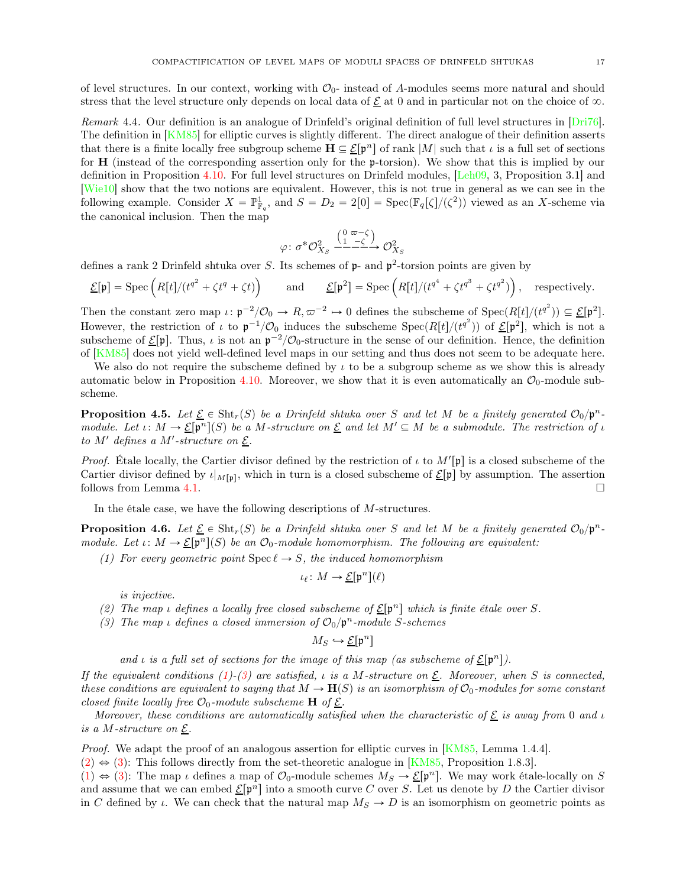of level structures. In our context, working with $\mathcal{O}_0$- instead of $A$-modules seems more natural and should stress that the level structure only depends on local data of $\underline{\mathcal{E}}$ at 0 and in particular not on the choice of $\infty$.

*Remark* 4.4. Our definition is an analogue of Drinfeld's original definition of full level structures in [Dri76]. The definition in [KM85] for elliptic curves is slightly different. The direct analogue of their definition asserts that there is a finite locally free subgroup scheme $\mathbf{H} \subseteq \underline{\mathcal{E}}[\mathfrak{p}^n]$ of rank $|M|$ such that $\iota$ is a full set of sections for $\mathbf{H}$ (instead of the corresponding assertion only for the $\mathfrak{p}$-torsion). We show that this is implied by our definition in Proposition 4.10. For full level structures on Drinfeld modules, [Leh09, 3, Proposition 3.1] and [Wie10] show that the two notions are equivalent. However, this is not true in general as we can see in the following example. Consider $X = \mathbb{P}^1_{\mathbb{F}_q}$, and $S = D_2 = 2[0] = \operatorname{Spec}(\mathbb{F}_q[\zeta]/(\zeta^2))$ viewed as an $X$-scheme via the canonical inclusion. Then the map

$$\varphi\colon \sigma^*\mathcal{O}_{X_S}^2 \xrightarrow{\begin{pmatrix} 0 & \varpi-\zeta \\ 1 & -\zeta\end{pmatrix}} \mathcal{O}_{X_S}^2$$

defines a rank 2 Drinfeld shtuka over $S$. Its schemes of $\mathfrak{p}$- and $\mathfrak{p}^2$-torsion points are given by

$$\underline{\mathcal{E}}[\mathfrak{p}] = \operatorname{Spec}\left(R[t]/(t^{q^2} + \zeta t^q + \zeta t)\right) \qquad \text{and} \qquad \underline{\mathcal{E}}[\mathfrak{p}^2] = \operatorname{Spec}\left(R[t]/(t^{q^4} + \zeta t^{q^3} + \zeta t^{q^2})\right), \quad \text{respectively.}$$

Then the constant zero map $\iota\colon \mathfrak{p}^{-2}/\mathcal{O}_0 \to R, \varpi^{-2} \mapsto 0$ defines the subscheme of $\operatorname{Spec}(R[t]/(t^{q^2})) \subseteq \underline{\mathcal{E}}[\mathfrak{p}^2]$. However, the restriction of $\iota$ to $\mathfrak{p}^{-1}/\mathcal{O}_0$ induces the subscheme $\operatorname{Spec}(R[t]/(t^{q^2}))$ of $\underline{\mathcal{E}}[\mathfrak{p}^2]$, which is not a subscheme of $\underline{\mathcal{E}}[\mathfrak{p}]$. Thus, $\iota$ is not an $\mathfrak{p}^{-2}/\mathcal{O}_0$-structure in the sense of our definition. Hence, the definition of [KM85] does not yield well-defined level maps in our setting and thus does not seem to be adequate here.

We also do not require the subscheme defined by $\iota$ to be a subgroup scheme as we show this is already automatic below in Proposition 4.10. Moreover, we show that it is even automatically an $\mathcal{O}_0$-module subscheme.

**Proposition 4.5.** *Let $\underline{\mathcal{E}} \in \operatorname{Sht}_r(S)$ be a Drinfeld shtuka over $S$ and let $M$ be a finitely generated $\mathcal{O}_0/\mathfrak{p}^n$-module. Let $\iota\colon M \to \underline{\mathcal{E}}[\mathfrak{p}^n](S)$ be a $M$-structure on $\underline{\mathcal{E}}$ and let $M' \subseteq M$ be a submodule. The restriction of $\iota$ to $M'$ defines a $M'$-structure on $\underline{\mathcal{E}}$.*

*Proof.* Étale locally, the Cartier divisor defined by the restriction of $\iota$ to $M'[\mathfrak{p}]$ is a closed subscheme of the Cartier divisor defined by $\iota|_{M[\mathfrak{p}]}$, which in turn is a closed subscheme of $\underline{\mathcal{E}}[\mathfrak{p}]$ by assumption. The assertion follows from Lemma 4.1. □

In the étale case, we have the following descriptions of $M$-structures.

**Proposition 4.6.** *Let $\underline{\mathcal{E}} \in \operatorname{Sht}_r(S)$ be a Drinfeld shtuka over $S$ and let $M$ be a finitely generated $\mathcal{O}_0/\mathfrak{p}^n$-module. Let $\iota\colon M \to \underline{\mathcal{E}}[\mathfrak{p}^n](S)$ be an $\mathcal{O}_0$-module homomorphism. The following are equivalent:*

1. *For every geometric point $\operatorname{Spec} \ell \to S$, the induced homomorphism*
$$\iota_\ell\colon M \to \underline{\mathcal{E}}[\mathfrak{p}^n](\ell)$$
*is injective.*
2. *The map $\iota$ defines a locally free closed subscheme of $\underline{\mathcal{E}}[\mathfrak{p}^n]$ which is finite étale over $S$.*
3. *The map $\iota$ defines a closed immersion of $\mathcal{O}_0/\mathfrak{p}^n$-module $S$-schemes*
$$M_S \hookrightarrow \underline{\mathcal{E}}[\mathfrak{p}^n]$$
*and $\iota$ is a full set of sections for the image of this map (as subscheme of $\underline{\mathcal{E}}[\mathfrak{p}^n]$).*

*If the equivalent conditions (1)-(3) are satisfied, $\iota$ is a $M$-structure on $\underline{\mathcal{E}}$. Moreover, when $S$ is connected, these conditions are equivalent to saying that $M \to \mathbf{H}(S)$ is an isomorphism of $\mathcal{O}_0$-modules for some constant closed finite locally free $\mathcal{O}_0$-module subscheme $\mathbf{H}$ of $\underline{\mathcal{E}}$.*

*Moreover, these conditions are automatically satisfied when the characteristic of $\underline{\mathcal{E}}$ is away from 0 and $\iota$ is a $M$-structure on $\underline{\mathcal{E}}$.*

*Proof.* We adapt the proof of an analogous assertion for elliptic curves in [KM85, Lemma 1.4.4].
(2) ⇔ (3): This follows directly from the set-theoretic analogue in [KM85, Proposition 1.8.3].
(1) ⇔ (3): The map $\iota$ defines a map of $\mathcal{O}_0$-module schemes $M_S \to \underline{\mathcal{E}}[\mathfrak{p}^n]$. We may work étale-locally on $S$ and assume that we can embed $\underline{\mathcal{E}}[\mathfrak{p}^n]$ into a smooth curve $C$ over $S$. Let us denote by $D$ the Cartier divisor in $C$ defined by $\iota$. We can check that the natural map $M_S \to D$ is an isomorphism on geometric points as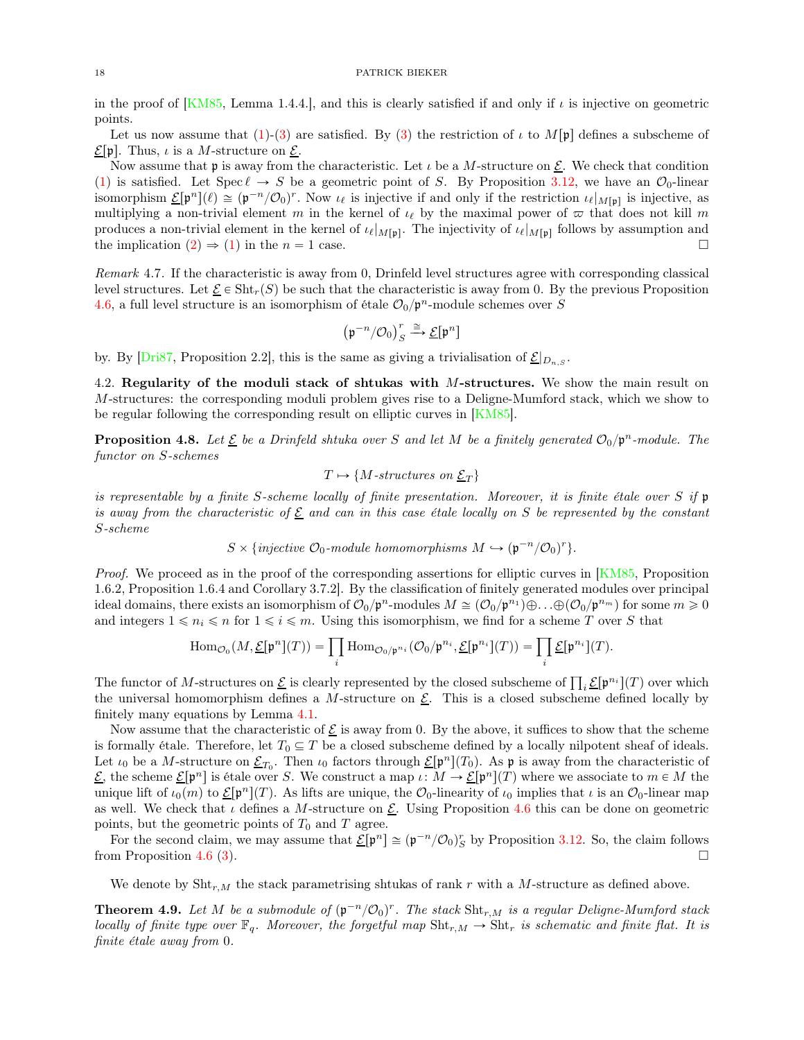in the proof of [KM85, Lemma 1.4.4.], and this is clearly satisfied if and only if $\iota$ is injective on geometric points.

Let us now assume that (1)-(3) are satisfied. By (3) the restriction of $\iota$ to $M[\mathfrak{p}]$ defines a subscheme of $\underline{\mathcal{E}}[\mathfrak{p}]$. Thus, $\iota$ is a $M$-structure on $\underline{\mathcal{E}}$.

Now assume that $\mathfrak{p}$ is away from the characteristic. Let $\iota$ be a $M$-structure on $\underline{\mathcal{E}}$. We check that condition (1) is satisfied. Let $\operatorname{Spec} \ell \to S$ be a geometric point of $S$. By Proposition 3.12, we have an $\mathcal{O}_0$-linear isomorphism $\underline{\mathcal{E}}[\mathfrak{p}^n](\ell) \cong (\mathfrak{p}^{-n}/\mathcal{O}_0)^r$. Now $\iota_\ell$ is injective if and only if the restriction $\iota_\ell|_{M[\mathfrak{p}]}$ is injective, as multiplying a non-trivial element $m$ in the kernel of $\iota_\ell$ by the maximal power of $\varpi$ that does not kill $m$ produces a non-trivial element in the kernel of $\iota_\ell|_{M[\mathfrak{p}]}$. The injectivity of $\iota_\ell|_{M[\mathfrak{p}]}$ follows by assumption and the implication (2) $\Rightarrow$ (1) in the $n = 1$ case. □

*Remark* 4.7. If the characteristic is away from 0, Drinfeld level structures agree with corresponding classical level structures. Let $\underline{\mathcal{E}} \in \operatorname{Sht}_r(S)$ be such that the characteristic is away from 0. By the previous Proposition 4.6, a full level structure is an isomorphism of étale $\mathcal{O}_0/\mathfrak{p}^n$-module schemes over $S$

$$\left(\mathfrak{p}^{-n}/\mathcal{O}_0\right)^r_S \xrightarrow{\cong} \underline{\mathcal{E}}[\mathfrak{p}^n]$$

by. By [Dri87, Proposition 2.2], this is the same as giving a trivialisation of $\underline{\mathcal{E}}|_{D_{n,S}}$.

## 4.2. Regularity of the moduli stack of shtukas with $M$-structures.

We show the main result on $M$-structures: the corresponding moduli problem gives rise to a Deligne-Mumford stack, which we show to be regular following the corresponding result on elliptic curves in [KM85].

**Proposition 4.8.** *Let $\underline{\mathcal{E}}$ be a Drinfeld shtuka over $S$ and let $M$ be a finitely generated $\mathcal{O}_0/\mathfrak{p}^n$-module. The functor on $S$-schemes*

$$T \mapsto \{M\text{-structures on } \underline{\mathcal{E}}_T\}$$

*is representable by a finite $S$-scheme locally of finite presentation. Moreover, it is finite étale over $S$ if $\mathfrak{p}$ is away from the characteristic of $\underline{\mathcal{E}}$ and can in this case étale locally on $S$ be represented by the constant $S$-scheme*

$$S \times \{\text{injective } \mathcal{O}_0\text{-module homomorphisms } M \hookrightarrow (\mathfrak{p}^{-n}/\mathcal{O}_0)^r\}.$$

*Proof.* We proceed as in the proof of the corresponding assertions for elliptic curves in [KM85, Proposition 1.6.2, Proposition 1.6.4 and Corollary 3.7.2]. By the classification of finitely generated modules over principal ideal domains, there exists an isomorphism of $\mathcal{O}_0/\mathfrak{p}^n$-modules $M \cong (\mathcal{O}_0/\mathfrak{p}^{n_1}) \oplus \ldots \oplus (\mathcal{O}_0/\mathfrak{p}^{n_m})$ for some $m \geqslant 0$ and integers $1 \leqslant n_i \leqslant n$ for $1 \leqslant i \leqslant m$. Using this isomorphism, we find for a scheme $T$ over $S$ that

$$\operatorname{Hom}_{\mathcal{O}_0}(M, \underline{\mathcal{E}}[\mathfrak{p}^n](T)) = \prod_i \operatorname{Hom}_{\mathcal{O}_0/\mathfrak{p}^{n_i}}(\mathcal{O}_0/\mathfrak{p}^{n_i}, \underline{\mathcal{E}}[\mathfrak{p}^{n_i}](T)) = \prod_i \underline{\mathcal{E}}[\mathfrak{p}^{n_i}](T).$$

The functor of $M$-structures on $\underline{\mathcal{E}}$ is clearly represented by the closed subscheme of $\prod_i \underline{\mathcal{E}}[\mathfrak{p}^{n_i}](T)$ over which the universal homomorphism defines a $M$-structure on $\underline{\mathcal{E}}$. This is a closed subscheme defined locally by finitely many equations by Lemma 4.1.

Now assume that the characteristic of $\underline{\mathcal{E}}$ is away from 0. By the above, it suffices to show that the scheme is formally étale. Therefore, let $T_0 \subseteq T$ be a closed subscheme defined by a locally nilpotent sheaf of ideals. Let $\iota_0$ be a $M$-structure on $\underline{\mathcal{E}}_{T_0}$. Then $\iota_0$ factors through $\underline{\mathcal{E}}[\mathfrak{p}^n](T_0)$. As $\mathfrak{p}$ is away from the characteristic of $\underline{\mathcal{E}}$, the scheme $\underline{\mathcal{E}}[\mathfrak{p}^n]$ is étale over $S$. We construct a map $\iota\colon M \to \underline{\mathcal{E}}[\mathfrak{p}^n](T)$ where we associate to $m \in M$ the unique lift of $\iota_0(m)$ to $\underline{\mathcal{E}}[\mathfrak{p}^n](T)$. As lifts are unique, the $\mathcal{O}_0$-linearity of $\iota_0$ implies that $\iota$ is an $\mathcal{O}_0$-linear map as well. We check that $\iota$ defines a $M$-structure on $\underline{\mathcal{E}}$. Using Proposition 4.6 this can be done on geometric points, but the geometric points of $T_0$ and $T$ agree.

For the second claim, we may assume that $\underline{\mathcal{E}}[\mathfrak{p}^n] \cong (\mathfrak{p}^{-n}/\mathcal{O}_0)^r_S$ by Proposition 3.12. So, the claim follows from Proposition 4.6 (3). □

We denote by $\operatorname{Sht}_{r,M}$ the stack parametrising shtukas of rank $r$ with a $M$-structure as defined above.

**Theorem 4.9.** *Let $M$ be a submodule of $(\mathfrak{p}^{-n}/\mathcal{O}_0)^r$. The stack $\operatorname{Sht}_{r,M}$ is a regular Deligne-Mumford stack locally of finite type over $\mathbb{F}_q$. Moreover, the forgetful map $\operatorname{Sht}_{r,M} \to \operatorname{Sht}_r$ is schematic and finite flat. It is finite étale away from 0.*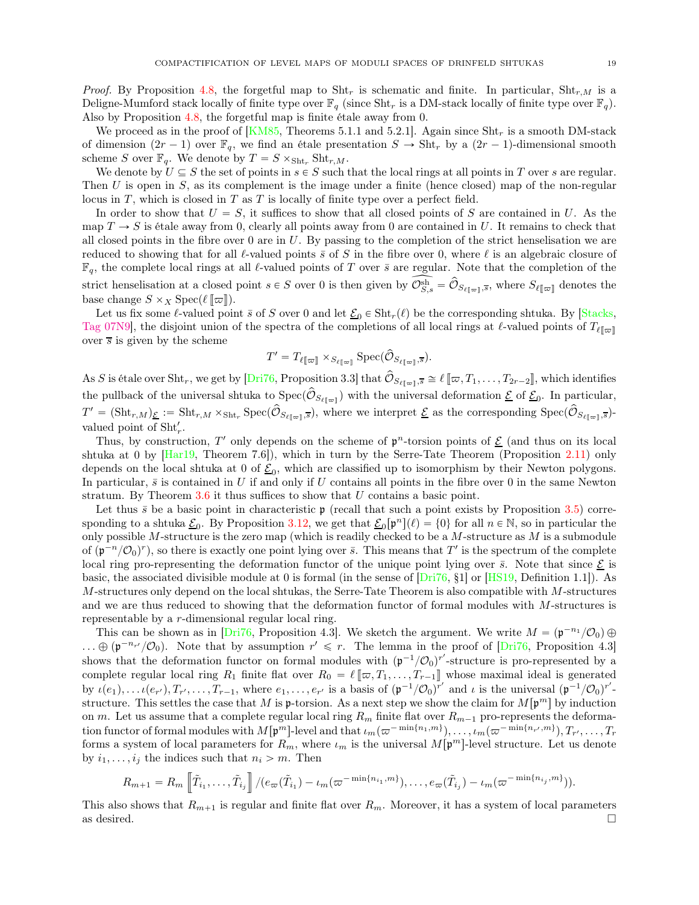*Proof.* By Proposition 4.8, the forgetful map to $\mathrm{Sht}_r$ is schematic and finite. In particular, $\mathrm{Sht}_{r,M}$ is a Deligne-Mumford stack locally of finite type over $\mathbb{F}_q$ (since $\mathrm{Sht}_r$ is a DM-stack locally of finite type over $\mathbb{F}_q$). Also by Proposition 4.8, the forgetful map is finite étale away from 0.

We proceed as in the proof of [KM85, Theorems 5.1.1 and 5.2.1]. Again since $\mathrm{Sht}_r$ is a smooth DM-stack of dimension $(2r-1)$ over $\mathbb{F}_q$, we find an étale presentation $S \to \mathrm{Sht}_r$ by a $(2r-1)$-dimensional smooth scheme $S$ over $\mathbb{F}_q$. We denote by $T = S \times_{\mathrm{Sht}_r} \mathrm{Sht}_{r,M}$.

We denote by $U \subseteq S$ the set of points in $s \in S$ such that the local rings at all points in $T$ over $s$ are regular. Then $U$ is open in $S$, as its complement is the image under a finite (hence closed) map of the non-regular locus in $T$, which is closed in $T$ as $T$ is locally of finite type over a perfect field.

In order to show that $U = S$, it suffices to show that all closed points of $S$ are contained in $U$. As the map $T \to S$ is étale away from 0, clearly all points away from 0 are contained in $U$. It remains to check that all closed points in the fibre over 0 are in $U$. By passing to the completion of the strict henselisation we are reduced to showing that for all $\ell$-valued points $\bar{s}$ of $S$ in the fibre over 0, where $\ell$ is an algebraic closure of $\mathbb{F}_q$, the complete local rings at all $\ell$-valued points of $T$ over $\bar{s}$ are regular. Note that the completion of the strict henselisation at a closed point $s \in S$ over 0 is then given by $\widehat{\mathcal{O}_{S,s}^{\mathrm{sh}}} = \widehat{\mathcal{O}}_{S_{\ell[\![\varpi]\!]},\bar{s}}$, where $S_{\ell[\![\varpi]\!]}$ denotes the base change $S \times_X \mathrm{Spec}(\ell[\![\varpi]\!])$.

Let us fix some $\ell$-valued point $\bar{s}$ of $S$ over 0 and let $\underline{\mathcal{E}}_0 \in \mathrm{Sht}_r(\ell)$ be the corresponding shtuka. By [Stacks, Tag 07N9], the disjoint union of the spectra of the completions of all local rings at $\ell$-valued points of $T_{\ell[\![\varpi]\!]}$ over $\bar{s}$ is given by the scheme

$$T' = T_{\ell[\![\varpi]\!]} \times_{S_{\ell[\![\varpi]\!]}} \mathrm{Spec}(\widehat{\mathcal{O}}_{S_{\ell[\![\varpi]\!]},\bar{s}}).$$

As $S$ is étale over $\mathrm{Sht}_r$, we get by [Dri76, Proposition 3.3] that $\widehat{\mathcal{O}}_{S_{\ell[\![\varpi]\!]},\bar{s}} \cong \ell[\![\varpi, T_1, \ldots, T_{2r-2}]\!]$, which identifies the pullback of the universal shtuka to $\mathrm{Spec}(\widehat{\mathcal{O}}_{S_{\ell[\![\varpi]\!]}})$ with the universal deformation $\underline{\mathcal{E}}$ of $\underline{\mathcal{E}}_0$. In particular, $T' = (\mathrm{Sht}_{r,M})_{\underline{\mathcal{E}}} := \mathrm{Sht}_{r,M} \times_{\mathrm{Sht}_r} \mathrm{Spec}(\widehat{\mathcal{O}}_{S_{\ell[\![\varpi]\!]},\bar{s}})$, where we interpret $\underline{\mathcal{E}}$ as the corresponding $\mathrm{Spec}(\widehat{\mathcal{O}}_{S_{\ell[\![\varpi]\!]},\bar{s}})$-valued point of $\mathrm{Sht}'_r$.

Thus, by construction, $T'$ only depends on the scheme of $\mathfrak{p}^n$-torsion points of $\underline{\mathcal{E}}$ (and thus on its local shtuka at 0 by [Har19, Theorem 7.6]), which in turn by the Serre-Tate Theorem (Proposition 2.11) only depends on the local shtuka at 0 of $\underline{\mathcal{E}}_0$, which are classified up to isomorphism by their Newton polygons. In particular, $\bar{s}$ is contained in $U$ if and only if $U$ contains all points in the fibre over 0 in the same Newton stratum. By Theorem 3.6 it thus suffices to show that $U$ contains a basic point.

Let thus $\bar{s}$ be a basic point in characteristic $\mathfrak{p}$ (recall that such a point exists by Proposition 3.5) corresponding to a shtuka $\underline{\mathcal{E}}_0$. By Proposition 3.12, we get that $\underline{\mathcal{E}}_0[\mathfrak{p}^n](\ell) = \{0\}$ for all $n \in \mathbb{N}$, so in particular the only possible $M$-structure is the zero map (which is readily checked to be a $M$-structure as $M$ is a submodule of $(\mathfrak{p}^{-n}/\mathcal{O}_0)^r$), so there is exactly one point lying over $\bar{s}$. This means that $T'$ is the spectrum of the complete local ring pro-representing the deformation functor of the unique point lying over $\bar{s}$. Note that since $\underline{\mathcal{E}}$ is basic, the associated divisible module at 0 is formal (in the sense of [Dri76, §1] or [HS19, Definition 1.1]). As $M$-structures only depend on the local shtukas, the Serre-Tate Theorem is also compatible with $M$-structures and we are thus reduced to showing that the deformation functor of formal modules with $M$-structures is representable by a $r$-dimensional regular local ring.

This can be shown as in [Dri76, Proposition 4.3]. We sketch the argument. We write $M = (\mathfrak{p}^{-n_1}/\mathcal{O}_0) \oplus \ldots \oplus (\mathfrak{p}^{-n_{r'}}/\mathcal{O}_0)$. Note that by assumption $r' \leqslant r$. The lemma in the proof of [Dri76, Proposition 4.3] shows that the deformation functor on formal modules with $(\mathfrak{p}^{-1}/\mathcal{O}_0)^{r'}$-structure is pro-represented by a complete regular local ring $R_1$ finite flat over $R_0 = \ell[\![\varpi, T_1, \ldots, T_{r-1}]\!]$ whose maximal ideal is generated by $\iota(e_1), \ldots \iota(e_{r'}), T_{r'}, \ldots, T_{r-1}$, where $e_1, \ldots, e_{r'}$ is a basis of $(\mathfrak{p}^{-1}/\mathcal{O}_0)^{r'}$ and $\iota$ is the universal $(\mathfrak{p}^{-1}/\mathcal{O}_0)^{r'}$-structure. This settles the case that $M$ is $\mathfrak{p}$-torsion. As a next step we show the claim for $M[\mathfrak{p}^m]$ by induction on $m$. Let us assume that a complete regular local ring $R_m$ finite flat over $R_{m-1}$ pro-represents the deformation functor of formal modules with $M[\mathfrak{p}^m]$-level and that $\iota_m(\varpi^{-\min\{n_1,m\}}), \ldots, \iota_m(\varpi^{-\min\{n_{r'},m\}}), T_{r'}, \ldots, T_r$ forms a system of local parameters for $R_m$, where $\iota_m$ is the universal $M[\mathfrak{p}^m]$-level structure. Let us denote by $i_1, \ldots, i_j$ the indices such that $n_i > m$. Then

$$R_{m+1} = R_m\left[\!\left[\tilde{T}_{i_1}, \ldots, \tilde{T}_{i_j}\right]\!\right] / (e_\varpi(\tilde{T}_{i_1}) - \iota_m(\varpi^{-\min\{n_{i_1},m\}}), \ldots, e_\varpi(\tilde{T}_{i_j}) - \iota_m(\varpi^{-\min\{n_{i_j},m\}})).$$

This also shows that $R_{m+1}$ is regular and finite flat over $R_m$. Moreover, it has a system of local parameters as desired. $\square$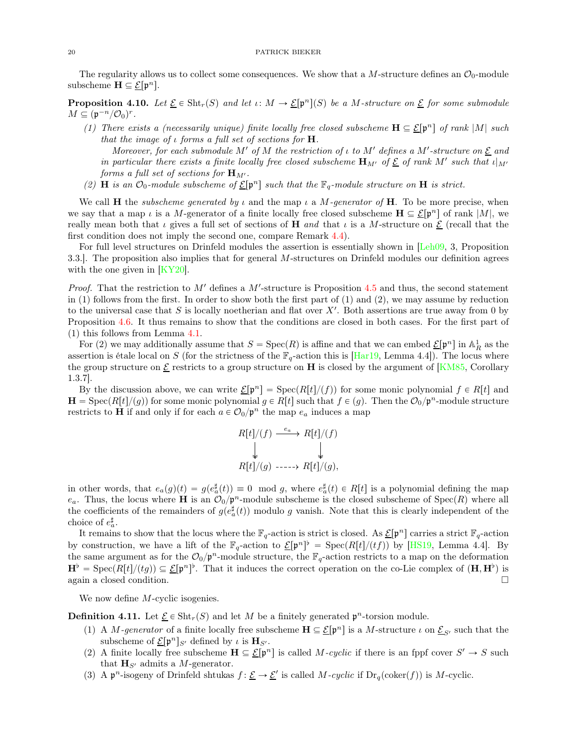The regularity allows us to collect some consequences. We show that a $M$-structure defines an $\mathcal{O}_0$-module subscheme $\mathbf{H} \subseteq \underline{\mathcal{E}}[\mathfrak{p}^n]$.

**Proposition 4.10.** *Let $\underline{\mathcal{E}} \in \mathrm{Sht}_r(S)$ and let $\iota\colon M \to \underline{\mathcal{E}}[\mathfrak{p}^n](S)$ be a $M$-structure on $\underline{\mathcal{E}}$ for some submodule $M \subseteq (\mathfrak{p}^{-n}/\mathcal{O}_0)^r$.*

*(1) There exists a (necessarily unique) finite locally free closed subscheme $\mathbf{H} \subseteq \underline{\mathcal{E}}[\mathfrak{p}^n]$ of rank $|M|$ such that the image of $\iota$ forms a full set of sections for $\mathbf{H}$.*

*Moreover, for each submodule $M'$ of $M$ the restriction of $\iota$ to $M'$ defines a $M'$-structure on $\underline{\mathcal{E}}$ and in particular there exists a finite locally free closed subscheme $\mathbf{H}_{M'}$ of $\underline{\mathcal{E}}$ of rank $M'$ such that $\iota|_{M'}$ forms a full set of sections for $\mathbf{H}_{M'}$.*

*(2) $\mathbf{H}$ is an $\mathcal{O}_0$-module subscheme of $\underline{\mathcal{E}}[\mathfrak{p}^n]$ such that the $\mathbb{F}_q$-module structure on $\mathbf{H}$ is strict.*

We call $\mathbf{H}$ the *subscheme generated by* $\iota$ and the map $\iota$ a *$M$-generator of* $\mathbf{H}$. To be more precise, when we say that a map $\iota$ is a $M$-generator of a finite locally free closed subscheme $\mathbf{H} \subseteq \underline{\mathcal{E}}[\mathfrak{p}^n]$ of rank $|M|$, we really mean both that $\iota$ gives a full set of sections of $\mathbf{H}$ *and* that $\iota$ is a $M$-structure on $\underline{\mathcal{E}}$ (recall that the first condition does not imply the second one, compare Remark 4.4).

For full level structures on Drinfeld modules the assertion is essentially shown in [Leh09, 3, Proposition 3.3.]. The proposition also implies that for general $M$-structures on Drinfeld modules our definition agrees with the one given in [KY20].

*Proof.* That the restriction to $M'$ defines a $M'$-structure is Proposition 4.5 and thus, the second statement in (1) follows from the first. In order to show both the first part of (1) and (2), we may assume by reduction to the universal case that $S$ is locally noetherian and flat over $X'$. Both assertions are true away from 0 by Proposition 4.6. It thus remains to show that the conditions are closed in both cases. For the first part of (1) this follows from Lemma 4.1.

For (2) we may additionally assume that $S = \mathrm{Spec}(R)$ is affine and that we can embed $\underline{\mathcal{E}}[\mathfrak{p}^n]$ in $\mathbb{A}^1_R$ as the assertion is étale local on $S$ (for the strictness of the $\mathbb{F}_q$-action this is [Har19, Lemma 4.4]). The locus where the group structure on $\underline{\mathcal{E}}$ restricts to a group structure on $\mathbf{H}$ is closed by the argument of [KM85, Corollary 1.3.7].

By the discussion above, we can write $\underline{\mathcal{E}}[\mathfrak{p}^n] = \mathrm{Spec}(R[t]/(f))$ for some monic polynomial $f \in R[t]$ and $\mathbf{H} = \mathrm{Spec}(R[t]/(g))$ for some monic polynomial $g \in R[t]$ such that $f \in (g)$. Then the $\mathcal{O}_0/\mathfrak{p}^n$-module structure restricts to $\mathbf{H}$ if and only if for each $a \in \mathcal{O}_0/\mathfrak{p}^n$ the map $e_a$ induces a map

$$\begin{array}{ccc} R[t]/(f) & \xrightarrow{e_a} & R[t]/(f) \\ \downarrow & & \downarrow \\ R[t]/(g) & \dashrightarrow & R[t]/(g), \end{array}$$

in other words, that $e_a(g)(t) = g(e_a^\sharp(t)) \equiv 0 \mod g$, where $e_a^\sharp(t) \in R[t]$ is a polynomial defining the map $e_a$. Thus, the locus where $\mathbf{H}$ is an $\mathcal{O}_0/\mathfrak{p}^n$-module subscheme is the closed subscheme of $\mathrm{Spec}(R)$ where all the coefficients of the remainders of $g(e_a^\sharp(t))$ modulo $g$ vanish. Note that this is clearly independent of the choice of $e_a^\sharp$.

It remains to show that the locus where the $\mathbb{F}_q$-action is strict is closed. As $\underline{\mathcal{E}}[\mathfrak{p}^n]$ carries a strict $\mathbb{F}_q$-action by construction, we have a lift of the $\mathbb{F}_q$-action to $\underline{\mathcal{E}}[\mathfrak{p}^n]^\flat = \mathrm{Spec}(R[t]/(tf))$ by [HS19, Lemma 4.4]. By the same argument as for the $\mathcal{O}_0/\mathfrak{p}^n$-module structure, the $\mathbb{F}_q$-action restricts to a map on the deformation $\mathbf{H}^\flat = \mathrm{Spec}(R[t]/(tg)) \subseteq \underline{\mathcal{E}}[\mathfrak{p}^n]^\flat$. That it induces the correct operation on the co-Lie complex of $(\mathbf{H}, \mathbf{H}^\flat)$ is again a closed condition. $\square$

We now define $M$-cyclic isogenies.

**Definition 4.11.** Let $\underline{\mathcal{E}} \in \mathrm{Sht}_r(S)$ and let $M$ be a finitely generated $\mathfrak{p}^n$-torsion module.

(1) A *$M$-generator* of a finite locally free subscheme $\mathbf{H} \subseteq \underline{\mathcal{E}}[\mathfrak{p}^n]$ is a $M$-structure $\iota$ on $\underline{\mathcal{E}}_{S'}$ such that the subscheme of $\underline{\mathcal{E}}[\mathfrak{p}^n]_{S'}$ defined by $\iota$ is $\mathbf{H}_{S'}$.

(2) A finite locally free subscheme $\mathbf{H} \subseteq \underline{\mathcal{E}}[\mathfrak{p}^n]$ is called *$M$-cyclic* if there is an fppf cover $S' \to S$ such that $\mathbf{H}_{S'}$ admits a $M$-generator.

(3) A $\mathfrak{p}^n$-isogeny of Drinfeld shtukas $f\colon \underline{\mathcal{E}} \to \underline{\mathcal{E}}'$ is called *$M$-cyclic* if $\mathrm{Dr}_q(\mathrm{coker}(f))$ is $M$-cyclic.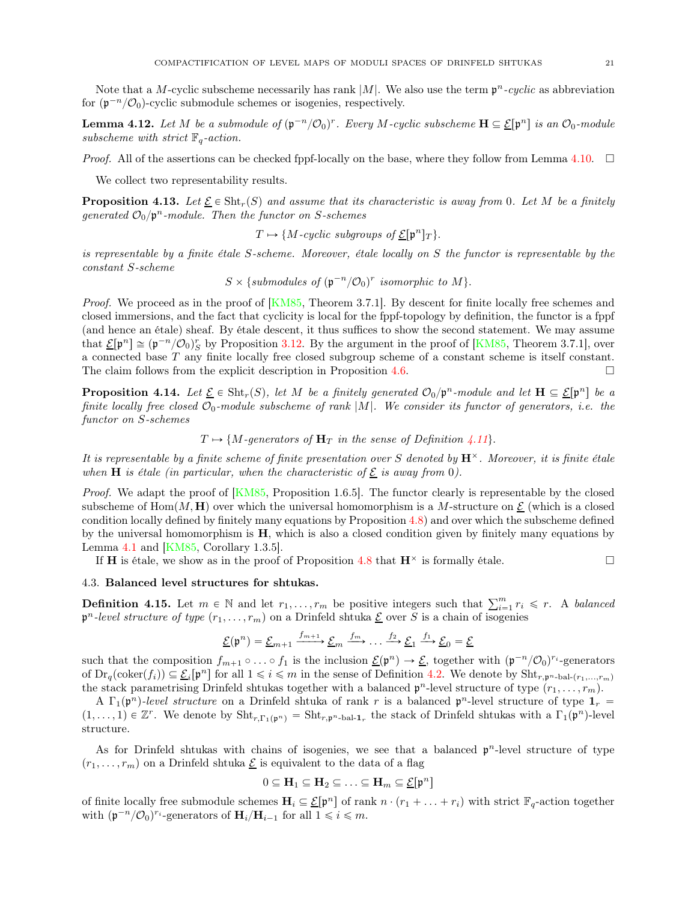Note that a $M$-cyclic subscheme necessarily has rank $|M|$. We also use the term $\mathfrak{p}^n$*-cyclic* as abbreviation for $(\mathfrak{p}^{-n}/\mathcal{O}_0)$-cyclic submodule schemes or isogenies, respectively.

**Lemma 4.12.** *Let $M$ be a submodule of $(\mathfrak{p}^{-n}/\mathcal{O}_0)^r$. Every $M$-cyclic subscheme $\mathbf{H} \subseteq \underline{\mathcal{E}}[\mathfrak{p}^n]$ is an $\mathcal{O}_0$-module subscheme with strict $\mathbb{F}_q$-action.*

*Proof.* All of the assertions can be checked fppf-locally on the base, where they follow from Lemma 4.10. $\square$

We collect two representability results.

**Proposition 4.13.** *Let $\underline{\mathcal{E}} \in \mathrm{Sht}_r(S)$ and assume that its characteristic is away from $0$. Let $M$ be a finitely generated $\mathcal{O}_0/\mathfrak{p}^n$-module. Then the functor on $S$-schemes*

$$T \mapsto \{M\text{-cyclic subgroups of } \underline{\mathcal{E}}[\mathfrak{p}^n]_T\}.$$

*is representable by a finite étale $S$-scheme. Moreover, étale locally on $S$ the functor is representable by the constant $S$-scheme*

$$S \times \{\text{submodules of } (\mathfrak{p}^{-n}/\mathcal{O}_0)^r \text{ isomorphic to } M\}.$$

*Proof.* We proceed as in the proof of [KM85, Theorem 3.7.1]. By descent for finite locally free schemes and closed immersions, and the fact that cyclicity is local for the fppf-topology by definition, the functor is a fppf (and hence an étale) sheaf. By étale descent, it thus suffices to show the second statement. We may assume that $\underline{\mathcal{E}}[\mathfrak{p}^n] \cong (\mathfrak{p}^{-n}/\mathcal{O}_0)^r_S$ by Proposition 3.12. By the argument in the proof of [KM85, Theorem 3.7.1], over a connected base $T$ any finite locally free closed subgroup scheme of a constant scheme is itself constant. The claim follows from the explicit description in Proposition 4.6. $\square$

**Proposition 4.14.** *Let $\underline{\mathcal{E}} \in \mathrm{Sht}_r(S)$, let $M$ be a finitely generated $\mathcal{O}_0/\mathfrak{p}^n$-module and let $\mathbf{H} \subseteq \underline{\mathcal{E}}[\mathfrak{p}^n]$ be a finite locally free closed $\mathcal{O}_0$-module subscheme of rank $|M|$. We consider its functor of generators, i.e. the functor on $S$-schemes*

$$T \mapsto \{M\text{-generators of } \mathbf{H}_T \text{ in the sense of Definition 4.11}\}.$$

*It is representable by a finite scheme of finite presentation over $S$ denoted by $\mathbf{H}^\times$. Moreover, it is finite étale when $\mathbf{H}$ is étale (in particular, when the characteristic of $\underline{\mathcal{E}}$ is away from $0$).*

*Proof.* We adapt the proof of [KM85, Proposition 1.6.5]. The functor clearly is representable by the closed subscheme of $\mathrm{Hom}(M, \mathbf{H})$ over which the universal homomorphism is a $M$-structure on $\underline{\mathcal{E}}$ (which is a closed condition locally defined by finitely many equations by Proposition 4.8) and over which the subscheme defined by the universal homomorphism is $\mathbf{H}$, which is also a closed condition given by finitely many equations by Lemma 4.1 and [KM85, Corollary 1.3.5].

If $\mathbf{H}$ is étale, we show as in the proof of Proposition 4.8 that $\mathbf{H}^\times$ is formally étale. $\square$

### 4.3. Balanced level structures for shtukas.

**Definition 4.15.** Let $m \in \mathbb{N}$ and let $r_1, \dots, r_m$ be positive integers such that $\sum_{i=1}^m r_i \leqslant r$. A *balanced $\mathfrak{p}^n$-level structure of type $(r_1, \dots, r_m)$* on a Drinfeld shtuka $\underline{\mathcal{E}}$ over $S$ is a chain of isogenies

$$\underline{\mathcal{E}}(\mathfrak{p}^n) = \underline{\mathcal{E}}_{m+1} \xrightarrow{f_{m+1}} \underline{\mathcal{E}}_m \xrightarrow{f_m} \dots \xrightarrow{f_2} \underline{\mathcal{E}}_1 \xrightarrow{f_1} \underline{\mathcal{E}}_0 = \underline{\mathcal{E}}$$

such that the composition $f_{m+1} \circ \ldots \circ f_1$ is the inclusion $\underline{\mathcal{E}}(\mathfrak{p}^n) \to \underline{\mathcal{E}}$, together with $(\mathfrak{p}^{-n}/\mathcal{O}_0)^{r_i}$-generators of $\mathrm{Dr}_q(\mathrm{coker}(f_i)) \subseteq \underline{\mathcal{E}}_i[\mathfrak{p}^n]$ for all $1 \leqslant i \leqslant m$ in the sense of Definition 4.2. We denote by $\mathrm{Sht}_{r, \mathfrak{p}^n\text{-bal-}(r_1, \dots, r_m)}$ the stack parametrising Drinfeld shtukas together with a balanced $\mathfrak{p}^n$-level structure of type $(r_1, \dots, r_m)$.

A $\Gamma_1(\mathfrak{p}^n)$*-level structure* on a Drinfeld shtuka of rank $r$ is a balanced $\mathfrak{p}^n$-level structure of type $\mathbf{1}_r = (1, \dots, 1) \in \mathbb{Z}^r$. We denote by $\mathrm{Sht}_{r, \Gamma_1(\mathfrak{p}^n)} = \mathrm{Sht}_{r, \mathfrak{p}^n\text{-bal-}\mathbf{1}_r}$ the stack of Drinfeld shtukas with a $\Gamma_1(\mathfrak{p}^n)$-level structure.

As for Drinfeld shtukas with chains of isogenies, we see that a balanced $\mathfrak{p}^n$-level structure of type $(r_1, \dots, r_m)$ on a Drinfeld shtuka $\underline{\mathcal{E}}$ is equivalent to the data of a flag

$$0 \subseteq \mathbf{H}_1 \subseteq \mathbf{H}_2 \subseteq \ldots \subseteq \mathbf{H}_m \subseteq \underline{\mathcal{E}}[\mathfrak{p}^n]$$

of finite locally free submodule schemes $\mathbf{H}_i \subseteq \underline{\mathcal{E}}[\mathfrak{p}^n]$ of rank $n \cdot (r_1 + \ldots + r_i)$ with strict $\mathbb{F}_q$-action together with $(\mathfrak{p}^{-n}/\mathcal{O}_0)^{r_i}$-generators of $\mathbf{H}_i/\mathbf{H}_{i-1}$ for all $1 \leqslant i \leqslant m$.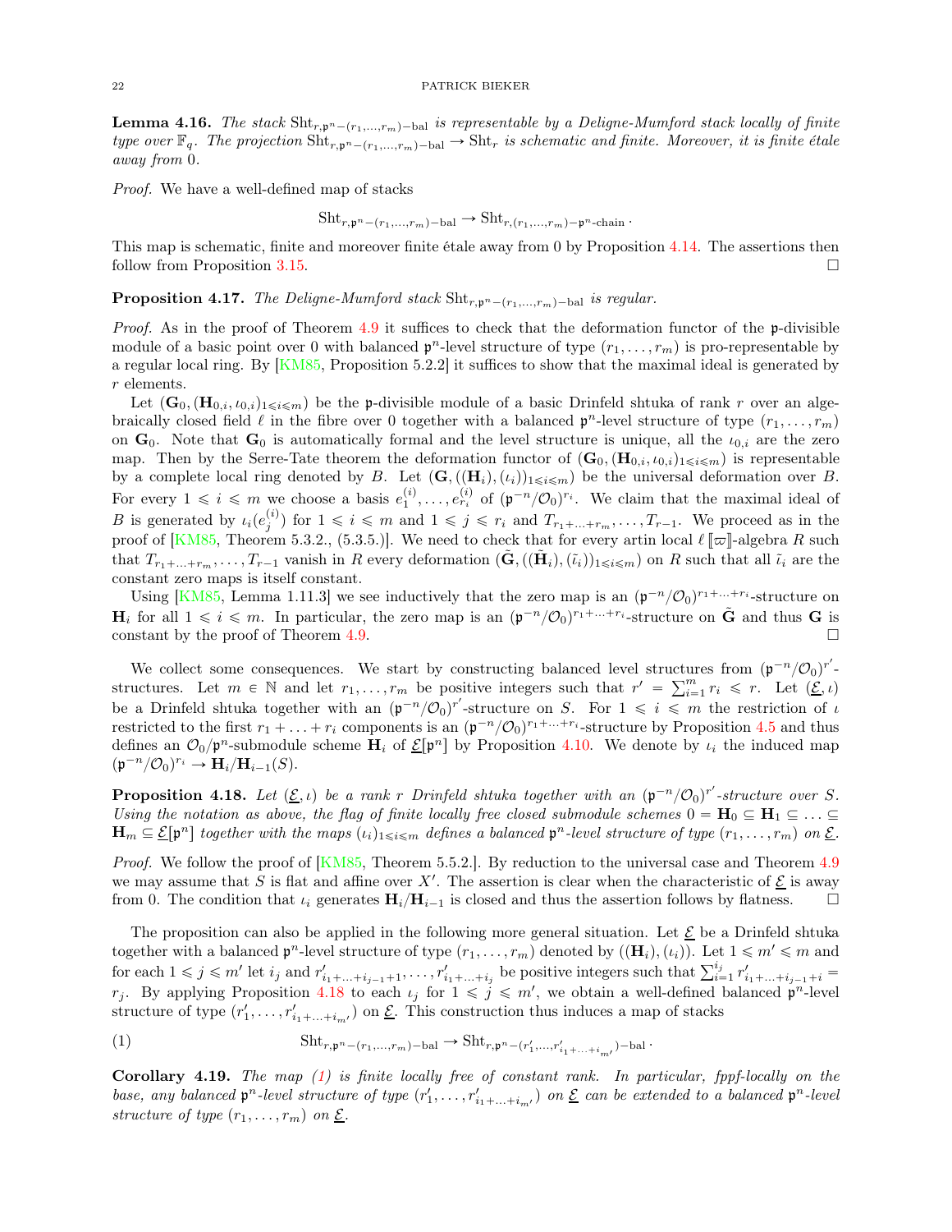**Lemma 4.16.** *The stack $\mathrm{Sht}_{r,\mathfrak{p}^n-(r_1,\dots,r_m)-\mathrm{bal}}$ is representable by a Deligne-Mumford stack locally of finite type over $\mathbb{F}_q$. The projection $\mathrm{Sht}_{r,\mathfrak{p}^n-(r_1,\dots,r_m)-\mathrm{bal}} \to \mathrm{Sht}_r$ is schematic and finite. Moreover, it is finite étale away from 0.*

*Proof.* We have a well-defined map of stacks

$$\mathrm{Sht}_{r,\mathfrak{p}^n-(r_1,\dots,r_m)-\mathrm{bal}} \to \mathrm{Sht}_{r,(r_1,\dots,r_m)-\mathfrak{p}^n\text{-chain}}.$$

This map is schematic, finite and moreover finite étale away from 0 by Proposition 4.14. The assertions then follow from Proposition 3.15. □

**Proposition 4.17.** *The Deligne-Mumford stack $\mathrm{Sht}_{r,\mathfrak{p}^n-(r_1,\dots,r_m)-\mathrm{bal}}$ is regular.*

*Proof.* As in the proof of Theorem 4.9 it suffices to check that the deformation functor of the $\mathfrak{p}$-divisible module of a basic point over 0 with balanced $\mathfrak{p}^n$-level structure of type $(r_1,\dots,r_m)$ is pro-representable by a regular local ring. By [KM85, Proposition 5.2.2] it suffices to show that the maximal ideal is generated by $r$ elements.

Let $(\mathbf{G}_0, (\mathbf{H}_{0,i}, \iota_{0,i})_{1\leqslant i\leqslant m})$ be the $\mathfrak{p}$-divisible module of a basic Drinfeld shtuka of rank $r$ over an algebraically closed field $\ell$ in the fibre over 0 together with a balanced $\mathfrak{p}^n$-level structure of type $(r_1,\dots,r_m)$ on $\mathbf{G}_0$. Note that $\mathbf{G}_0$ is automatically formal and the level structure is unique, all the $\iota_{0,i}$ are the zero map. Then by the Serre-Tate theorem the deformation functor of $(\mathbf{G}_0, (\mathbf{H}_{0,i}, \iota_{0,i})_{1\leqslant i\leqslant m})$ is representable by a complete local ring denoted by $B$. Let $(\mathbf{G}, ((\mathbf{H}_i), (\iota_i))_{1\leqslant i\leqslant m})$ be the universal deformation over $B$. For every $1 \leqslant i \leqslant m$ we choose a basis $e_1^{(i)}, \dots, e_{r_i}^{(i)}$ of $(\mathfrak{p}^{-n}/\mathcal{O}_0)^{r_i}$. We claim that the maximal ideal of $B$ is generated by $\iota_i(e_j^{(i)})$ for $1 \leqslant i \leqslant m$ and $1 \leqslant j \leqslant r_i$ and $T_{r_1+\ldots+r_m}, \dots, T_{r-1}$. We proceed as in the proof of [KM85, Theorem 5.3.2., (5.3.5.)]. We need to check that for every artin local $\ell[\![\varpi]\!]$-algebra $R$ such that $T_{r_1+\ldots+r_m}, \dots, T_{r-1}$ vanish in $R$ every deformation $(\tilde{\mathbf{G}}, ((\tilde{\mathbf{H}}_i), (\tilde{\iota}_i))_{1\leqslant i\leqslant m})$ on $R$ such that all $\tilde{\iota}_i$ are the constant zero maps is itself constant.

Using [KM85, Lemma 1.11.3] we see inductively that the zero map is an $(\mathfrak{p}^{-n}/\mathcal{O}_0)^{r_1+\ldots+r_i}$-structure on $\mathbf{H}_i$ for all $1 \leqslant i \leqslant m$. In particular, the zero map is an $(\mathfrak{p}^{-n}/\mathcal{O}_0)^{r_1+\ldots+r_i}$-structure on $\tilde{\mathbf{G}}$ and thus $\mathbf{G}$ is constant by the proof of Theorem 4.9. □

We collect some consequences. We start by constructing balanced level structures from $(\mathfrak{p}^{-n}/\mathcal{O}_0)^{r'}$-structures. Let $m \in \mathbb{N}$ and let $r_1, \dots, r_m$ be positive integers such that $r' = \sum_{i=1}^m r_i \leqslant r$. Let $(\underline{\mathcal{E}}, \iota)$ be a Drinfeld shtuka together with an $(\mathfrak{p}^{-n}/\mathcal{O}_0)^{r'}$-structure on $S$. For $1 \leqslant i \leqslant m$ the restriction of $\iota$ restricted to the first $r_1 + \ldots + r_i$ components is an $(\mathfrak{p}^{-n}/\mathcal{O}_0)^{r_1+\ldots+r_i}$-structure by Proposition 4.5 and thus defines an $\mathcal{O}_0/\mathfrak{p}^n$-submodule scheme $\mathbf{H}_i$ of $\underline{\mathcal{E}}[\mathfrak{p}^n]$ by Proposition 4.10. We denote by $\iota_i$ the induced map $(\mathfrak{p}^{-n}/\mathcal{O}_0)^{r_i} \to \mathbf{H}_i/\mathbf{H}_{i-1}(S)$.

**Proposition 4.18.** *Let $(\underline{\mathcal{E}}, \iota)$ be a rank $r$ Drinfeld shtuka together with an $(\mathfrak{p}^{-n}/\mathcal{O}_0)^{r'}$-structure over $S$. Using the notation as above, the flag of finite locally free closed submodule schemes $0 = \mathbf{H}_0 \subseteq \mathbf{H}_1 \subseteq \ldots \subseteq \mathbf{H}_m \subseteq \underline{\mathcal{E}}[\mathfrak{p}^n]$ together with the maps $(\iota_i)_{1\leqslant i\leqslant m}$ defines a balanced $\mathfrak{p}^n$-level structure of type $(r_1,\dots,r_m)$ on $\underline{\mathcal{E}}$.*

*Proof.* We follow the proof of [KM85, Theorem 5.5.2.]. By reduction to the universal case and Theorem 4.9 we may assume that $S$ is flat and affine over $X'$. The assertion is clear when the characteristic of $\underline{\mathcal{E}}$ is away from 0. The condition that $\iota_i$ generates $\mathbf{H}_i/\mathbf{H}_{i-1}$ is closed and thus the assertion follows by flatness. □

The proposition can also be applied in the following more general situation. Let $\underline{\mathcal{E}}$ be a Drinfeld shtuka together with a balanced $\mathfrak{p}^n$-level structure of type $(r_1,\dots,r_m)$ denoted by $((\mathbf{H}_i),(\iota_i))$. Let $1 \leqslant m' \leqslant m$ and for each $1 \leqslant j \leqslant m'$ let $i_j$ and $r'_{i_1+\ldots+i_{j-1}+1}, \dots, r'_{i_1+\ldots+i_j}$ be positive integers such that $\sum_{i=1}^{i_j} r'_{i_1+\ldots+i_{j-1}+i} = r_j$. By applying Proposition 4.18 to each $\iota_j$ for $1 \leqslant j \leqslant m'$, we obtain a well-defined balanced $\mathfrak{p}^n$-level structure of type $(r'_1, \dots, r'_{i_1+\ldots+i_{m'}})$ on $\underline{\mathcal{E}}$. This construction thus induces a map of stacks

$$\mathrm{Sht}_{r,\mathfrak{p}^n-(r_1,\dots,r_m)-\mathrm{bal}} \to \mathrm{Sht}_{r,\mathfrak{p}^n-(r'_1,\dots,r'_{i_1+\ldots+i_{m'}})-\mathrm{bal}}. \tag{1}$$

**Corollary 4.19.** *The map (1) is finite locally free of constant rank. In particular, fppf-locally on the base, any balanced $\mathfrak{p}^n$-level structure of type $(r'_1, \dots, r'_{i_1+\ldots+i_{m'}})$ on $\underline{\mathcal{E}}$ can be extended to a balanced $\mathfrak{p}^n$-level structure of type $(r_1,\dots,r_m)$ on $\underline{\mathcal{E}}$.*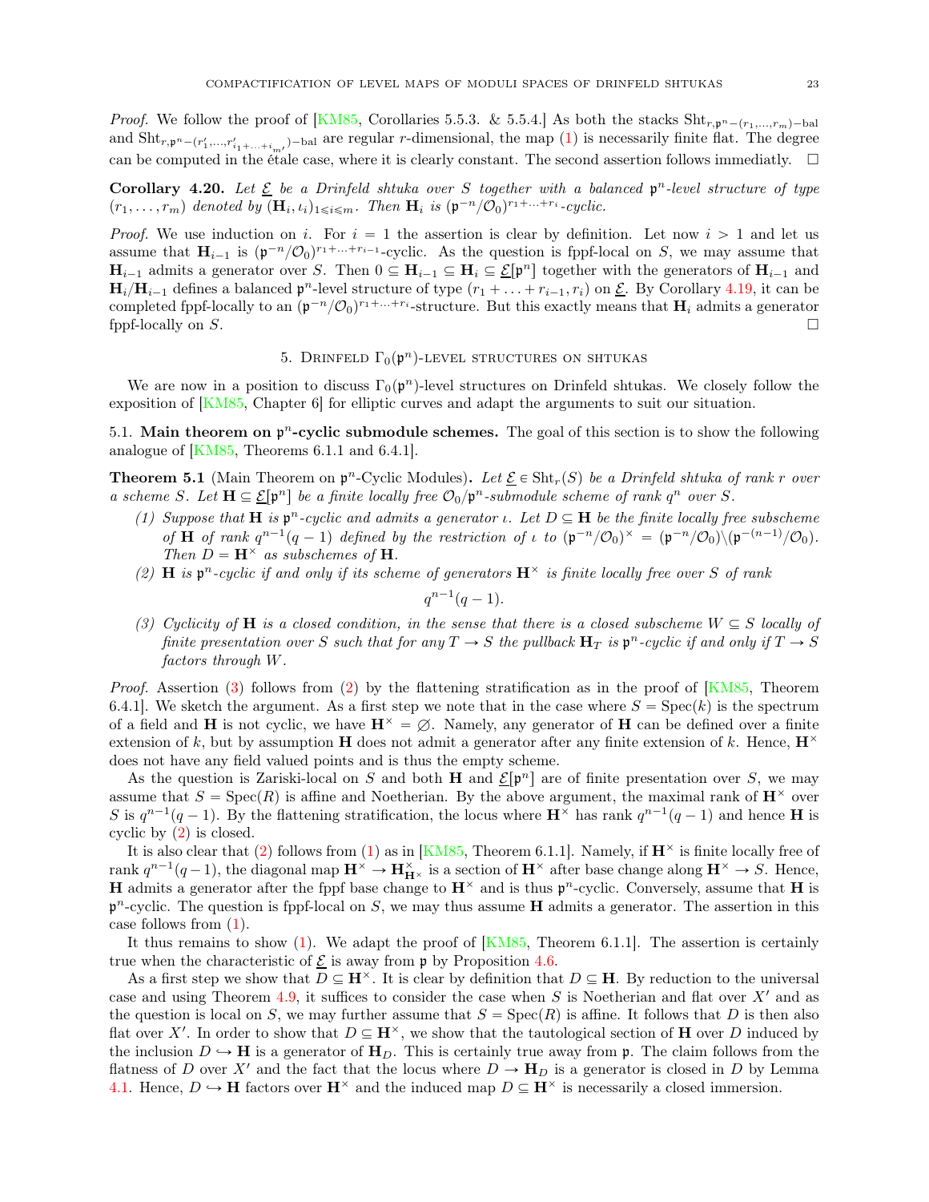*Proof.* We follow the proof of [KM85, Corollaries 5.5.3. & 5.5.4.] As both the stacks $\mathrm{Sht}_{r,\mathfrak{p}^n-(r_1,\dots,r_m)-\mathrm{bal}}$ and $\mathrm{Sht}_{r,\mathfrak{p}^n-(r'_1,\dots,r'_{i_1+\dots+i_{m'}})-\mathrm{bal}}$ are regular $r$-dimensional, the map (1) is necessarily finite flat. The degree can be computed in the étale case, where it is clearly constant. The second assertion follows immediately. □

**Corollary 4.20.** *Let $\underline{\mathcal{E}}$ be a Drinfeld shtuka over $S$ together with a balanced $\mathfrak{p}^n$-level structure of type $(r_1,\dots,r_m)$ denoted by $(\mathbf{H}_i,\iota_i)_{1\leqslant i\leqslant m}$. Then $\mathbf{H}_i$ is $(\mathfrak{p}^{-n}/\mathcal{O}_0)^{r_1+\dots+r_i}$-cyclic.*

*Proof.* We use induction on $i$. For $i=1$ the assertion is clear by definition. Let now $i>1$ and let us assume that $\mathbf{H}_{i-1}$ is $(\mathfrak{p}^{-n}/\mathcal{O}_0)^{r_1+\dots+r_{i-1}}$-cyclic. As the question is fppf-local on $S$, we may assume that $\mathbf{H}_{i-1}$ admits a generator over $S$. Then $0\subseteq \mathbf{H}_{i-1}\subseteq \mathbf{H}_i\subseteq \underline{\mathcal{E}}[\mathfrak{p}^n]$ together with the generators of $\mathbf{H}_{i-1}$ and $\mathbf{H}_i/\mathbf{H}_{i-1}$ defines a balanced $\mathfrak{p}^n$-level structure of type $(r_1+\dots+r_{i-1},r_i)$ on $\underline{\mathcal{E}}$. By Corollary 4.19, it can be completed fppf-locally to an $(\mathfrak{p}^{-n}/\mathcal{O}_0)^{r_1+\dots+r_i}$-structure. But this exactly means that $\mathbf{H}_i$ admits a generator fppf-locally on $S$. □

## 5. Drinfeld $\Gamma_0(\mathfrak{p}^n)$-level structures on shtukas

We are now in a position to discuss $\Gamma_0(\mathfrak{p}^n)$-level structures on Drinfeld shtukas. We closely follow the exposition of [KM85, Chapter 6] for elliptic curves and adapt the arguments to suit our situation.

### 5.1. Main theorem on $\mathfrak{p}^n$-cyclic submodule schemes.

The goal of this section is to show the following analogue of [KM85, Theorems 6.1.1 and 6.4.1].

**Theorem 5.1** (Main Theorem on $\mathfrak{p}^n$-Cyclic Modules)**.** *Let $\underline{\mathcal{E}}\in \mathrm{Sht}_r(S)$ be a Drinfeld shtuka of rank $r$ over a scheme $S$. Let $\mathbf{H}\subseteq \underline{\mathcal{E}}[\mathfrak{p}^n]$ be a finite locally free $\mathcal{O}_0/\mathfrak{p}^n$-submodule scheme of rank $q^n$ over $S$.*

1. *Suppose that $\mathbf{H}$ is $\mathfrak{p}^n$-cyclic and admits a generator $\iota$. Let $D\subseteq \mathbf{H}$ be the finite locally free subscheme of $\mathbf{H}$ of rank $q^{n-1}(q-1)$ defined by the restriction of $\iota$ to $(\mathfrak{p}^{-n}/\mathcal{O}_0)^\times = (\mathfrak{p}^{-n}/\mathcal{O}_0)\setminus(\mathfrak{p}^{-(n-1)}/\mathcal{O}_0)$. Then $D=\mathbf{H}^\times$ as subschemes of $\mathbf{H}$.*
2. *$\mathbf{H}$ is $\mathfrak{p}^n$-cyclic if and only if its scheme of generators $\mathbf{H}^\times$ is finite locally free over $S$ of rank*
$$q^{n-1}(q-1).$$
3. *Cyclicity of $\mathbf{H}$ is a closed condition, in the sense that there is a closed subscheme $W\subseteq S$ locally of finite presentation over $S$ such that for any $T\to S$ the pullback $\mathbf{H}_T$ is $\mathfrak{p}^n$-cyclic if and only if $T\to S$ factors through $W$.*

*Proof.* Assertion (3) follows from (2) by the flattening stratification as in the proof of [KM85, Theorem 6.4.1]. We sketch the argument. As a first step we note that in the case where $S=\mathrm{Spec}(k)$ is the spectrum of a field and $\mathbf{H}$ is not cyclic, we have $\mathbf{H}^\times=\varnothing$. Namely, any generator of $\mathbf{H}$ can be defined over a finite extension of $k$, but by assumption $\mathbf{H}$ does not admit a generator after any finite extension of $k$. Hence, $\mathbf{H}^\times$ does not have any field valued points and is thus the empty scheme.

As the question is Zariski-local on $S$ and both $\mathbf{H}$ and $\underline{\mathcal{E}}[\mathfrak{p}^n]$ are of finite presentation over $S$, we may assume that $S=\mathrm{Spec}(R)$ is affine and Noetherian. By the above argument, the maximal rank of $\mathbf{H}^\times$ over $S$ is $q^{n-1}(q-1)$. By the flattening stratification, the locus where $\mathbf{H}^\times$ has rank $q^{n-1}(q-1)$ and hence $\mathbf{H}$ is cyclic by (2) is closed.

It is also clear that (2) follows from (1) as in [KM85, Theorem 6.1.1]. Namely, if $\mathbf{H}^\times$ is finite locally free of rank $q^{n-1}(q-1)$, the diagonal map $\mathbf{H}^\times\to\mathbf{H}^\times_{\mathbf{H}^\times}$ is a section of $\mathbf{H}^\times$ after base change along $\mathbf{H}^\times\to S$. Hence, $\mathbf{H}$ admits a generator after the fppf base change to $\mathbf{H}^\times$ and is thus $\mathfrak{p}^n$-cyclic. Conversely, assume that $\mathbf{H}$ is $\mathfrak{p}^n$-cyclic. The question is fppf-local on $S$, we may thus assume $\mathbf{H}$ admits a generator. The assertion in this case follows from (1).

It thus remains to show (1). We adapt the proof of [KM85, Theorem 6.1.1]. The assertion is certainly true when the characteristic of $\underline{\mathcal{E}}$ is away from $\mathfrak{p}$ by Proposition 4.6.

As a first step we show that $D\subseteq \mathbf{H}^\times$. It is clear by definition that $D\subseteq \mathbf{H}$. By reduction to the universal case and using Theorem 4.9, it suffices to consider the case when $S$ is Noetherian and flat over $X'$ and as the question is local on $S$, we may further assume that $S=\mathrm{Spec}(R)$ is affine. It follows that $D$ is then also flat over $X'$. In order to show that $D\subseteq\mathbf{H}^\times$, we show that the tautological section of $\mathbf{H}$ over $D$ induced by the inclusion $D\hookrightarrow \mathbf{H}$ is a generator of $\mathbf{H}_D$. This is certainly true away from $\mathfrak{p}$. The claim follows from the flatness of $D$ over $X'$ and the fact that the locus where $D\to\mathbf{H}_D$ is a generator is closed in $D$ by Lemma 4.1. Hence, $D\hookrightarrow\mathbf{H}$ factors over $\mathbf{H}^\times$ and the induced map $D\subseteq\mathbf{H}^\times$ is necessarily a closed immersion.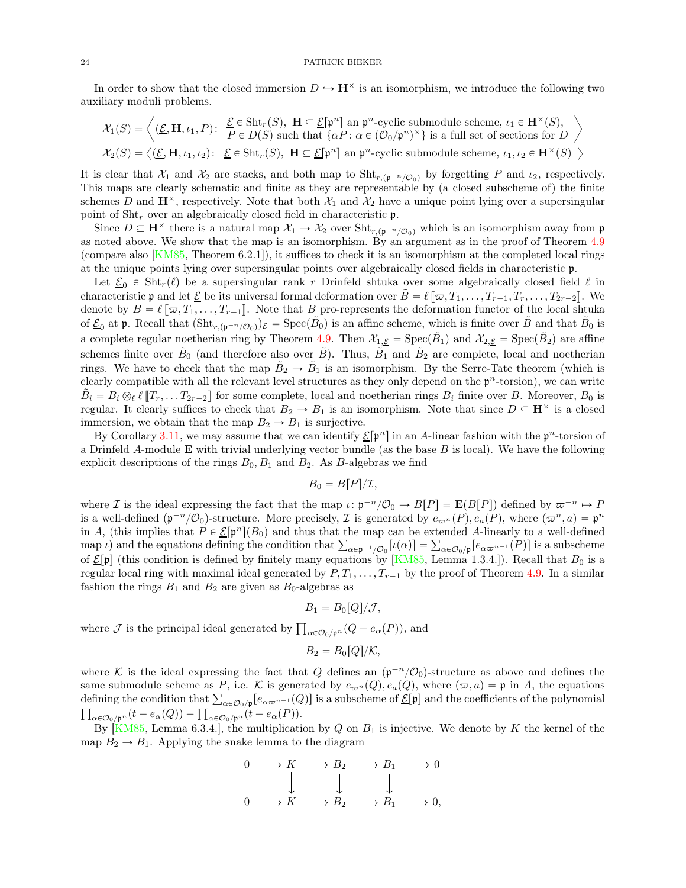In order to show that the closed immersion $D \hookrightarrow \mathbf{H}^\times$ is an isomorphism, we introduce the following two auxiliary moduli problems.

$$\mathcal{X}_1(S) = \left\langle (\underline{\mathcal{E}}, \mathbf{H}, \iota_1, P)\colon \begin{array}{l} \underline{\mathcal{E}} \in \mathrm{Sht}_r(S),\ \mathbf{H} \subseteq \underline{\mathcal{E}}[\mathfrak{p}^n] \text{ an } \mathfrak{p}^n\text{-cyclic submodule scheme, } \iota_1 \in \mathbf{H}^\times(S), \\ P \in D(S) \text{ such that } \{\alpha P \colon \alpha \in (\mathcal{O}_0/\mathfrak{p}^n)^\times\} \text{ is a full set of sections for } D \end{array} \right\rangle$$

$$\mathcal{X}_2(S) = \left\langle (\underline{\mathcal{E}}, \mathbf{H}, \iota_1, \iota_2)\colon \ \underline{\mathcal{E}} \in \mathrm{Sht}_r(S),\ \mathbf{H} \subseteq \underline{\mathcal{E}}[\mathfrak{p}^n] \text{ an } \mathfrak{p}^n\text{-cyclic submodule scheme, } \iota_1, \iota_2 \in \mathbf{H}^\times(S) \right\rangle$$

It is clear that $\mathcal{X}_1$ and $\mathcal{X}_2$ are stacks, and both map to $\mathrm{Sht}_{r,(\mathfrak{p}^{-n}/\mathcal{O}_0)}$ by forgetting $P$ and $\iota_2$, respectively. This maps are clearly schematic and finite as they are representable by (a closed subscheme of) the finite schemes $D$ and $\mathbf{H}^\times$, respectively. Note that both $\mathcal{X}_1$ and $\mathcal{X}_2$ have a unique point lying over a supersingular point of $\mathrm{Sht}_r$ over an algebraically closed field in characteristic $\mathfrak{p}$.

Since $D \subseteq \mathbf{H}^\times$ there is a natural map $\mathcal{X}_1 \to \mathcal{X}_2$ over $\mathrm{Sht}_{r,(\mathfrak{p}^{-n}/\mathcal{O}_0)}$ which is an isomorphism away from $\mathfrak{p}$ as noted above. We show that the map is an isomorphism. By an argument as in the proof of Theorem 4.9 (compare also [KM85, Theorem 6.2.1]), it suffices to check it is an isomorphism at the completed local rings at the unique points lying over supersingular points over algebraically closed fields in characteristic $\mathfrak{p}$.

Let $\underline{\mathcal{E}}_0 \in \mathrm{Sht}_r(\ell)$ be a supersingular rank $r$ Drinfeld shtuka over some algebraically closed field $\ell$ in characteristic $\mathfrak{p}$ and let $\underline{\mathcal{E}}$ be its universal formal deformation over $\tilde{B} = \ell[\![\varpi, T_1, \ldots, T_{r-1}, T_r, \ldots, T_{2r-2}]\!]$. We denote by $B = \ell[\![\varpi, T_1, \ldots, T_{r-1}]\!]$. Note that $B$ pro-represents the deformation functor of the local shtuka of $\underline{\mathcal{E}}_0$ at $\mathfrak{p}$. Recall that $(\mathrm{Sht}_{r,(\mathfrak{p}^{-n}/\mathcal{O}_0)})_{\underline{\mathcal{E}}} = \mathrm{Spec}(\tilde{B}_0)$ is an affine scheme, which is finite over $\tilde{B}$ and that $\tilde{B}_0$ is a complete regular noetherian ring by Theorem 4.9. Then $\mathcal{X}_{1,\underline{\mathcal{E}}} = \mathrm{Spec}(\tilde{B}_1)$ and $\mathcal{X}_{2,\underline{\mathcal{E}}} = \mathrm{Spec}(\tilde{B}_2)$ are affine schemes finite over $\tilde{B}_0$ (and therefore also over $\tilde{B}$). Thus, $\tilde{B}_1$ and $\tilde{B}_2$ are complete, local and noetherian rings. We have to check that the map $\tilde{B}_2 \to \tilde{B}_1$ is an isomorphism. By the Serre-Tate theorem (which is clearly compatible with all the relevant level structures as they only depend on the $\mathfrak{p}^n$-torsion), we can write $\tilde{B}_i = B_i \otimes_\ell \ell[\![T_r, \ldots T_{2r-2}]\!]$ for some complete, local and noetherian rings $B_i$ finite over $B$. Moreover, $B_0$ is regular. It clearly suffices to check that $B_2 \to B_1$ is an isomorphism. Note that since $D \subseteq \mathbf{H}^\times$ is a closed immersion, we obtain that the map $B_2 \to B_1$ is surjective.

By Corollary 3.11, we may assume that we can identify $\underline{\mathcal{E}}[\mathfrak{p}^n]$ in an $A$-linear fashion with the $\mathfrak{p}^n$-torsion of a Drinfeld $A$-module $\mathbf{E}$ with trivial underlying vector bundle (as the base $B$ is local). We have the following explicit descriptions of the rings $B_0, B_1$ and $B_2$. As $B$-algebras we find

$$B_0 = B[P]/\mathcal{I},$$

where $\mathcal{I}$ is the ideal expressing the fact that the map $\iota\colon \mathfrak{p}^{-n}/\mathcal{O}_0 \to B[P] = \mathbf{E}(B[P])$ defined by $\varpi^{-n} \mapsto P$ is a well-defined $(\mathfrak{p}^{-n}/\mathcal{O}_0)$-structure. More precisely, $\mathcal{I}$ is generated by $e_{\varpi^n}(P), e_a(P)$, where $(\varpi^n, a) = \mathfrak{p}^n$ in $A$, (this implies that $P \in \underline{\mathcal{E}}[\mathfrak{p}^n](B_0)$ and thus that the map can be extended $A$-linearly to a well-defined map $\iota$) and the equations defining the condition that $\sum_{\alpha \in \mathfrak{p}^{-1}/\mathcal{O}_0}[\iota(\alpha)] = \sum_{\alpha \in \mathcal{O}_0/\mathfrak{p}}[e_{\alpha\varpi^{n-1}}(P)]$ is a subscheme of $\underline{\mathcal{E}}[\mathfrak{p}]$ (this condition is defined by finitely many equations by [KM85, Lemma 1.3.4.]). Recall that $B_0$ is a regular local ring with maximal ideal generated by $P, T_1, \ldots, T_{r-1}$ by the proof of Theorem 4.9. In a similar fashion the rings $B_1$ and $B_2$ are given as $B_0$-algebras as

$$B_1 = B_0[Q]/\mathcal{J},$$

where $\mathcal{J}$ is the principal ideal generated by $\prod_{\alpha \in \mathcal{O}_0/\mathfrak{p}^n}(Q - e_\alpha(P))$, and

$$B_2 = B_0[Q]/\mathcal{K},$$

where $\mathcal{K}$ is the ideal expressing the fact that $Q$ defines an $(\mathfrak{p}^{-n}/\mathcal{O}_0)$-structure as above and defines the same submodule scheme as $P$, i.e. $\mathcal{K}$ is generated by $e_{\varpi^n}(Q), e_a(Q)$, where $(\varpi, a) = \mathfrak{p}$ in $A$, the equations defining the condition that $\sum_{\alpha \in \mathcal{O}_0/\mathfrak{p}}[e_{\alpha\varpi^{n-1}}(Q)]$ is a subscheme of $\underline{\mathcal{E}}[\mathfrak{p}]$ and the coefficients of the polynomial $\prod_{\alpha \in \mathcal{O}_0/\mathfrak{p}^n}(t - e_\alpha(Q)) - \prod_{\alpha \in \mathcal{O}_0/\mathfrak{p}^n}(t - e_\alpha(P))$.

By [KM85, Lemma 6.3.4.], the multiplication by $Q$ on $B_1$ is injective. We denote by $K$ the kernel of the map $B_2 \to B_1$. Applying the snake lemma to the diagram

$$\begin{array}{ccccccccc}
0 & \longrightarrow & K & \longrightarrow & B_2 & \longrightarrow & B_1 & \longrightarrow & 0 \\
& & \downarrow & & \downarrow & & \downarrow & & \\
0 & \longrightarrow & K & \longrightarrow & B_2 & \longrightarrow & B_1 & \longrightarrow & 0,
\end{array}$$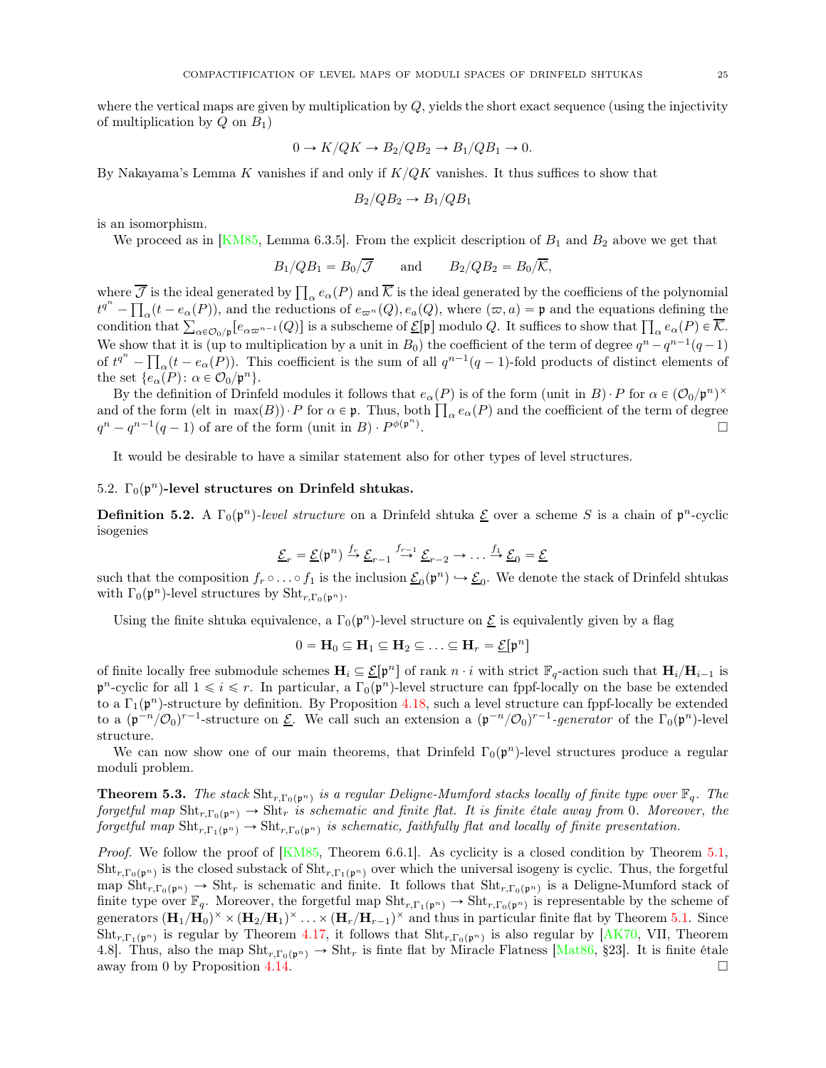where the vertical maps are given by multiplication by $Q$, yields the short exact sequence (using the injectivity of multiplication by $Q$ on $B_1$)

$$0 \to K/QK \to B_2/QB_2 \to B_1/QB_1 \to 0.$$

By Nakayama's Lemma $K$ vanishes if and only if $K/QK$ vanishes. It thus suffices to show that

$$B_2/QB_2 \to B_1/QB_1$$

is an isomorphism.

We proceed as in [KM85, Lemma 6.3.5]. From the explicit description of $B_1$ and $B_2$ above we get that

$$B_1/QB_1 = B_0/\overline{\mathcal{J}} \qquad \text{and} \qquad B_2/QB_2 = B_0/\overline{\mathcal{K}},$$

where $\overline{\mathcal{J}}$ is the ideal generated by $\prod_\alpha e_\alpha(P)$ and $\overline{\mathcal{K}}$ is the ideal generated by the coefficiens of the polynomial $t^{q^n} - \prod_\alpha(t - e_\alpha(P))$, and the reductions of $e_{\varpi^n}(Q), e_a(Q)$, where $(\varpi, a) = \mathfrak{p}$ and the equations defining the condition that $\sum_{\alpha \in \mathcal{O}_0/\mathfrak{p}}[e_{\alpha\varpi^{n-1}}(Q)]$ is a subscheme of $\underline{\mathcal{E}}[\mathfrak{p}]$ modulo $Q$. It suffices to show that $\prod_\alpha e_\alpha(P) \in \overline{\mathcal{K}}$. We show that it is (up to multiplication by a unit in $B_0$) the coefficient of the term of degree $q^n - q^{n-1}(q-1)$ of $t^{q^n} - \prod_\alpha(t - e_\alpha(P))$. This coefficient is the sum of all $q^{n-1}(q-1)$-fold products of distinct elements of the set $\{e_\alpha(P) \colon \alpha \in \mathcal{O}_0/\mathfrak{p}^n\}$.

By the definition of Drinfeld modules it follows that $e_\alpha(P)$ is of the form (unit in $B$)$\cdot P$ for $\alpha \in (\mathcal{O}_0/\mathfrak{p}^n)^\times$ and of the form (elt in $\max(B)$)$\cdot P$ for $\alpha \in \mathfrak{p}$. Thus, both $\prod_\alpha e_\alpha(P)$ and the coefficient of the term of degree $q^n - q^{n-1}(q-1)$ of are of the form (unit in $B$)$\cdot P^{\phi(\mathfrak{p}^n)}$. $\square$

It would be desirable to have a similar statement also for other types of level structures.

### 5.2. $\Gamma_0(\mathfrak{p}^n)$-level structures on Drinfeld shtukas.

**Definition 5.2.** A $\Gamma_0(\mathfrak{p}^n)$-*level structure* on a Drinfeld shtuka $\underline{\mathcal{E}}$ over a scheme $S$ is a chain of $\mathfrak{p}^n$-cyclic isogenies

$$\underline{\mathcal{E}}_r = \underline{\mathcal{E}}(\mathfrak{p}^n) \xrightarrow{f_r} \underline{\mathcal{E}}_{r-1} \xrightarrow{f_{r-1}} \underline{\mathcal{E}}_{r-2} \to \ldots \xrightarrow{f_1} \underline{\mathcal{E}}_0 = \underline{\mathcal{E}}$$

such that the composition $f_r \circ \ldots \circ f_1$ is the inclusion $\underline{\mathcal{E}}_0(\mathfrak{p}^n) \hookrightarrow \underline{\mathcal{E}}_0$. We denote the stack of Drinfeld shtukas with $\Gamma_0(\mathfrak{p}^n)$-level structures by $\mathrm{Sht}_{r,\Gamma_0(\mathfrak{p}^n)}$.

Using the finite shtuka equivalence, a $\Gamma_0(\mathfrak{p}^n)$-level structure on $\underline{\mathcal{E}}$ is equivalently given by a flag

$$0 = \mathbf{H}_0 \subseteq \mathbf{H}_1 \subseteq \mathbf{H}_2 \subseteq \ldots \subseteq \mathbf{H}_r = \underline{\mathcal{E}}[\mathfrak{p}^n]$$

of finite locally free submodule schemes $\mathbf{H}_i \subseteq \underline{\mathcal{E}}[\mathfrak{p}^n]$ of rank $n \cdot i$ with strict $\mathbb{F}_q$-action such that $\mathbf{H}_i/\mathbf{H}_{i-1}$ is $\mathfrak{p}^n$-cyclic for all $1 \leqslant i \leqslant r$. In particular, a $\Gamma_0(\mathfrak{p}^n)$-level structure can fppf-locally on the base be extended to a $\Gamma_1(\mathfrak{p}^n)$-structure by definition. By Proposition 4.18, such a level structure can fppf-locally be extended to a $(\mathfrak{p}^{-n}/\mathcal{O}_0)^{r-1}$-structure on $\underline{\mathcal{E}}$. We call such an extension a $(\mathfrak{p}^{-n}/\mathcal{O}_0)^{r-1}$-*generator* of the $\Gamma_0(\mathfrak{p}^n)$-level structure.

We can now show one of our main theorems, that Drinfeld $\Gamma_0(\mathfrak{p}^n)$-level structures produce a regular moduli problem.

**Theorem 5.3.** *The stack $\mathrm{Sht}_{r,\Gamma_0(\mathfrak{p}^n)}$ is a regular Deligne-Mumford stacks locally of finite type over $\mathbb{F}_q$. The forgetful map $\mathrm{Sht}_{r,\Gamma_0(\mathfrak{p}^n)} \to \mathrm{Sht}_r$ is schematic and finite flat. It is finite étale away from 0. Moreover, the forgetful map $\mathrm{Sht}_{r,\Gamma_1(\mathfrak{p}^n)} \to \mathrm{Sht}_{r,\Gamma_0(\mathfrak{p}^n)}$ is schematic, faithfully flat and locally of finite presentation.*

*Proof.* We follow the proof of [KM85, Theorem 6.6.1]. As cyclicity is a closed condition by Theorem 5.1, $\mathrm{Sht}_{r,\Gamma_0(\mathfrak{p}^n)}$ is the closed substack of $\mathrm{Sht}_{r,\Gamma_1(\mathfrak{p}^n)}$ over which the universal isogeny is cyclic. Thus, the forgetful map $\mathrm{Sht}_{r,\Gamma_0(\mathfrak{p}^n)} \to \mathrm{Sht}_r$ is schematic and finite. It follows that $\mathrm{Sht}_{r,\Gamma_0(\mathfrak{p}^n)}$ is a Deligne-Mumford stack of finite type over $\mathbb{F}_q$. Moreover, the forgetful map $\mathrm{Sht}_{r,\Gamma_1(\mathfrak{p}^n)} \to \mathrm{Sht}_{r,\Gamma_0(\mathfrak{p}^n)}$ is representable by the scheme of generators $(\mathbf{H}_1/\mathbf{H}_0)^\times \times (\mathbf{H}_2/\mathbf{H}_1)^\times \ldots \times (\mathbf{H}_r/\mathbf{H}_{r-1})^\times$ and thus in particular finite flat by Theorem 5.1. Since $\mathrm{Sht}_{r,\Gamma_1(\mathfrak{p}^n)}$ is regular by Theorem 4.17, it follows that $\mathrm{Sht}_{r,\Gamma_0(\mathfrak{p}^n)}$ is also regular by [AK70, VII, Theorem 4.8]. Thus, also the map $\mathrm{Sht}_{r,\Gamma_0(\mathfrak{p}^n)} \to \mathrm{Sht}_r$ is finte flat by Miracle Flatness [Mat86, §23]. It is finite étale away from 0 by Proposition 4.14. $\square$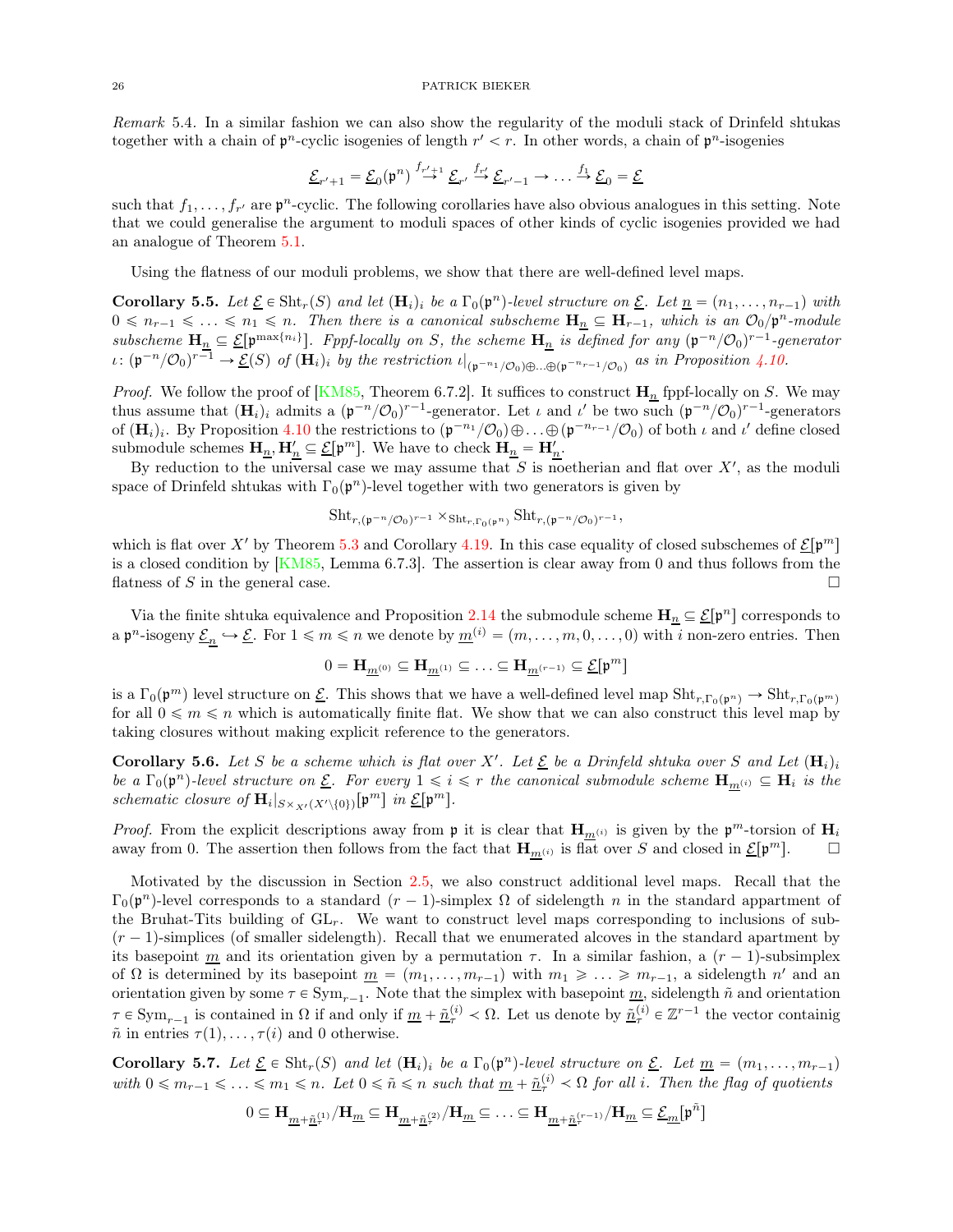*Remark* 5.4. In a similar fashion we can also show the regularity of the moduli stack of Drinfeld shtukas together with a chain of $\mathfrak{p}^n$-cyclic isogenies of length $r' < r$. In other words, a chain of $\mathfrak{p}^n$-isogenies

$$\underline{\mathcal{E}}_{r'+1} = \underline{\mathcal{E}}_0(\mathfrak{p}^n) \xrightarrow{f_{r'+1}} \underline{\mathcal{E}}_{r'} \xrightarrow{f_{r'}} \underline{\mathcal{E}}_{r'-1} \to \ldots \xrightarrow{f_1} \underline{\mathcal{E}}_0 = \underline{\mathcal{E}}$$

such that $f_1, \ldots, f_{r'}$ are $\mathfrak{p}^n$-cyclic. The following corollaries have also obvious analogues in this setting. Note that we could generalise the argument to moduli spaces of other kinds of cyclic isogenies provided we had an analogue of Theorem 5.1.

Using the flatness of our moduli problems, we show that there are well-defined level maps.

**Corollary 5.5.** *Let $\underline{\mathcal{E}} \in \mathrm{Sht}_r(S)$ and let $(\mathbf{H}_i)_i$ be a $\Gamma_0(\mathfrak{p}^n)$-level structure on $\underline{\mathcal{E}}$. Let $\underline{n} = (n_1, \ldots, n_{r-1})$ with $0 \leqslant n_{r-1} \leqslant \ldots \leqslant n_1 \leqslant n$. Then there is a canonical subscheme $\mathbf{H}_{\underline{n}} \subseteq \mathbf{H}_{r-1}$, which is an $\mathcal{O}_0/\mathfrak{p}^n$-module subscheme $\mathbf{H}_{\underline{n}} \subseteq \underline{\mathcal{E}}[\mathfrak{p}^{\max\{n_i\}}]$. Fppf-locally on $S$, the scheme $\mathbf{H}_{\underline{n}}$ is defined for any $(\mathfrak{p}^{-n}/\mathcal{O}_0)^{r-1}$-generator $\iota\colon (\mathfrak{p}^{-n}/\mathcal{O}_0)^{r-1} \to \underline{\mathcal{E}}(S)$ of $(\mathbf{H}_i)_i$ by the restriction $\iota|_{(\mathfrak{p}^{-n_1}/\mathcal{O}_0)\oplus\ldots\oplus(\mathfrak{p}^{-n_{r-1}}/\mathcal{O}_0)}$ as in Proposition 4.10.*

*Proof.* We follow the proof of [KM85, Theorem 6.7.2]. It suffices to construct $\mathbf{H}_{\underline{n}}$ fppf-locally on $S$. We may thus assume that $(\mathbf{H}_i)_i$ admits a $(\mathfrak{p}^{-n}/\mathcal{O}_0)^{r-1}$-generator. Let $\iota$ and $\iota'$ be two such $(\mathfrak{p}^{-n}/\mathcal{O}_0)^{r-1}$-generators of $(\mathbf{H}_i)_i$. By Proposition 4.10 the restrictions to $(\mathfrak{p}^{-n_1}/\mathcal{O}_0)\oplus\ldots\oplus(\mathfrak{p}^{-n_{r-1}}/\mathcal{O}_0)$ of both $\iota$ and $\iota'$ define closed submodule schemes $\mathbf{H}_{\underline{n}}, \mathbf{H}'_{\underline{n}} \subseteq \underline{\mathcal{E}}[\mathfrak{p}^m]$. We have to check $\mathbf{H}_{\underline{n}} = \mathbf{H}'_{\underline{n}}$.

By reduction to the universal case we may assume that $S$ is noetherian and flat over $X'$, as the moduli space of Drinfeld shtukas with $\Gamma_0(\mathfrak{p}^n)$-level together with two generators is given by

$$\mathrm{Sht}_{r,(\mathfrak{p}^{-n}/\mathcal{O}_0)^{r-1}} \times_{\mathrm{Sht}_{r,\Gamma_0(\mathfrak{p}^n)}} \mathrm{Sht}_{r,(\mathfrak{p}^{-n}/\mathcal{O}_0)^{r-1}},$$

which is flat over $X'$ by Theorem 5.3 and Corollary 4.19. In this case equality of closed subschemes of $\underline{\mathcal{E}}[\mathfrak{p}^m]$ is a closed condition by [KM85, Lemma 6.7.3]. The assertion is clear away from 0 and thus follows from the flatness of $S$ in the general case. □

Via the finite shtuka equivalence and Proposition 2.14 the submodule scheme $\mathbf{H}_{\underline{n}} \subseteq \underline{\mathcal{E}}[\mathfrak{p}^n]$ corresponds to a $\mathfrak{p}^n$-isogeny $\underline{\mathcal{E}}_{\underline{n}} \hookrightarrow \underline{\mathcal{E}}$. For $1 \leqslant m \leqslant n$ we denote by $\underline{m}^{(i)} = (m, \ldots, m, 0, \ldots, 0)$ with $i$ non-zero entries. Then

$$0 = \mathbf{H}_{\underline{m}^{(0)}} \subseteq \mathbf{H}_{\underline{m}^{(1)}} \subseteq \ldots \subseteq \mathbf{H}_{\underline{m}^{(r-1)}} \subseteq \underline{\mathcal{E}}[\mathfrak{p}^m]$$

is a $\Gamma_0(\mathfrak{p}^m)$ level structure on $\underline{\mathcal{E}}$. This shows that we have a well-defined level map $\mathrm{Sht}_{r,\Gamma_0(\mathfrak{p}^n)} \to \mathrm{Sht}_{r,\Gamma_0(\mathfrak{p}^m)}$ for all $0 \leqslant m \leqslant n$ which is automatically finite flat. We show that we can also construct this level map by taking closures without making explicit reference to the generators.

**Corollary 5.6.** *Let $S$ be a scheme which is flat over $X'$. Let $\underline{\mathcal{E}}$ be a Drinfeld shtuka over $S$ and Let $(\mathbf{H}_i)_i$ be a $\Gamma_0(\mathfrak{p}^n)$-level structure on $\underline{\mathcal{E}}$. For every $1 \leqslant i \leqslant r$ the canonical submodule scheme $\mathbf{H}_{\underline{m}^{(i)}} \subseteq \mathbf{H}_i$ is the schematic closure of $\mathbf{H}_i|_{S \times_{X'}(X' \setminus \{0\})}[\mathfrak{p}^m]$ in $\underline{\mathcal{E}}[\mathfrak{p}^m]$.*

*Proof.* From the explicit descriptions away from $\mathfrak{p}$ it is clear that $\mathbf{H}_{\underline{m}^{(i)}}$ is given by the $\mathfrak{p}^m$-torsion of $\mathbf{H}_i$ away from 0. The assertion then follows from the fact that $\mathbf{H}_{\underline{m}^{(i)}}$ is flat over $S$ and closed in $\underline{\mathcal{E}}[\mathfrak{p}^m]$. □

Motivated by the discussion in Section 2.5, we also construct additional level maps. Recall that the $\Gamma_0(\mathfrak{p}^n)$-level corresponds to a standard $(r-1)$-simplex $\Omega$ of sidelength $n$ in the standard appartment of the Bruhat-Tits building of $\mathrm{GL}_r$. We want to construct level maps corresponding to inclusions of sub-$(r-1)$-simplices (of smaller sidelength). Recall that we enumerated alcoves in the standard apartment by its basepoint $\underline{m}$ and its orientation given by a permutation $\tau$. In a similar fashion, a $(r-1)$-subsimplex of $\Omega$ is determined by its basepoint $\underline{m} = (m_1, \ldots, m_{r-1})$ with $m_1 \geqslant \ldots \geqslant m_{r-1}$, a sidelength $n'$ and an orientation given by some $\tau \in \mathrm{Sym}_{r-1}$. Note that the simplex with basepoint $\underline{m}$, sidelength $\tilde{n}$ and orientation $\tau \in \mathrm{Sym}_{r-1}$ is contained in $\Omega$ if and only if $\underline{m} + \underline{\tilde{n}}_{\tau}^{(i)} \prec \Omega$. Let us denote by $\underline{\tilde{n}}_{\tau}^{(i)} \in \mathbb{Z}^{r-1}$ the vector containig $\tilde{n}$ in entries $\tau(1), \ldots, \tau(i)$ and 0 otherwise.

**Corollary 5.7.** *Let $\underline{\mathcal{E}} \in \mathrm{Sht}_r(S)$ and let $(\mathbf{H}_i)_i$ be a $\Gamma_0(\mathfrak{p}^n)$-level structure on $\underline{\mathcal{E}}$. Let $\underline{m} = (m_1, \ldots, m_{r-1})$ with $0 \leqslant m_{r-1} \leqslant \ldots \leqslant m_1 \leqslant n$. Let $0 \leqslant \tilde{n} \leqslant n$ such that $\underline{m} + \underline{\tilde{n}}_{\tau}^{(i)} \prec \Omega$ for all $i$. Then the flag of quotients*

$$0 \subseteq \mathbf{H}_{\underline{m}+\underline{\tilde{n}}_{\tau}^{(1)}}/\mathbf{H}_{\underline{m}} \subseteq \mathbf{H}_{\underline{m}+\underline{\tilde{n}}_{\tau}^{(2)}}/\mathbf{H}_{\underline{m}} \subseteq \ldots \subseteq \mathbf{H}_{\underline{m}+\underline{\tilde{n}}_{\tau}^{(r-1)}}/\mathbf{H}_{\underline{m}} \subseteq \underline{\mathcal{E}}_{\underline{m}}[\mathfrak{p}^{\tilde{n}}]$$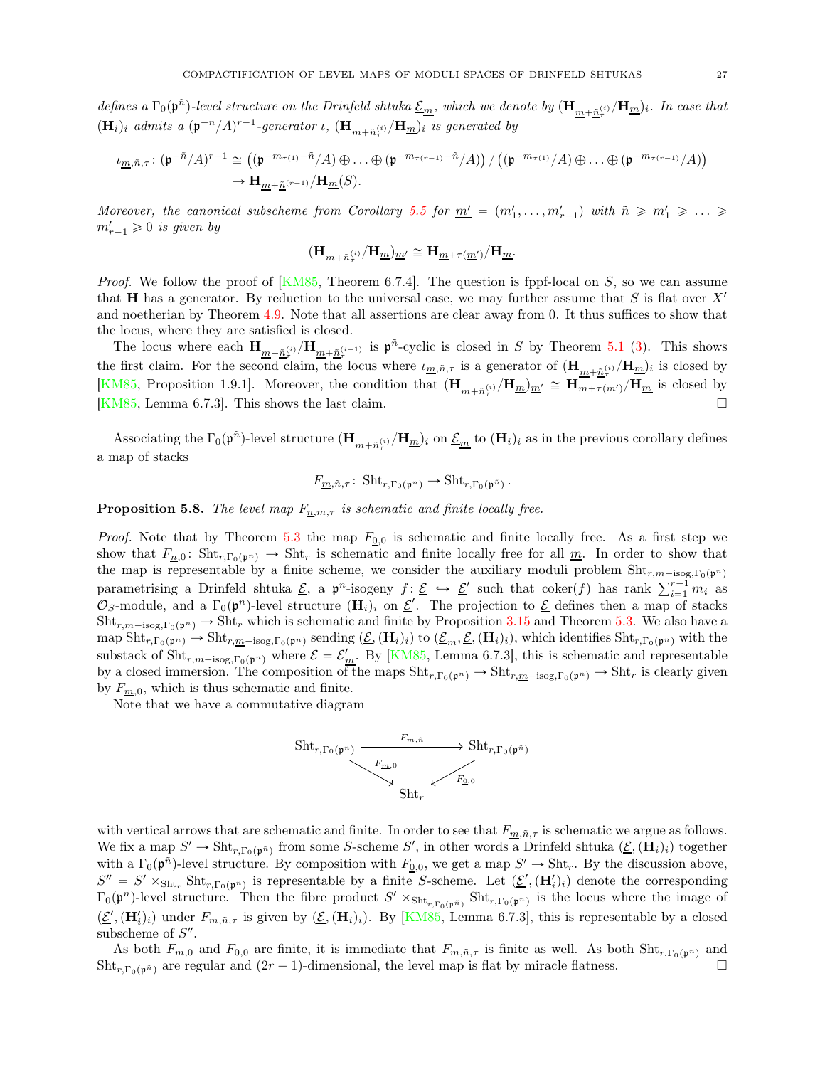*defines a $\Gamma_0(\mathfrak{p}^{\tilde{n}})$-level structure on the Drinfeld shtuka $\underline{\mathcal{E}}_{\underline{m}}$, which we denote by $(\mathbf{H}_{\underline{m}+\underline{\tilde{n}}_\tau^{(i)}}/\mathbf{H}_{\underline{m}})_i$. In case that $(\mathbf{H}_i)_i$ admits a $(\mathfrak{p}^{-n}/A)^{r-1}$-generator $\iota$, $(\mathbf{H}_{\underline{m}+\underline{\tilde{n}}_\tau^{(i)}}/\mathbf{H}_{\underline{m}})_i$ is generated by*

$$
\begin{aligned}
\iota_{\underline{m},\tilde{n},\tau}\colon (\mathfrak{p}^{-\tilde{n}}/A)^{r-1} &\cong \left((\mathfrak{p}^{-m_{\tau(1)}-\tilde{n}}/A)\oplus\ldots\oplus(\mathfrak{p}^{-m_{\tau(r-1)}-\tilde{n}}/A)\right)/\left((\mathfrak{p}^{-m_{\tau(1)}}/A)\oplus\ldots\oplus(\mathfrak{p}^{-m_{\tau(r-1)}}/A)\right)\\
&\to \mathbf{H}_{\underline{m}+\underline{\tilde{n}}^{(r-1)}}/\mathbf{H}_{\underline{m}}(S).
\end{aligned}
$$

*Moreover, the canonical subscheme from Corollary 5.5 for $\underline{m}' = (m'_1,\ldots,m'_{r-1})$ with $\tilde{n} \geqslant m'_1 \geqslant \ldots \geqslant m'_{r-1} \geqslant 0$ is given by*

$$(\mathbf{H}_{\underline{m}+\underline{\tilde{n}}_\tau^{(i)}}/\mathbf{H}_{\underline{m}})_{\underline{m}'} \cong \mathbf{H}_{\underline{m}+\tau(\underline{m}')}/\mathbf{H}_{\underline{m}}.$$

*Proof.* We follow the proof of [KM85, Theorem 6.7.4]. The question is fppf-local on $S$, so we can assume that $\mathbf{H}$ has a generator. By reduction to the universal case, we may further assume that $S$ is flat over $X'$ and noetherian by Theorem 4.9. Note that all assertions are clear away from 0. It thus suffices to show that the locus, where they are satisfied is closed.

The locus where each $\mathbf{H}_{\underline{m}+\underline{\tilde{n}}_\tau^{(i)}}/\mathbf{H}_{\underline{m}+\underline{\tilde{n}}_\tau^{(i-1)}}$ is $\mathfrak{p}^{\tilde{n}}$-cyclic is closed in $S$ by Theorem 5.1 (3). This shows the first claim. For the second claim, the locus where $\iota_{\underline{m},\tilde{n},\tau}$ is a generator of $(\mathbf{H}_{\underline{m}+\underline{\tilde{n}}_\tau^{(i)}}/\mathbf{H}_{\underline{m}})_i$ is closed by [KM85, Proposition 1.9.1]. Moreover, the condition that $(\mathbf{H}_{\underline{m}+\underline{\tilde{n}}_\tau^{(i)}}/\mathbf{H}_{\underline{m}})_{\underline{m}'} \cong \mathbf{H}_{\underline{m}+\tau(\underline{m}')}/\mathbf{H}_{\underline{m}}$ is closed by [KM85, Lemma 6.7.3]. This shows the last claim. □

Associating the $\Gamma_0(\mathfrak{p}^{\tilde{n}})$-level structure $(\mathbf{H}_{\underline{m}+\underline{\tilde{n}}_\tau^{(i)}}/\mathbf{H}_{\underline{m}})_i$ on $\underline{\mathcal{E}}_{\underline{m}}$ to $(\mathbf{H}_i)_i$ as in the previous corollary defines a map of stacks

$$F_{\underline{m},\tilde{n},\tau}\colon \operatorname{Sht}_{r,\Gamma_0(\mathfrak{p}^n)} \to \operatorname{Sht}_{r,\Gamma_0(\mathfrak{p}^{\tilde{n}})}.$$

**Proposition 5.8.** *The level map $F_{\underline{n},m,\tau}$ is schematic and finite locally free.*

*Proof.* Note that by Theorem 5.3 the map $F_{\underline{0},0}$ is schematic and finite locally free. As a first step we show that $F_{\underline{n},0}\colon \operatorname{Sht}_{r,\Gamma_0(\mathfrak{p}^n)} \to \operatorname{Sht}_r$ is schematic and finite locally free for all $\underline{m}$. In order to show that the map is representable by a finite scheme, we consider the auxiliary moduli problem $\operatorname{Sht}_{r,\underline{m}-\mathrm{isog},\Gamma_0(\mathfrak{p}^n)}$ parametrising a Drinfeld shtuka $\underline{\mathcal{E}}$, a $\mathfrak{p}^n$-isogeny $f\colon \underline{\mathcal{E}} \hookrightarrow \underline{\mathcal{E}}'$ such that $\operatorname{coker}(f)$ has rank $\sum_{i=1}^{r-1} m_i$ as $\mathcal{O}_S$-module, and a $\Gamma_0(\mathfrak{p}^n)$-level structure $(\mathbf{H}_i)_i$ on $\underline{\mathcal{E}}'$. The projection to $\underline{\mathcal{E}}$ defines then a map of stacks $\operatorname{Sht}_{r,\underline{m}-\mathrm{isog},\Gamma_0(\mathfrak{p}^n)} \to \operatorname{Sht}_r$ which is schematic and finite by Proposition 3.15 and Theorem 5.3. We also have a map $\operatorname{Sht}_{r,\Gamma_0(\mathfrak{p}^n)} \to \operatorname{Sht}_{r,\underline{m}-\mathrm{isog},\Gamma_0(\mathfrak{p}^n)}$ sending $(\underline{\mathcal{E}},(\mathbf{H}_i)_i)$ to $(\underline{\mathcal{E}}_{\underline{m}},\underline{\mathcal{E}},(\mathbf{H}_i)_i)$, which identifies $\operatorname{Sht}_{r,\Gamma_0(\mathfrak{p}^n)}$ with the substack of $\operatorname{Sht}_{r,\underline{m}-\mathrm{isog},\Gamma_0(\mathfrak{p}^n)}$ where $\underline{\mathcal{E}} = \underline{\mathcal{E}}'_{\underline{m}}$. By [KM85, Lemma 6.7.3], this is schematic and representable by a closed immersion. The composition of the maps $\operatorname{Sht}_{r,\Gamma_0(\mathfrak{p}^n)} \to \operatorname{Sht}_{r,\underline{m}-\mathrm{isog},\Gamma_0(\mathfrak{p}^n)} \to \operatorname{Sht}_r$ is clearly given by $F_{\underline{m},0}$, which is thus schematic and finite.

Note that we have a commutative diagram

$$
\begin{array}{ccc}
\operatorname{Sht}_{r,\Gamma_0(\mathfrak{p}^n)} & \xrightarrow{\;F_{\underline{m},\tilde{n}}\;} & \operatorname{Sht}_{r,\Gamma_0(\mathfrak{p}^{\tilde{n}})} \\
& {\scriptstyle F_{\underline{m},0}}\searrow \quad \swarrow{\scriptstyle F_{\underline{0},0}} & \\
& \operatorname{Sht}_r &
\end{array}
$$

with vertical arrows that are schematic and finite. In order to see that $F_{\underline{m},\tilde{n},\tau}$ is schematic we argue as follows. We fix a map $S' \to \operatorname{Sht}_{r,\Gamma_0(\mathfrak{p}^{\tilde{n}})}$ from some $S$-scheme $S'$, in other words a Drinfeld shtuka $(\underline{\mathcal{E}},(\mathbf{H}_i)_i)$ together with a $\Gamma_0(\mathfrak{p}^{\tilde{n}})$-level structure. By composition with $F_{\underline{0},0}$, we get a map $S' \to \operatorname{Sht}_r$. By the discussion above, $S'' = S' \times_{\operatorname{Sht}_r} \operatorname{Sht}_{r,\Gamma_0(\mathfrak{p}^n)}$ is representable by a finite $S$-scheme. Let $(\underline{\mathcal{E}}',(\mathbf{H}'_i)_i)$ denote the corresponding $\Gamma_0(\mathfrak{p}^n)$-level structure. Then the fibre product $S' \times_{\operatorname{Sht}_{r,\Gamma_0(\mathfrak{p}^{\tilde{n}})}} \operatorname{Sht}_{r,\Gamma_0(\mathfrak{p}^n)}$ is the locus where the image of $(\underline{\mathcal{E}}',(\mathbf{H}'_i)_i)$ under $F_{\underline{m},\tilde{n},\tau}$ is given by $(\underline{\mathcal{E}},(\mathbf{H}_i)_i)$. By [KM85, Lemma 6.7.3], this is representable by a closed subscheme of $S''$.

As both $F_{\underline{m},0}$ and $F_{\underline{0},0}$ are finite, it is immediate that $F_{\underline{m},\tilde{n},\tau}$ is finite as well. As both $\operatorname{Sht}_{r,\Gamma_0(\mathfrak{p}^n)}$ and $\operatorname{Sht}_{r,\Gamma_0(\mathfrak{p}^{\tilde{n}})}$ are regular and $(2r-1)$-dimensional, the level map is flat by miracle flatness. □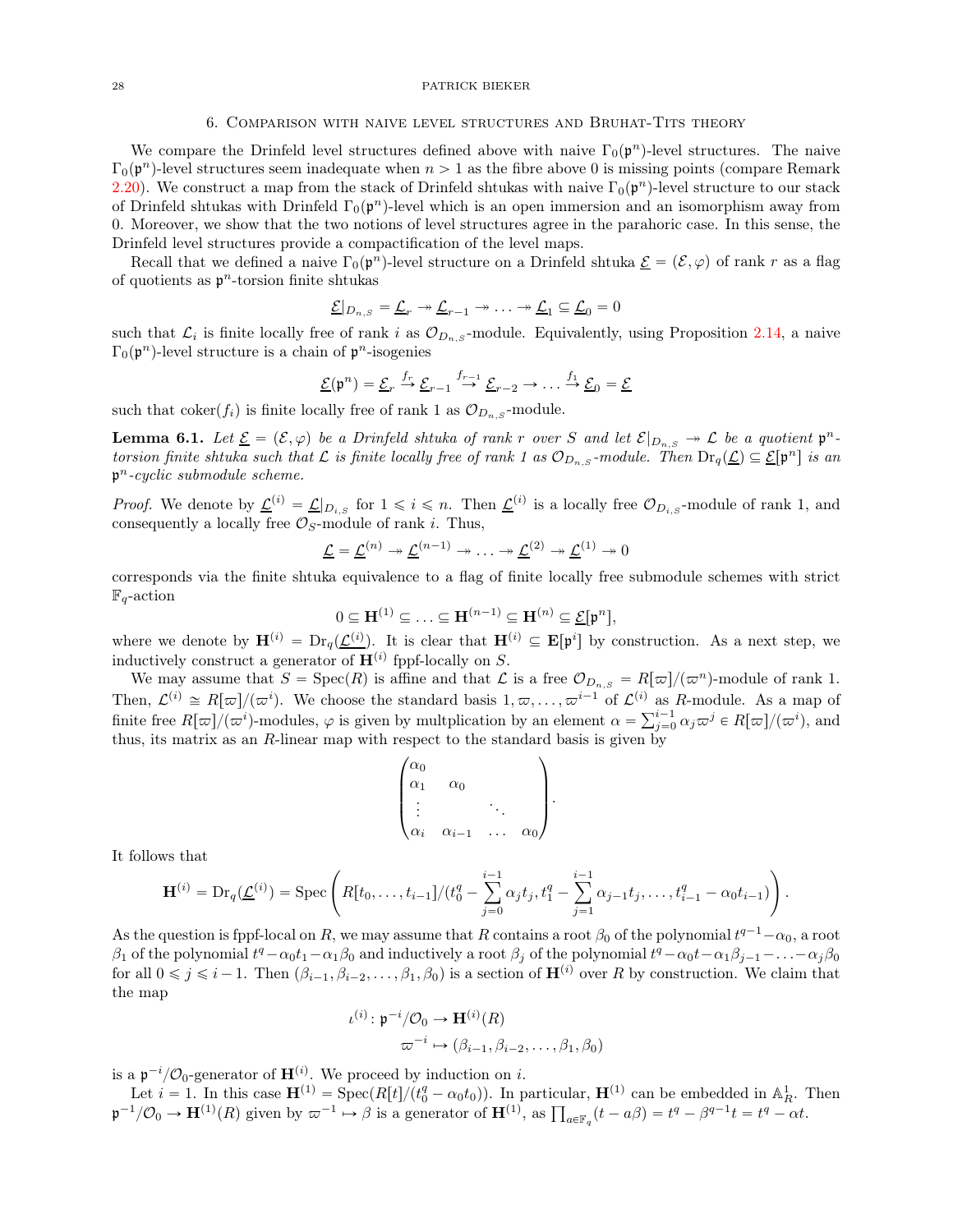## 6. Comparison with naive level structures and Bruhat-Tits theory

We compare the Drinfeld level structures defined above with naive $\Gamma_0(\mathfrak{p}^n)$-level structures. The naive $\Gamma_0(\mathfrak{p}^n)$-level structures seem inadequate when $n > 1$ as the fibre above 0 is missing points (compare Remark 2.20). We construct a map from the stack of Drinfeld shtukas with naive $\Gamma_0(\mathfrak{p}^n)$-level structure to our stack of Drinfeld shtukas with Drinfeld $\Gamma_0(\mathfrak{p}^n)$-level which is an open immersion and an isomorphism away from 0. Moreover, we show that the two notions of level structures agree in the parahoric case. In this sense, the Drinfeld level structures provide a compactification of the level maps.

Recall that we defined a naive $\Gamma_0(\mathfrak{p}^n)$-level structure on a Drinfeld shtuka $\underline{\mathcal{E}} = (\mathcal{E}, \varphi)$ of rank $r$ as a flag of quotients as $\mathfrak{p}^n$-torsion finite shtukas

$$\underline{\mathcal{E}}|_{D_{n,S}} = \underline{\mathcal{L}}_r \twoheadrightarrow \underline{\mathcal{L}}_{r-1} \twoheadrightarrow \ldots \twoheadrightarrow \underline{\mathcal{L}}_1 \subseteq \underline{\mathcal{L}}_0 = 0$$

such that $\mathcal{L}_i$ is finite locally free of rank $i$ as $\mathcal{O}_{D_{n,S}}$-module. Equivalently, using Proposition 2.14, a naive $\Gamma_0(\mathfrak{p}^n)$-level structure is a chain of $\mathfrak{p}^n$-isogenies

$$\underline{\mathcal{E}}(\mathfrak{p}^n) = \underline{\mathcal{E}}_r \xrightarrow{f_r} \underline{\mathcal{E}}_{r-1} \xrightarrow{f_{r-1}} \underline{\mathcal{E}}_{r-2} \to \ldots \xrightarrow{f_1} \underline{\mathcal{E}}_0 = \underline{\mathcal{E}}$$

such that $\operatorname{coker}(f_i)$ is finite locally free of rank 1 as $\mathcal{O}_{D_{n,S}}$-module.

**Lemma 6.1.** *Let $\underline{\mathcal{E}} = (\mathcal{E}, \varphi)$ be a Drinfeld shtuka of rank $r$ over $S$ and let $\mathcal{E}|_{D_{n,S}} \twoheadrightarrow \mathcal{L}$ be a quotient $\mathfrak{p}^n$-torsion finite shtuka such that $\mathcal{L}$ is finite locally free of rank 1 as $\mathcal{O}_{D_{n,S}}$-module. Then $\operatorname{Dr}_q(\underline{\mathcal{L}}) \subseteq \underline{\mathcal{E}}[\mathfrak{p}^n]$ is an $\mathfrak{p}^n$-cyclic submodule scheme.*

*Proof.* We denote by $\underline{\mathcal{L}}^{(i)} = \underline{\mathcal{L}}|_{D_{i,S}}$ for $1 \leqslant i \leqslant n$. Then $\underline{\mathcal{L}}^{(i)}$ is a locally free $\mathcal{O}_{D_{i,S}}$-module of rank 1, and consequently a locally free $\mathcal{O}_S$-module of rank $i$. Thus,

$$\underline{\mathcal{L}} = \underline{\mathcal{L}}^{(n)} \twoheadrightarrow \underline{\mathcal{L}}^{(n-1)} \twoheadrightarrow \ldots \twoheadrightarrow \underline{\mathcal{L}}^{(2)} \twoheadrightarrow \underline{\mathcal{L}}^{(1)} \twoheadrightarrow 0$$

corresponds via the finite shtuka equivalence to a flag of finite locally free submodule schemes with strict $\mathbb{F}_q$-action

$$0 \subseteq \mathbf{H}^{(1)} \subseteq \ldots \subseteq \mathbf{H}^{(n-1)} \subseteq \mathbf{H}^{(n)} \subseteq \underline{\mathcal{E}}[\mathfrak{p}^n],$$

where we denote by $\mathbf{H}^{(i)} = \operatorname{Dr}_q(\underline{\mathcal{L}}^{(i)})$. It is clear that $\mathbf{H}^{(i)} \subseteq \mathbf{E}[\mathfrak{p}^i]$ by construction. As a next step, we inductively construct a generator of $\mathbf{H}^{(i)}$ fppf-locally on $S$.

We may assume that $S = \operatorname{Spec}(R)$ is affine and that $\mathcal{L}$ is a free $\mathcal{O}_{D_{n,S}} = R[\varpi]/(\varpi^n)$-module of rank 1. Then, $\mathcal{L}^{(i)} \cong R[\varpi]/(\varpi^i)$. We choose the standard basis $1, \varpi, \ldots, \varpi^{i-1}$ of $\mathcal{L}^{(i)}$ as $R$-module. As a map of finite free $R[\varpi]/(\varpi^i)$-modules, $\varphi$ is given by multplication by an element $\alpha = \sum_{j=0}^{i-1} \alpha_j \varpi^j \in R[\varpi]/(\varpi^i)$, and thus, its matrix as an $R$-linear map with respect to the standard basis is given by

$$\begin{pmatrix} \alpha_0 & & & \\ \alpha_1 & \alpha_0 & & \\ \vdots & & \ddots & \\ \alpha_i & \alpha_{i-1} & \ldots & \alpha_0 \end{pmatrix}.$$

It follows that

$$\mathbf{H}^{(i)} = \operatorname{Dr}_q(\underline{\mathcal{L}}^{(i)}) = \operatorname{Spec}\left( R[t_0, \ldots, t_{i-1}]/(t_0^q - \sum_{j=0}^{i-1} \alpha_j t_j, t_1^q - \sum_{j=1}^{i-1} \alpha_{j-1} t_j, \ldots, t_{i-1}^q - \alpha_0 t_{i-1}) \right).$$

As the question is fppf-local on $R$, we may assume that $R$ contains a root $\beta_0$ of the polynomial $t^{q-1} - \alpha_0$, a root $\beta_1$ of the polynomial $t^q - \alpha_0 t_1 - \alpha_1 \beta_0$ and inductively a root $\beta_j$ of the polynomial $t^q - \alpha_0 t - \alpha_1 \beta_{j-1} - \ldots - \alpha_j \beta_0$ for all $0 \leqslant j \leqslant i-1$. Then $(\beta_{i-1}, \beta_{i-2}, \ldots, \beta_1, \beta_0)$ is a section of $\mathbf{H}^{(i)}$ over $R$ by construction. We claim that the map

$$\begin{aligned} \iota^{(i)} \colon \mathfrak{p}^{-i}/\mathcal{O}_0 &\to \mathbf{H}^{(i)}(R) \\ \varpi^{-i} &\mapsto (\beta_{i-1}, \beta_{i-2}, \ldots, \beta_1, \beta_0) \end{aligned}$$

is a $\mathfrak{p}^{-i}/\mathcal{O}_0$-generator of $\mathbf{H}^{(i)}$. We proceed by induction on $i$.

Let $i = 1$. In this case $\mathbf{H}^{(1)} = \operatorname{Spec}(R[t]/(t_0^q - \alpha_0 t_0))$. In particular, $\mathbf{H}^{(1)}$ can be embedded in $\mathbb{A}^1_R$. Then $\mathfrak{p}^{-1}/\mathcal{O}_0 \to \mathbf{H}^{(1)}(R)$ given by $\varpi^{-1} \mapsto \beta$ is a generator of $\mathbf{H}^{(1)}$, as $\prod_{a \in \mathbb{F}_q}(t - a\beta) = t^q - \beta^{q-1}t = t^q - \alpha t$.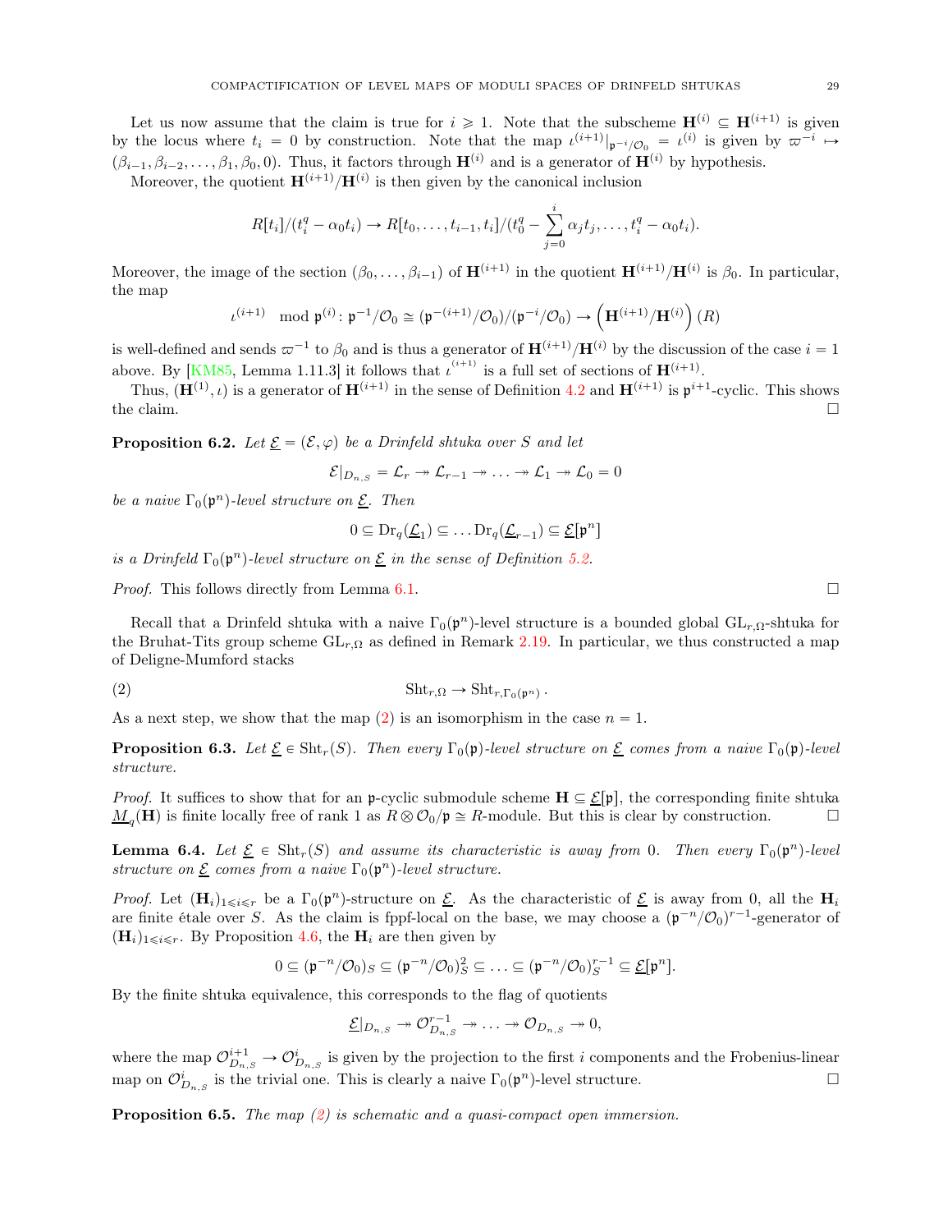Let us now assume that the claim is true for $i \geqslant 1$. Note that the subscheme $\mathbf{H}^{(i)} \subseteq \mathbf{H}^{(i+1)}$ is given by the locus where $t_i = 0$ by construction. Note that the map $\iota^{(i+1)}|_{\mathfrak{p}^{-i}/\mathcal{O}_0} = \iota^{(i)}$ is given by $\varpi^{-i} \mapsto (\beta_{i-1}, \beta_{i-2}, \dots, \beta_1, \beta_0, 0)$. Thus, it factors through $\mathbf{H}^{(i)}$ and is a generator of $\mathbf{H}^{(i)}$ by hypothesis.

Moreover, the quotient $\mathbf{H}^{(i+1)}/\mathbf{H}^{(i)}$ is then given by the canonical inclusion

$$R[t_i]/(t_i^q - \alpha_0 t_i) \to R[t_0, \dots, t_{i-1}, t_i]/(t_0^q - \sum_{j=0}^{i} \alpha_j t_j, \dots, t_i^q - \alpha_0 t_i).$$

Moreover, the image of the section $(\beta_0, \dots, \beta_{i-1})$ of $\mathbf{H}^{(i+1)}$ in the quotient $\mathbf{H}^{(i+1)}/\mathbf{H}^{(i)}$ is $\beta_0$. In particular, the map

$$\iota^{(i+1)} \mod \mathfrak{p}^{(i)} \colon \mathfrak{p}^{-1}/\mathcal{O}_0 \cong (\mathfrak{p}^{-(i+1)}/\mathcal{O}_0)/(\mathfrak{p}^{-i}/\mathcal{O}_0) \to \left(\mathbf{H}^{(i+1)}/\mathbf{H}^{(i)}\right)(R)$$

is well-defined and sends $\varpi^{-1}$ to $\beta_0$ and is thus a generator of $\mathbf{H}^{(i+1)}/\mathbf{H}^{(i)}$ by the discussion of the case $i = 1$ above. By [KM85, Lemma 1.11.3] it follows that $\iota^{(i+1)}$ is a full set of sections of $\mathbf{H}^{(i+1)}$.

Thus, $(\mathbf{H}^{(1)}, \iota)$ is a generator of $\mathbf{H}^{(i+1)}$ in the sense of Definition 4.2 and $\mathbf{H}^{(i+1)}$ is $\mathfrak{p}^{i+1}$-cyclic. This shows the claim. $\square$

**Proposition 6.2.** *Let $\underline{\mathcal{E}} = (\mathcal{E}, \varphi)$ be a Drinfeld shtuka over $S$ and let*

$$\mathcal{E}|_{D_{n,S}} = \mathcal{L}_r \twoheadrightarrow \mathcal{L}_{r-1} \twoheadrightarrow \dots \twoheadrightarrow \mathcal{L}_1 \twoheadrightarrow \mathcal{L}_0 = 0$$

*be a naive $\Gamma_0(\mathfrak{p}^n)$-level structure on $\underline{\mathcal{E}}$. Then*

$$0 \subseteq \mathrm{Dr}_q(\underline{\mathcal{L}}_1) \subseteq \dots \mathrm{Dr}_q(\underline{\mathcal{L}}_{r-1}) \subseteq \underline{\mathcal{E}}[\mathfrak{p}^n]$$

*is a Drinfeld $\Gamma_0(\mathfrak{p}^n)$-level structure on $\underline{\mathcal{E}}$ in the sense of Definition 5.2.*

*Proof.* This follows directly from Lemma 6.1. $\square$

Recall that a Drinfeld shtuka with a naive $\Gamma_0(\mathfrak{p}^n)$-level structure is a bounded global $\mathrm{GL}_{r,\Omega}$-shtuka for the Bruhat-Tits group scheme $\mathrm{GL}_{r,\Omega}$ as defined in Remark 2.19. In particular, we thus constructed a map of Deligne-Mumford stacks

$$\mathrm{Sht}_{r,\Omega} \to \mathrm{Sht}_{r,\Gamma_0(\mathfrak{p}^n)}\,. \tag{2}$$

As a next step, we show that the map (2) is an isomorphism in the case $n = 1$.

**Proposition 6.3.** *Let $\underline{\mathcal{E}} \in \mathrm{Sht}_r(S)$. Then every $\Gamma_0(\mathfrak{p})$-level structure on $\underline{\mathcal{E}}$ comes from a naive $\Gamma_0(\mathfrak{p})$-level structure.*

*Proof.* It suffices to show that for an $\mathfrak{p}$-cyclic submodule scheme $\mathbf{H} \subseteq \underline{\mathcal{E}}[\mathfrak{p}]$, the corresponding finite shtuka $\underline{M}_q(\mathbf{H})$ is finite locally free of rank 1 as $R \otimes \mathcal{O}_0/\mathfrak{p} \cong R$-module. But this is clear by construction. $\square$

**Lemma 6.4.** *Let $\underline{\mathcal{E}} \in \mathrm{Sht}_r(S)$ and assume its characteristic is away from 0. Then every $\Gamma_0(\mathfrak{p}^n)$-level structure on $\underline{\mathcal{E}}$ comes from a naive $\Gamma_0(\mathfrak{p}^n)$-level structure.*

*Proof.* Let $(\mathbf{H}_i)_{1 \leqslant i \leqslant r}$ be a $\Gamma_0(\mathfrak{p}^n)$-structure on $\underline{\mathcal{E}}$. As the characteristic of $\underline{\mathcal{E}}$ is away from 0, all the $\mathbf{H}_i$ are finite étale over $S$. As the claim is fppf-local on the base, we may choose a $(\mathfrak{p}^{-n}/\mathcal{O}_0)^{r-1}$-generator of $(\mathbf{H}_i)_{1 \leqslant i \leqslant r}$. By Proposition 4.6, the $\mathbf{H}_i$ are then given by

$$0 \subseteq (\mathfrak{p}^{-n}/\mathcal{O}_0)_S \subseteq (\mathfrak{p}^{-n}/\mathcal{O}_0)_S^2 \subseteq \dots \subseteq (\mathfrak{p}^{-n}/\mathcal{O}_0)_S^{r-1} \subseteq \underline{\mathcal{E}}[\mathfrak{p}^n].$$

By the finite shtuka equivalence, this corresponds to the flag of quotients

$$\underline{\mathcal{E}}|_{D_{n,S}} \twoheadrightarrow \mathcal{O}_{D_{n,S}}^{r-1} \twoheadrightarrow \dots \twoheadrightarrow \mathcal{O}_{D_{n,S}} \twoheadrightarrow 0,$$

where the map $\mathcal{O}_{D_{n,S}}^{i+1} \to \mathcal{O}_{D_{n,S}}^i$ is given by the projection to the first $i$ components and the Frobenius-linear map on $\mathcal{O}_{D_{n,S}}^i$ is the trivial one. This is clearly a naive $\Gamma_0(\mathfrak{p}^n)$-level structure. $\square$

**Proposition 6.5.** *The map (2) is schematic and a quasi-compact open immersion.*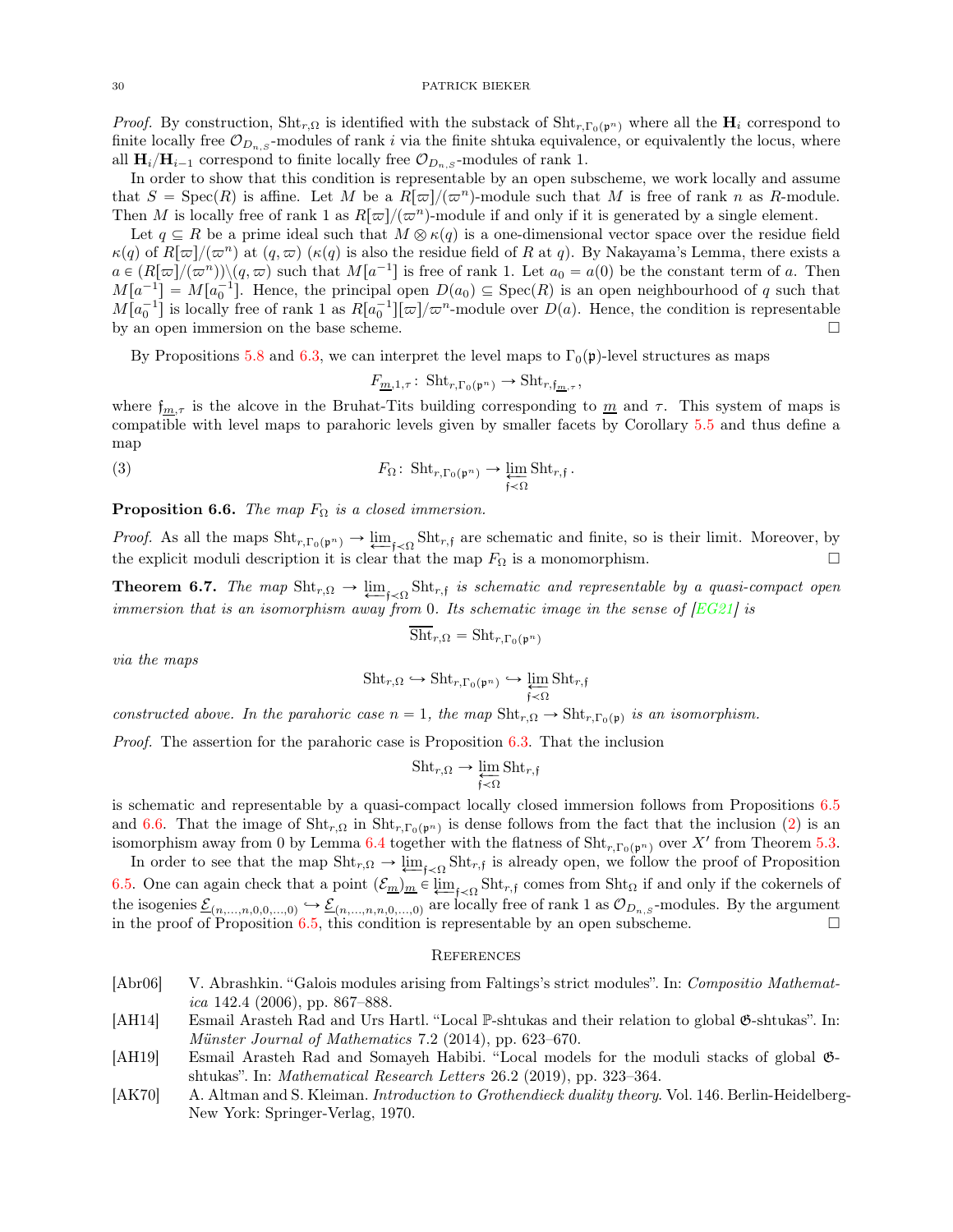*Proof.* By construction, $\mathrm{Sht}_{r,\Omega}$ is identified with the substack of $\mathrm{Sht}_{r,\Gamma_0(\mathfrak{p}^n)}$ where all the $\mathbf{H}_i$ correspond to finite locally free $\mathcal{O}_{D_{n,S}}$-modules of rank $i$ via the finite shtuka equivalence, or equivalently the locus, where all $\mathbf{H}_i/\mathbf{H}_{i-1}$ correspond to finite locally free $\mathcal{O}_{D_{n,S}}$-modules of rank 1.

In order to show that this condition is representable by an open subscheme, we work locally and assume that $S = \mathrm{Spec}(R)$ is affine. Let $M$ be a $R[\varpi]/(\varpi^n)$-module such that $M$ is free of rank $n$ as $R$-module. Then $M$ is locally free of rank 1 as $R[\varpi]/(\varpi^n)$-module if and only if it is generated by a single element.

Let $q \subseteq R$ be a prime ideal such that $M \otimes \kappa(q)$ is a one-dimensional vector space over the residue field $\kappa(q)$ of $R[\varpi]/(\varpi^n)$ at $(q, \varpi)$ ($\kappa(q)$ is also the residue field of $R$ at $q$). By Nakayama's Lemma, there exists a $a \in (R[\varpi]/(\varpi^n)) \backslash (q, \varpi)$ such that $M[a^{-1}]$ is free of rank 1. Let $a_0 = a(0)$ be the constant term of $a$. Then $M[a^{-1}] = M[a_0^{-1}]$. Hence, the principal open $D(a_0) \subseteq \mathrm{Spec}(R)$ is an open neighbourhood of $q$ such that $M[a_0^{-1}]$ is locally free of rank 1 as $R[a_0^{-1}][\varpi]/\varpi^n$-module over $D(a)$. Hence, the condition is representable by an open immersion on the base scheme. □

By Propositions 5.8 and 6.3, we can interpret the level maps to $\Gamma_0(\mathfrak{p})$-level structures as maps

$$F_{\underline{m},1,\tau} \colon \mathrm{Sht}_{r,\Gamma_0(\mathfrak{p}^n)} \to \mathrm{Sht}_{r,\mathfrak{f}_{\underline{m},\tau}},$$

where $\mathfrak{f}_{\underline{m},\tau}$ is the alcove in the Bruhat-Tits building corresponding to $\underline{m}$ and $\tau$. This system of maps is compatible with level maps to parahoric levels given by smaller facets by Corollary 5.5 and thus define a map

$$F_\Omega \colon \mathrm{Sht}_{r,\Gamma_0(\mathfrak{p}^n)} \to \varprojlim_{\mathfrak{f} \prec \Omega} \mathrm{Sht}_{r,\mathfrak{f}}. \tag{3}$$

**Proposition 6.6.** *The map $F_\Omega$ is a closed immersion.*

*Proof.* As all the maps $\mathrm{Sht}_{r,\Gamma_0(\mathfrak{p}^n)} \to \varprojlim_{\mathfrak{f}\prec\Omega} \mathrm{Sht}_{r,\mathfrak{f}}$ are schematic and finite, so is their limit. Moreover, by the explicit moduli description it is clear that the map $F_\Omega$ is a monomorphism. □

**Theorem 6.7.** *The map $\mathrm{Sht}_{r,\Omega} \to \varprojlim_{\mathfrak{f}\prec\Omega} \mathrm{Sht}_{r,\mathfrak{f}}$ is schematic and representable by a quasi-compact open immersion that is an isomorphism away from 0. Its schematic image in the sense of [EG21] is*

$$\overline{\mathrm{Sht}}_{r,\Omega} = \mathrm{Sht}_{r,\Gamma_0(\mathfrak{p}^n)}$$

*via the maps*

$$\mathrm{Sht}_{r,\Omega} \hookrightarrow \mathrm{Sht}_{r,\Gamma_0(\mathfrak{p}^n)} \hookrightarrow \varprojlim_{\mathfrak{f}\prec\Omega} \mathrm{Sht}_{r,\mathfrak{f}}$$

*constructed above. In the parahoric case $n = 1$, the map $\mathrm{Sht}_{r,\Omega} \to \mathrm{Sht}_{r,\Gamma_0(\mathfrak{p})}$ is an isomorphism.*

*Proof.* The assertion for the parahoric case is Proposition 6.3. That the inclusion

$$\mathrm{Sht}_{r,\Omega} \to \varprojlim_{\mathfrak{f}\prec\Omega} \mathrm{Sht}_{r,\mathfrak{f}}$$

is schematic and representable by a quasi-compact locally closed immersion follows from Propositions 6.5 and 6.6. That the image of $\mathrm{Sht}_{r,\Omega}$ in $\mathrm{Sht}_{r,\Gamma_0(\mathfrak{p}^n)}$ is dense follows from the fact that the inclusion (2) is an isomorphism away from 0 by Lemma 6.4 together with the flatness of $\mathrm{Sht}_{r,\Gamma_0(\mathfrak{p}^n)}$ over $X'$ from Theorem 5.3.

In order to see that the map $\mathrm{Sht}_{r,\Omega} \to \varprojlim_{\mathfrak{f}\prec\Omega} \mathrm{Sht}_{r,\mathfrak{f}}$ is already open, we follow the proof of Proposition 6.5. One can again check that a point $(\mathcal{E}_{\underline{m}})_{\underline{m}} \in \varprojlim_{\mathfrak{f}\prec\Omega} \mathrm{Sht}_{r,\mathfrak{f}}$ comes from $\mathrm{Sht}_\Omega$ if and only if the cokernels of the isogenies $\underline{\mathcal{E}}_{(n,\ldots,n,0,0,\ldots,0)} \hookrightarrow \underline{\mathcal{E}}_{(n,\ldots,n,n,0,\ldots,0)}$ are locally free of rank 1 as $\mathcal{O}_{D_{n,S}}$-modules. By the argument in the proof of Proposition 6.5, this condition is representable by an open subscheme. □

## References

- [Abr06] V. Abrashkin. "Galois modules arising from Faltings's strict modules". In: *Compositio Mathematica* 142.4 (2006), pp. 867–888.
- [AH14] Esmail Arasteh Rad and Urs Hartl. "Local $\mathbb{P}$-shtukas and their relation to global $\mathfrak{G}$-shtukas". In: *Münster Journal of Mathematics* 7.2 (2014), pp. 623–670.
- [AH19] Esmail Arasteh Rad and Somayeh Habibi. "Local models for the moduli stacks of global $\mathfrak{G}$-shtukas". In: *Mathematical Research Letters* 26.2 (2019), pp. 323–364.
- [AK70] A. Altman and S. Kleiman. *Introduction to Grothendieck duality theory*. Vol. 146. Berlin-Heidelberg-New York: Springer-Verlag, 1970.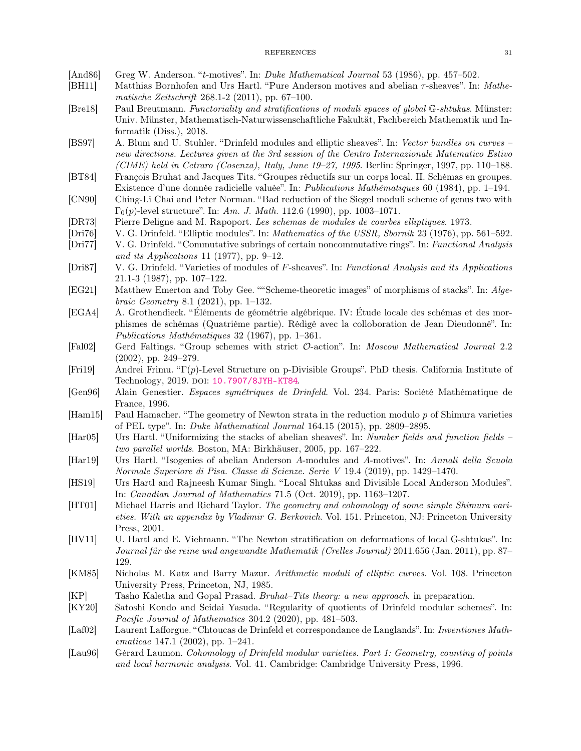- [And86] Greg W. Anderson. "$t$-motives". In: *Duke Mathematical Journal* 53 (1986), pp. 457–502.
- [BH11] Matthias Bornhofen and Urs Hartl. "Pure Anderson motives and abelian $\tau$-sheaves". In: *Mathematische Zeitschrift* 268.1-2 (2011), pp. 67–100.
- [Bre18] Paul Breutmann. *Functoriality and stratifications of moduli spaces of global $\mathbb{G}$-shtukas*. Münster: Univ. Münster, Mathematisch-Naturwissenschaftliche Fakultät, Fachbereich Mathematik und Informatik (Diss.), 2018.
- [BS97] A. Blum and U. Stuhler. "Drinfeld modules and elliptic sheaves". In: *Vector bundles on curves – new directions. Lectures given at the 3rd session of the Centro Internazionale Matematico Estivo (CIME) held in Cetraro (Cosenza), Italy, June 19–27, 1995*. Berlin: Springer, 1997, pp. 110–188.
- [BT84] François Bruhat and Jacques Tits. "Groupes réductifs sur un corps local. II. Schémas en groupes. Existence d'une donnée radicielle valuée". In: *Publications Mathématiques* 60 (1984), pp. 1–194.
- [CN90] Ching-Li Chai and Peter Norman. "Bad reduction of the Siegel moduli scheme of genus two with $\Gamma_0(p)$-level structure". In: *Am. J. Math.* 112.6 (1990), pp. 1003–1071.
- [DR73] Pierre Deligne and M. Rapoport. *Les schemas de modules de courbes elliptiques*. 1973.
- [Dri76] V. G. Drinfeld. "Elliptic modules". In: *Mathematics of the USSR, Sbornik* 23 (1976), pp. 561–592.
- [Dri77] V. G. Drinfeld. "Commutative subrings of certain noncommutative rings". In: *Functional Analysis and its Applications* 11 (1977), pp. 9–12.
- [Dri87] V. G. Drinfeld. "Varieties of modules of $F$-sheaves". In: *Functional Analysis and its Applications* 21.1-3 (1987), pp. 107–122.
- [EG21] Matthew Emerton and Toby Gee. ""Scheme-theoretic images" of morphisms of stacks". In: *Algebraic Geometry* 8.1 (2021), pp. 1–132.
- [EGA4] A. Grothendieck. "Éléments de géométrie algébrique. IV: Étude locale des schémas et des morphismes de schémas (Quatrième partie). Rédigé avec la colloboration de Jean Dieudonné". In: *Publications Mathématiques* 32 (1967), pp. 1–361.
- [Fal02] Gerd Faltings. "Group schemes with strict $\mathcal{O}$-action". In: *Moscow Mathematical Journal* 2.2 (2002), pp. 249–279.
- [Fri19] Andrei Frimu. "$\Gamma(p)$-Level Structure on p-Divisible Groups". PhD thesis. California Institute of Technology, 2019. DOI: 10.7907/8JYH-KT84.
- [Gen96] Alain Genestier. *Espaces symétriques de Drinfeld*. Vol. 234. Paris: Société Mathématique de France, 1996.
- [Ham15] Paul Hamacher. "The geometry of Newton strata in the reduction modulo $p$ of Shimura varieties of PEL type". In: *Duke Mathematical Journal* 164.15 (2015), pp. 2809–2895.
- [Har05] Urs Hartl. "Uniformizing the stacks of abelian sheaves". In: *Number fields and function fields – two parallel worlds*. Boston, MA: Birkhäuser, 2005, pp. 167–222.
- [Har19] Urs Hartl. "Isogenies of abelian Anderson $A$-modules and $A$-motives". In: *Annali della Scuola Normale Superiore di Pisa. Classe di Scienze. Serie V* 19.4 (2019), pp. 1429–1470.
- [HS19] Urs Hartl and Rajneesh Kumar Singh. "Local Shtukas and Divisible Local Anderson Modules". In: *Canadian Journal of Mathematics* 71.5 (Oct. 2019), pp. 1163–1207.
- [HT01] Michael Harris and Richard Taylor. *The geometry and cohomology of some simple Shimura varieties. With an appendix by Vladimir G. Berkovich*. Vol. 151. Princeton, NJ: Princeton University Press, 2001.
- [HV11] U. Hartl and E. Viehmann. "The Newton stratification on deformations of local G-shtukas". In: *Journal für die reine und angewandte Mathematik (Crelles Journal)* 2011.656 (Jan. 2011), pp. 87–129.
- [KM85] Nicholas M. Katz and Barry Mazur. *Arithmetic moduli of elliptic curves*. Vol. 108. Princeton University Press, Princeton, NJ, 1985.
- [KP] Tasho Kaletha and Gopal Prasad. *Bruhat–Tits theory: a new approach*. in preparation.
- [KY20] Satoshi Kondo and Seidai Yasuda. "Regularity of quotients of Drinfeld modular schemes". In: *Pacific Journal of Mathematics* 304.2 (2020), pp. 481–503.
- [Laf02] Laurent Lafforgue. "Chtoucas de Drinfeld et correspondance de Langlands". In: *Inventiones Mathematicae* 147.1 (2002), pp. 1–241.
- [Lau96] Gérard Laumon. *Cohomology of Drinfeld modular varieties. Part 1: Geometry, counting of points and local harmonic analysis*. Vol. 41. Cambridge: Cambridge University Press, 1996.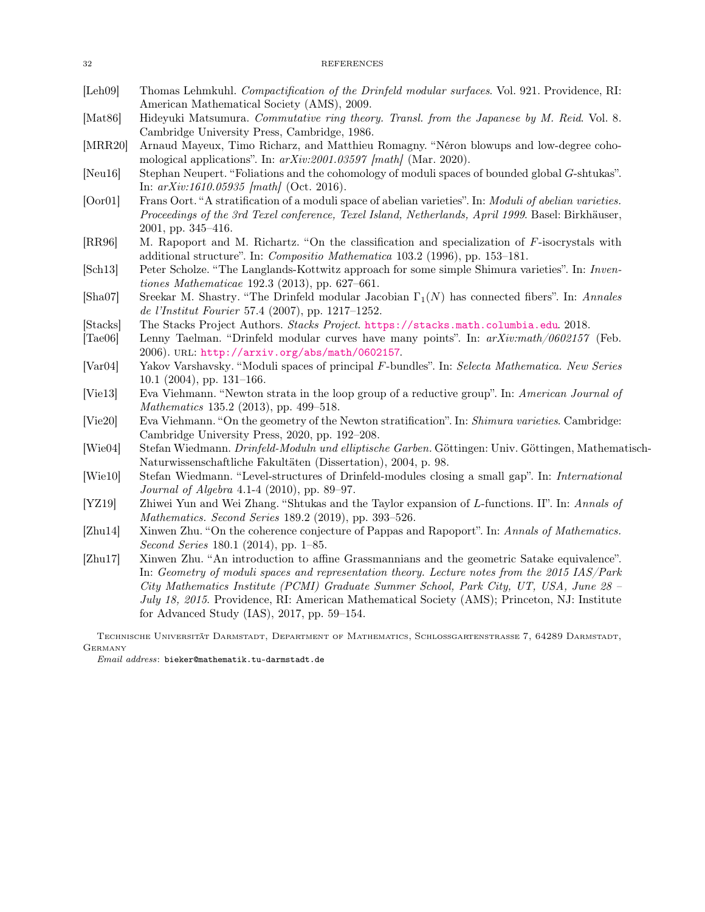[Leh09] Thomas Lehmkuhl. *Compactification of the Drinfeld modular surfaces*. Vol. 921. Providence, RI: American Mathematical Society (AMS), 2009.

[Mat86] Hideyuki Matsumura. *Commutative ring theory. Transl. from the Japanese by M. Reid*. Vol. 8. Cambridge University Press, Cambridge, 1986.

[MRR20] Arnaud Mayeux, Timo Richarz, and Matthieu Romagny. "Néron blowups and low-degree cohomological applications". In: *arXiv:2001.03597 [math]* (Mar. 2020).

[Neu16] Stephan Neupert. "Foliations and the cohomology of moduli spaces of bounded global $G$-shtukas". In: *arXiv:1610.05935 [math]* (Oct. 2016).

[Oor01] Frans Oort. "A stratification of a moduli space of abelian varieties". In: *Moduli of abelian varieties. Proceedings of the 3rd Texel conference, Texel Island, Netherlands, April 1999*. Basel: Birkhäuser, 2001, pp. 345–416.

[RR96] M. Rapoport and M. Richartz. "On the classification and specialization of $F$-isocrystals with additional structure". In: *Compositio Mathematica* 103.2 (1996), pp. 153–181.

[Sch13] Peter Scholze. "The Langlands-Kottwitz approach for some simple Shimura varieties". In: *Inventiones Mathematicae* 192.3 (2013), pp. 627–661.

[Sha07] Sreekar M. Shastry. "The Drinfeld modular Jacobian $\Gamma_1(N)$ has connected fibers". In: *Annales de l'Institut Fourier* 57.4 (2007), pp. 1217–1252.

[Stacks] The Stacks Project Authors. *Stacks Project*. https://stacks.math.columbia.edu. 2018.

[Tae06] Lenny Taelman. "Drinfeld modular curves have many points". In: *arXiv:math/0602157* (Feb. 2006). URL: http://arxiv.org/abs/math/0602157.

[Var04] Yakov Varshavsky. "Moduli spaces of principal $F$-bundles". In: *Selecta Mathematica. New Series* 10.1 (2004), pp. 131–166.

[Vie13] Eva Viehmann. "Newton strata in the loop group of a reductive group". In: *American Journal of Mathematics* 135.2 (2013), pp. 499–518.

[Vie20] Eva Viehmann. "On the geometry of the Newton stratification". In: *Shimura varieties*. Cambridge: Cambridge University Press, 2020, pp. 192–208.

[Wie04] Stefan Wiedmann. *Drinfeld-Moduln und elliptische Garben.* Göttingen: Univ. Göttingen, Mathematisch-Naturwissenschaftliche Fakultäten (Dissertation), 2004, p. 98.

[Wie10] Stefan Wiedmann. "Level-structures of Drinfeld-modules closing a small gap". In: *International Journal of Algebra* 4.1-4 (2010), pp. 89–97.

[YZ19] Zhiwei Yun and Wei Zhang. "Shtukas and the Taylor expansion of $L$-functions. II". In: *Annals of Mathematics. Second Series* 189.2 (2019), pp. 393–526.

[Zhu14] Xinwen Zhu. "On the coherence conjecture of Pappas and Rapoport". In: *Annals of Mathematics. Second Series* 180.1 (2014), pp. 1–85.

[Zhu17] Xinwen Zhu. "An introduction to affine Grassmannians and the geometric Satake equivalence". In: *Geometry of moduli spaces and representation theory. Lecture notes from the 2015 IAS/Park City Mathematics Institute (PCMI) Graduate Summer School, Park City, UT, USA, June 28 – July 18, 2015*. Providence, RI: American Mathematical Society (AMS); Princeton, NJ: Institute for Advanced Study (IAS), 2017, pp. 59–154.

Technische Universität Darmstadt, Department of Mathematics, Schlossgartenstrasse 7, 64289 Darmstadt, Germany

*Email address*: bieker@mathematik.tu-darmstadt.de